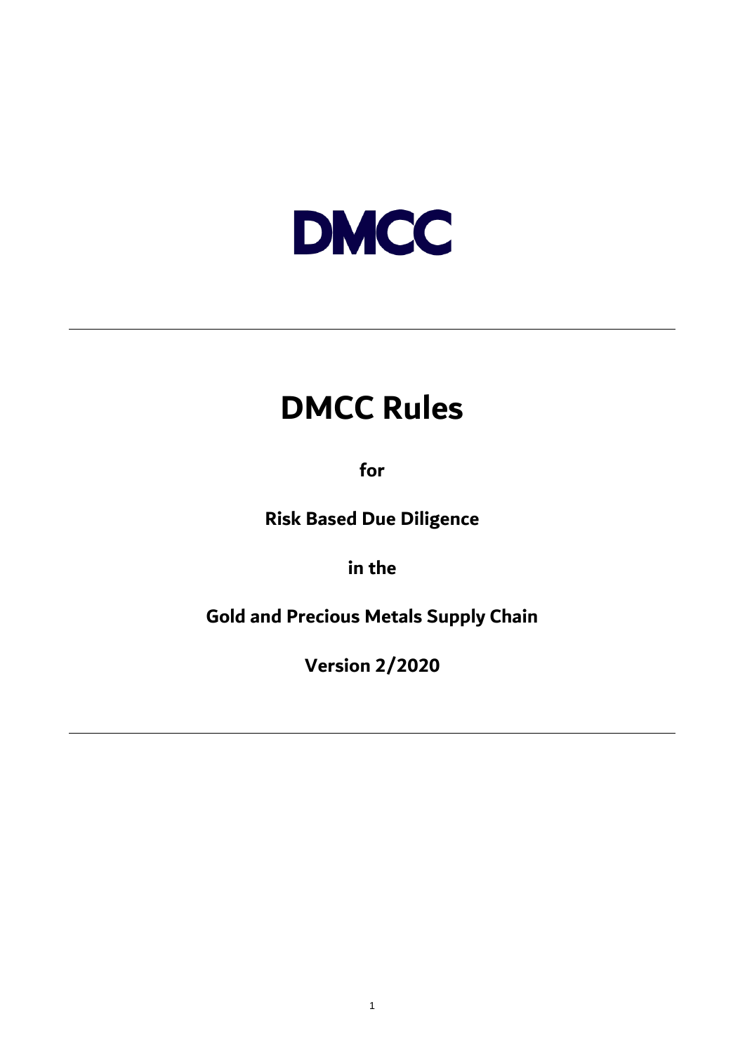DMCC

# DMCC Rules

**for**

**Risk Based Due Diligence**

**in the**

**Gold and Precious Metals Supply Chain**

**Version 2/2020**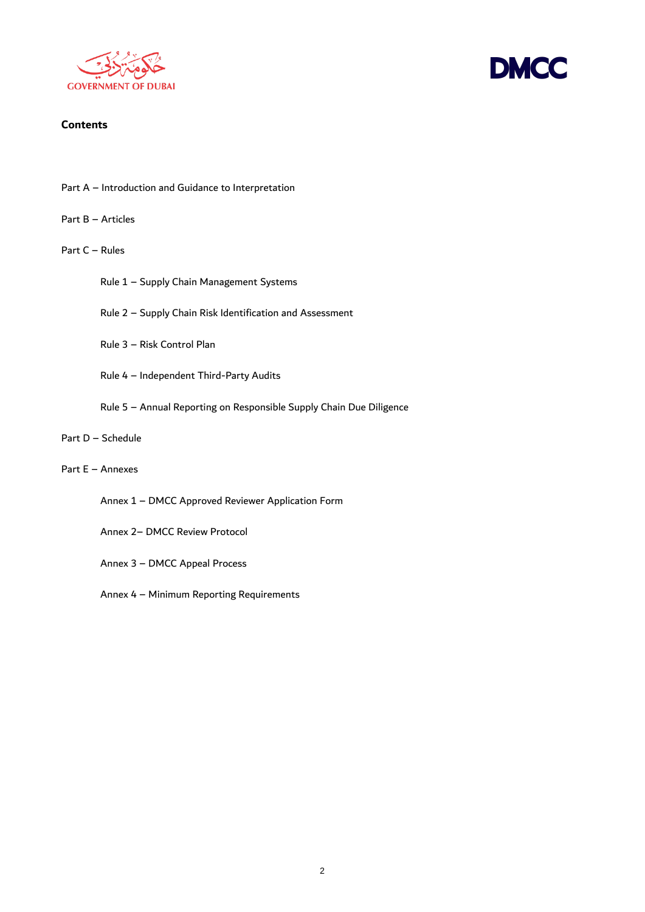**Contents**

Part A – Introduction and Guidance to Interpretation

Part B – Articles

Part C – Rules

- Rule 1 – Supply Chain Management Systems
- Rule 2 – Supply Chain Risk Identification and Assessment
- Rule 3 – Risk Control Plan
- Rule 4 – Independent Third-Party Audits
- Rule 5 – Annual Reporting on Responsible Supply Chain Due Diligence

Part D – Schedule

Part E – Annexes

- Annex 1 – DMCC Approved Reviewer Application Form
- Annex 2– DMCC Review Protocol
- Annex 3 – DMCC Appeal Process
- Annex 4 – Minimum Reporting Requirements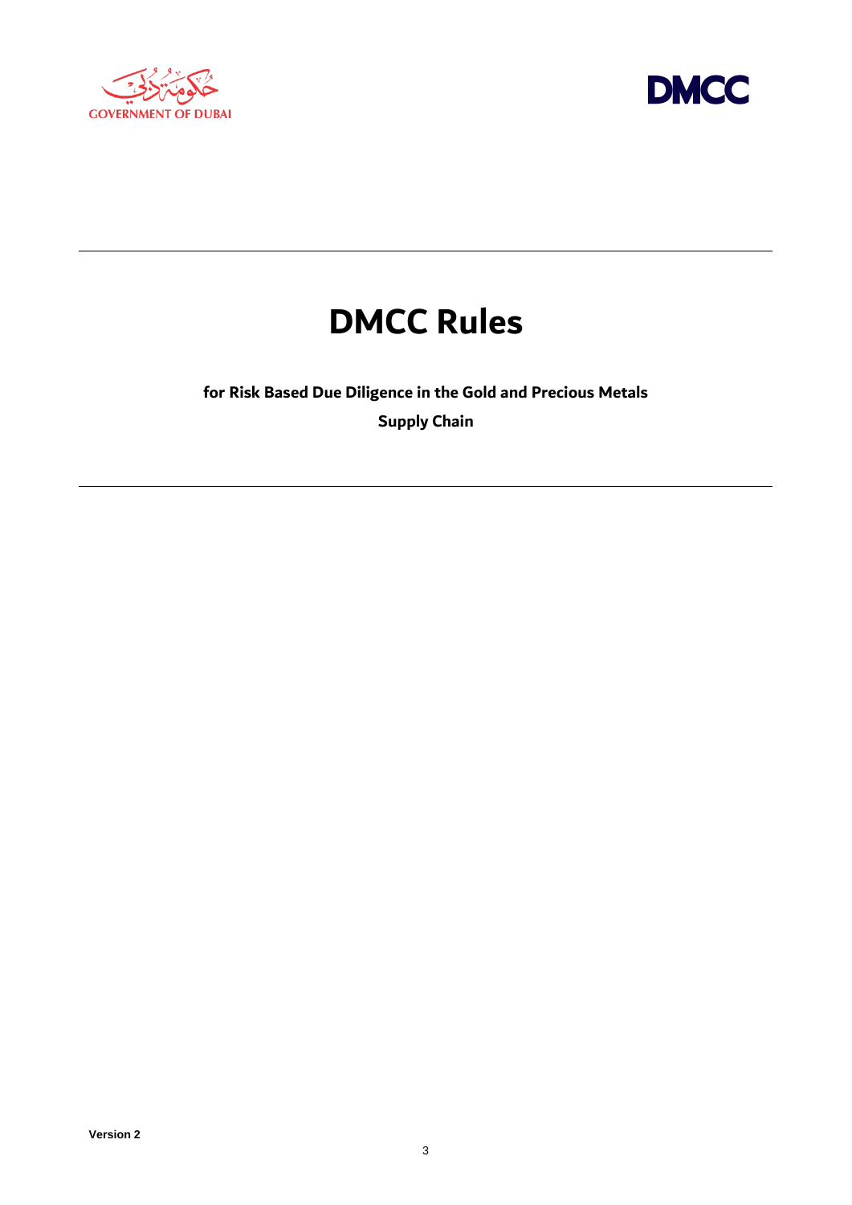# DMCC Rules

**for Risk Based Due Diligence in the Gold and Precious Metals Supply Chain**

Version 2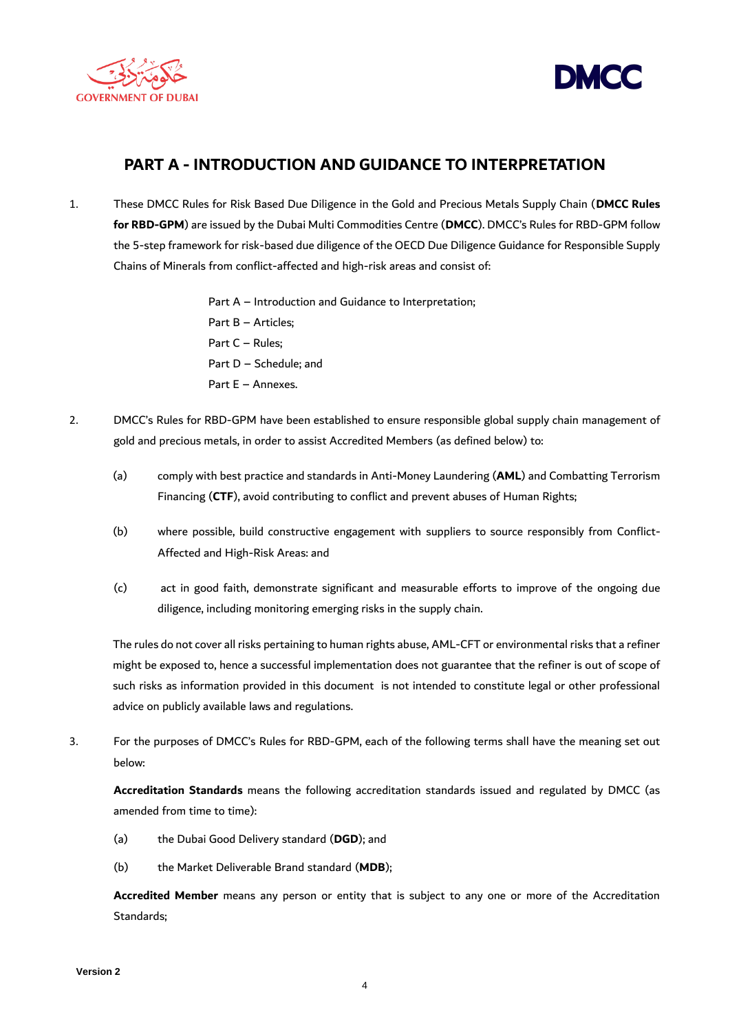# PART A - INTRODUCTION AND GUIDANCE TO INTERPRETATION

1. These DMCC Rules for Risk Based Due Diligence in the Gold and Precious Metals Supply Chain (**DMCC Rules for RBD-GPM**) are issued by the Dubai Multi Commodities Centre (**DMCC**). DMCC's Rules for RBD-GPM follow the 5-step framework for risk-based due diligence of the OECD Due Diligence Guidance for Responsible Supply Chains of Minerals from conflict-affected and high-risk areas and consist of:

   Part A – Introduction and Guidance to Interpretation;
   Part B – Articles;
   Part C – Rules;
   Part D – Schedule; and
   Part E – Annexes.

2. DMCC's Rules for RBD-GPM have been established to ensure responsible global supply chain management of gold and precious metals, in order to assist Accredited Members (as defined below) to:

   (a) comply with best practice and standards in Anti-Money Laundering (**AML**) and Combatting Terrorism Financing (**CTF**), avoid contributing to conflict and prevent abuses of Human Rights;

   (b) where possible, build constructive engagement with suppliers to source responsibly from Conflict-Affected and High-Risk Areas: and

   (c) act in good faith, demonstrate significant and measurable efforts to improve of the ongoing due diligence, including monitoring emerging risks in the supply chain.

   The rules do not cover all risks pertaining to human rights abuse, AML-CFT or environmental risks that a refiner might be exposed to, hence a successful implementation does not guarantee that the refiner is out of scope of such risks as information provided in this document is not intended to constitute legal or other professional advice on publicly available laws and regulations.

3. For the purposes of DMCC's Rules for RBD-GPM, each of the following terms shall have the meaning set out below:

   **Accreditation Standards** means the following accreditation standards issued and regulated by DMCC (as amended from time to time):

   (a) the Dubai Good Delivery standard (**DGD**); and

   (b) the Market Deliverable Brand standard (**MDB**);

   **Accredited Member** means any person or entity that is subject to any one or more of the Accreditation Standards;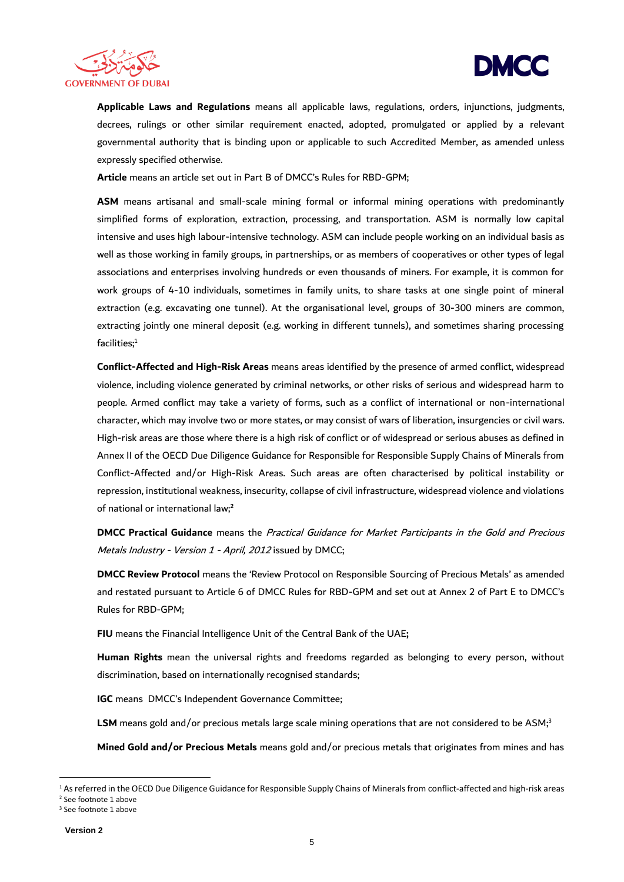**Applicable Laws and Regulations** means all applicable laws, regulations, orders, injunctions, judgments, decrees, rulings or other similar requirement enacted, adopted, promulgated or applied by a relevant governmental authority that is binding upon or applicable to such Accredited Member, as amended unless expressly specified otherwise.

**Article** means an article set out in Part B of DMCC's Rules for RBD-GPM;

**ASM** means artisanal and small-scale mining formal or informal mining operations with predominantly simplified forms of exploration, extraction, processing, and transportation. ASM is normally low capital intensive and uses high labour-intensive technology. ASM can include people working on an individual basis as well as those working in family groups, in partnerships, or as members of cooperatives or other types of legal associations and enterprises involving hundreds or even thousands of miners. For example, it is common for work groups of 4-10 individuals, sometimes in family units, to share tasks at one single point of mineral extraction (e.g. excavating one tunnel). At the organisational level, groups of 30-300 miners are common, extracting jointly one mineral deposit (e.g. working in different tunnels), and sometimes sharing processing facilities;[1]

**Conflict-Affected and High-Risk Areas** means areas identified by the presence of armed conflict, widespread violence, including violence generated by criminal networks, or other risks of serious and widespread harm to people. Armed conflict may take a variety of forms, such as a conflict of international or non-international character, which may involve two or more states, or may consist of wars of liberation, insurgencies or civil wars. High-risk areas are those where there is a high risk of conflict or of widespread or serious abuses as defined in Annex II of the OECD Due Diligence Guidance for Responsible for Responsible Supply Chains of Minerals from Conflict-Affected and/or High-Risk Areas. Such areas are often characterised by political instability or repression, institutional weakness, insecurity, collapse of civil infrastructure, widespread violence and violations of national or international law;[2]

**DMCC Practical Guidance** means the *Practical Guidance for Market Participants in the Gold and Precious Metals Industry - Version 1 - April, 2012* issued by DMCC;

**DMCC Review Protocol** means the 'Review Protocol on Responsible Sourcing of Precious Metals' as amended and restated pursuant to Article 6 of DMCC Rules for RBD-GPM and set out at Annex 2 of Part E to DMCC's Rules for RBD-GPM;

**FIU** means the Financial Intelligence Unit of the Central Bank of the UAE**;**

**Human Rights** mean the universal rights and freedoms regarded as belonging to every person, without discrimination, based on internationally recognised standards;

**IGC** means DMCC's Independent Governance Committee;

**LSM** means gold and/or precious metals large scale mining operations that are not considered to be ASM;[3]

**Mined Gold and/or Precious Metals** means gold and/or precious metals that originates from mines and has

---

[1] As referred in the OECD Due Diligence Guidance for Responsible Supply Chains of Minerals from conflict-affected and high-risk areas

[2] See footnote 1 above

[3] See footnote 1 above

Version 2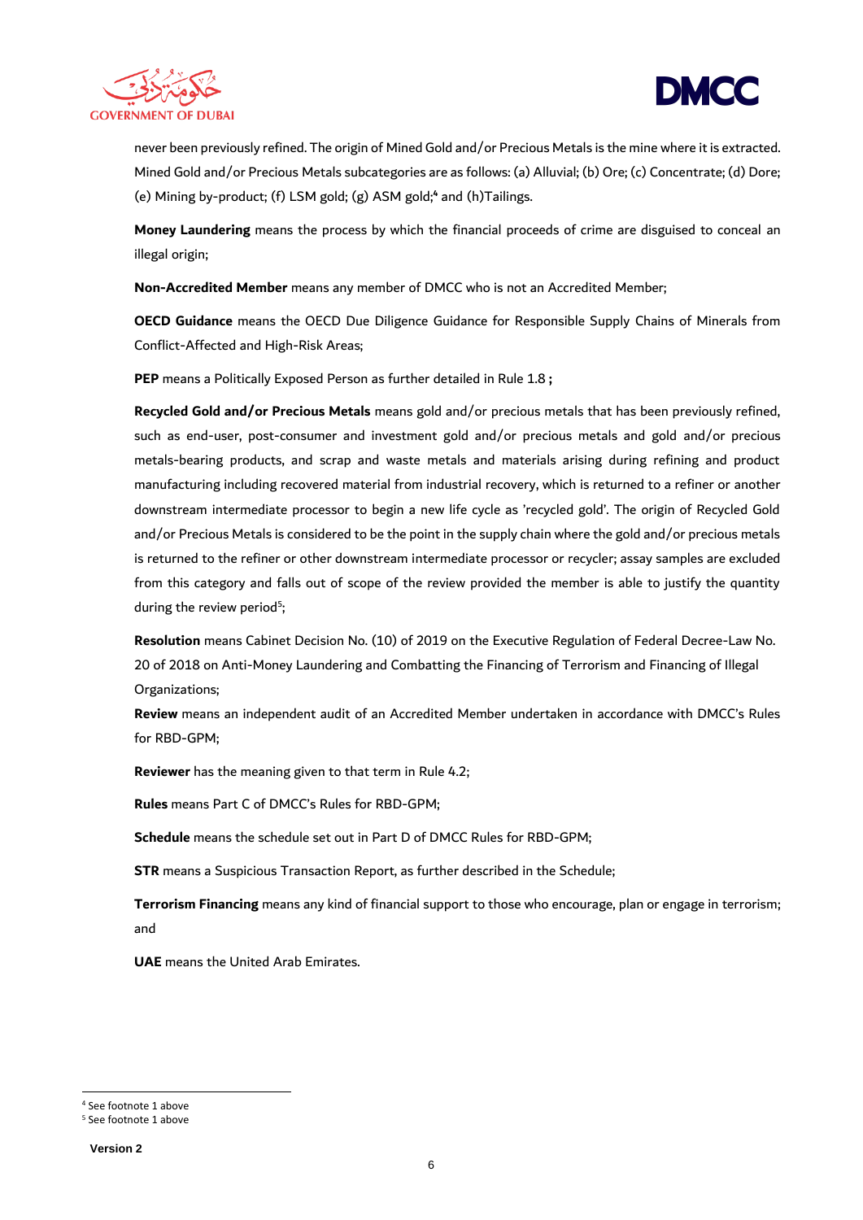never been previously refined. The origin of Mined Gold and/or Precious Metals is the mine where it is extracted. Mined Gold and/or Precious Metals subcategories are as follows: (a) Alluvial; (b) Ore; (c) Concentrate; (d) Dore; (e) Mining by-product; (f) LSM gold; (g) ASM gold;[4] and (h)Tailings.

**Money Laundering** means the process by which the financial proceeds of crime are disguised to conceal an illegal origin;

**Non-Accredited Member** means any member of DMCC who is not an Accredited Member;

**OECD Guidance** means the OECD Due Diligence Guidance for Responsible Supply Chains of Minerals from Conflict-Affected and High-Risk Areas;

**PEP** means a Politically Exposed Person as further detailed in Rule 1.8 **;**

**Recycled Gold and/or Precious Metals** means gold and/or precious metals that has been previously refined, such as end-user, post-consumer and investment gold and/or precious metals and gold and/or precious metals-bearing products, and scrap and waste metals and materials arising during refining and product manufacturing including recovered material from industrial recovery, which is returned to a refiner or another downstream intermediate processor to begin a new life cycle as 'recycled gold'. The origin of Recycled Gold and/or Precious Metals is considered to be the point in the supply chain where the gold and/or precious metals is returned to the refiner or other downstream intermediate processor or recycler; assay samples are excluded from this category and falls out of scope of the review provided the member is able to justify the quantity during the review period[5];

**Resolution** means Cabinet Decision No. (10) of 2019 on the Executive Regulation of Federal Decree-Law No. 20 of 2018 on Anti-Money Laundering and Combatting the Financing of Terrorism and Financing of Illegal Organizations;

**Review** means an independent audit of an Accredited Member undertaken in accordance with DMCC's Rules for RBD-GPM;

**Reviewer** has the meaning given to that term in Rule 4.2;

**Rules** means Part C of DMCC's Rules for RBD-GPM;

**Schedule** means the schedule set out in Part D of DMCC Rules for RBD-GPM;

**STR** means a Suspicious Transaction Report, as further described in the Schedule;

**Terrorism Financing** means any kind of financial support to those who encourage, plan or engage in terrorism; and

**UAE** means the United Arab Emirates.

---

[4] See footnote 1 above

[5] See footnote 1 above

Version 2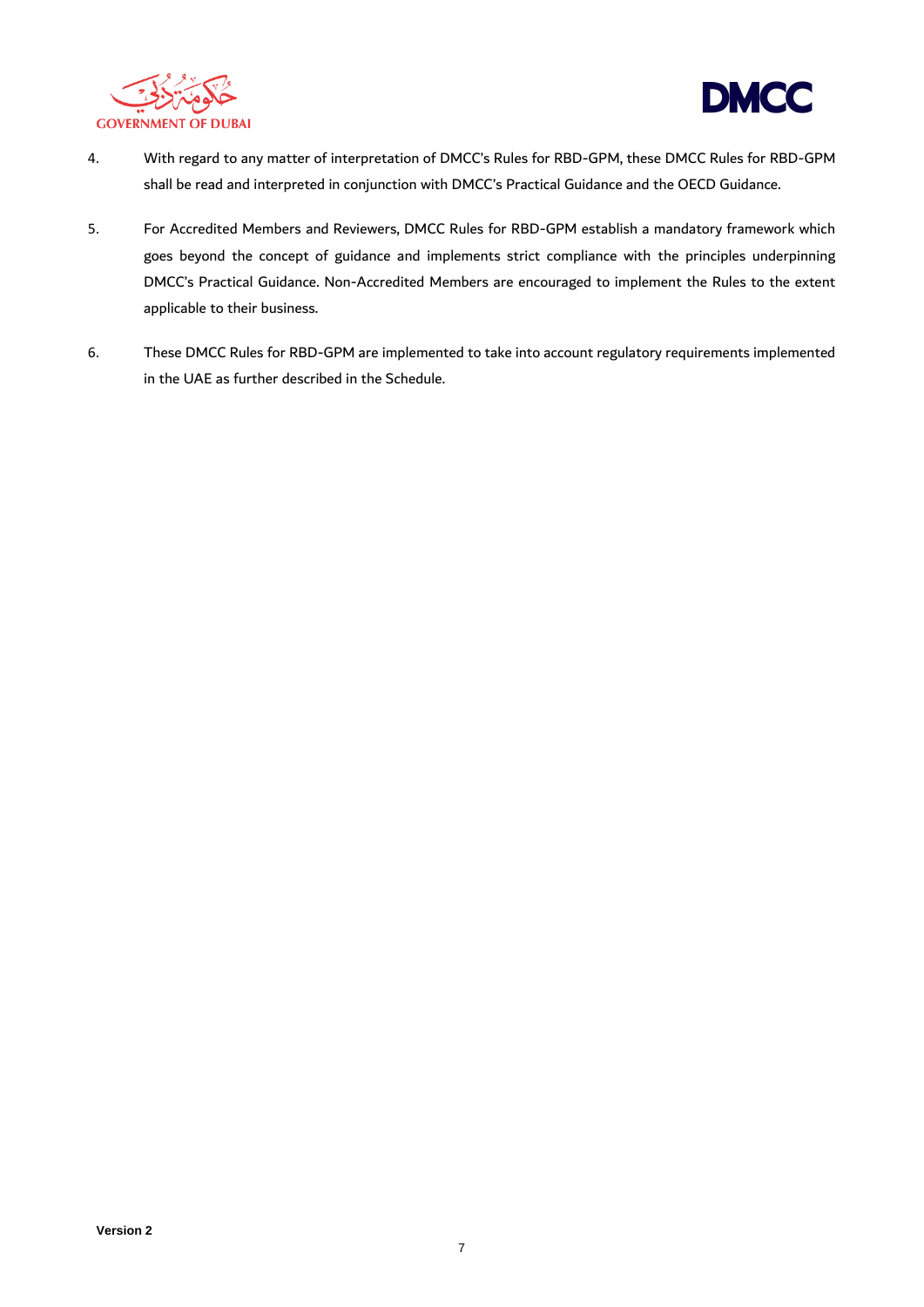4. With regard to any matter of interpretation of DMCC's Rules for RBD-GPM, these DMCC Rules for RBD-GPM shall be read and interpreted in conjunction with DMCC's Practical Guidance and the OECD Guidance.

5. For Accredited Members and Reviewers, DMCC Rules for RBD-GPM establish a mandatory framework which goes beyond the concept of guidance and implements strict compliance with the principles underpinning DMCC's Practical Guidance. Non-Accredited Members are encouraged to implement the Rules to the extent applicable to their business.

6. These DMCC Rules for RBD-GPM are implemented to take into account regulatory requirements implemented in the UAE as further described in the Schedule.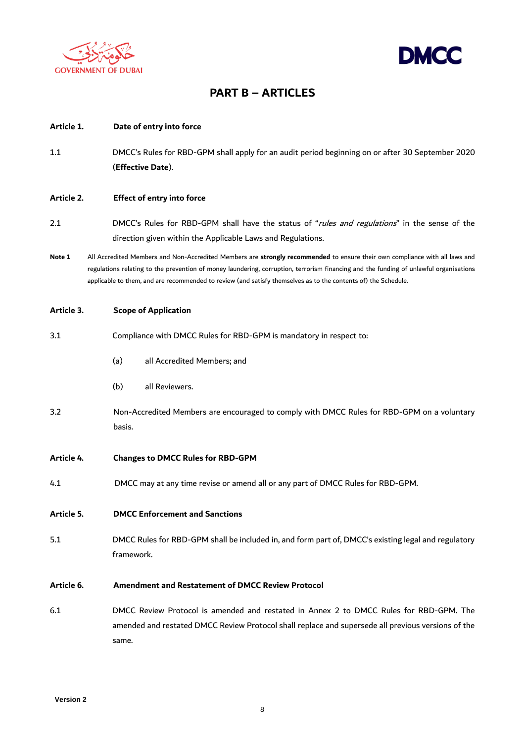# PART B – ARTICLES

**Article 1. Date of entry into force**

1.1 DMCC's Rules for RBD-GPM shall apply for an audit period beginning on or after 30 September 2020 (**Effective Date**).

**Article 2. Effect of entry into force**

2.1 DMCC's Rules for RBD-GPM shall have the status of "*rules and regulations*" in the sense of the direction given within the Applicable Laws and Regulations.

**Note 1** All Accredited Members and Non-Accredited Members are **strongly recommended** to ensure their own compliance with all laws and regulations relating to the prevention of money laundering, corruption, terrorism financing and the funding of unlawful organisations applicable to them, and are recommended to review (and satisfy themselves as to the contents of) the Schedule.

**Article 3. Scope of Application**

3.1 Compliance with DMCC Rules for RBD-GPM is mandatory in respect to:

(a) all Accredited Members; and

(b) all Reviewers.

3.2 Non-Accredited Members are encouraged to comply with DMCC Rules for RBD-GPM on a voluntary basis.

**Article 4. Changes to DMCC Rules for RBD-GPM**

4.1 DMCC may at any time revise or amend all or any part of DMCC Rules for RBD-GPM.

**Article 5. DMCC Enforcement and Sanctions**

5.1 DMCC Rules for RBD-GPM shall be included in, and form part of, DMCC's existing legal and regulatory framework.

**Article 6. Amendment and Restatement of DMCC Review Protocol**

6.1 DMCC Review Protocol is amended and restated in Annex 2 to DMCC Rules for RBD-GPM. The amended and restated DMCC Review Protocol shall replace and supersede all previous versions of the same.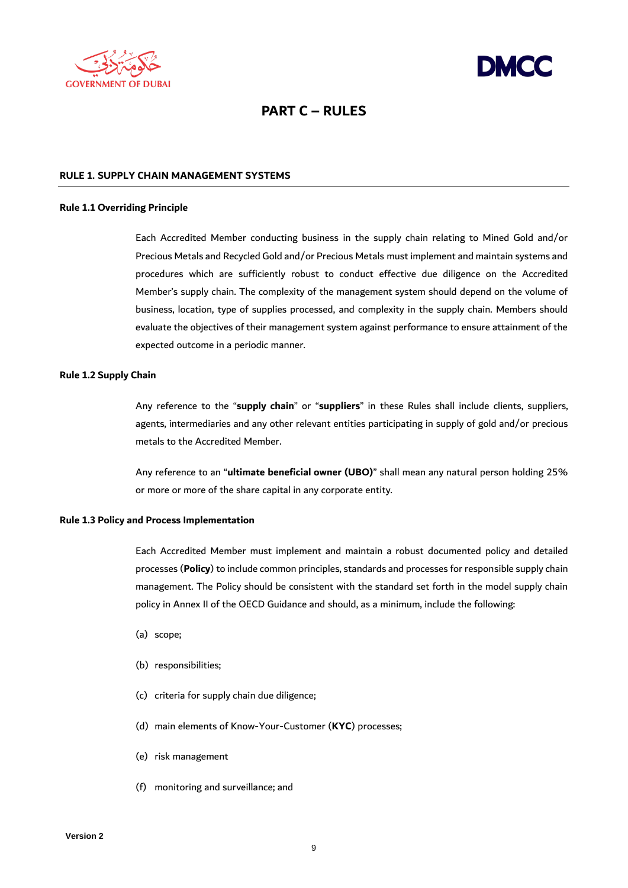# PART C – RULES

## RULE 1. SUPPLY CHAIN MANAGEMENT SYSTEMS

### Rule 1.1 Overriding Principle

Each Accredited Member conducting business in the supply chain relating to Mined Gold and/or Precious Metals and Recycled Gold and/or Precious Metals must implement and maintain systems and procedures which are sufficiently robust to conduct effective due diligence on the Accredited Member's supply chain. The complexity of the management system should depend on the volume of business, location, type of supplies processed, and complexity in the supply chain. Members should evaluate the objectives of their management system against performance to ensure attainment of the expected outcome in a periodic manner.

### Rule 1.2 Supply Chain

Any reference to the "**supply chain**" or "**suppliers**" in these Rules shall include clients, suppliers, agents, intermediaries and any other relevant entities participating in supply of gold and/or precious metals to the Accredited Member.

Any reference to an "**ultimate beneficial owner (UBO)**" shall mean any natural person holding 25% or more or more of the share capital in any corporate entity.

### Rule 1.3 Policy and Process Implementation

Each Accredited Member must implement and maintain a robust documented policy and detailed processes (**Policy**) to include common principles, standards and processes for responsible supply chain management. The Policy should be consistent with the standard set forth in the model supply chain policy in Annex II of the OECD Guidance and should, as a minimum, include the following:

(a) scope;

(b) responsibilities;

(c) criteria for supply chain due diligence;

(d) main elements of Know-Your-Customer (**KYC**) processes;

(e) risk management

(f) monitoring and surveillance; and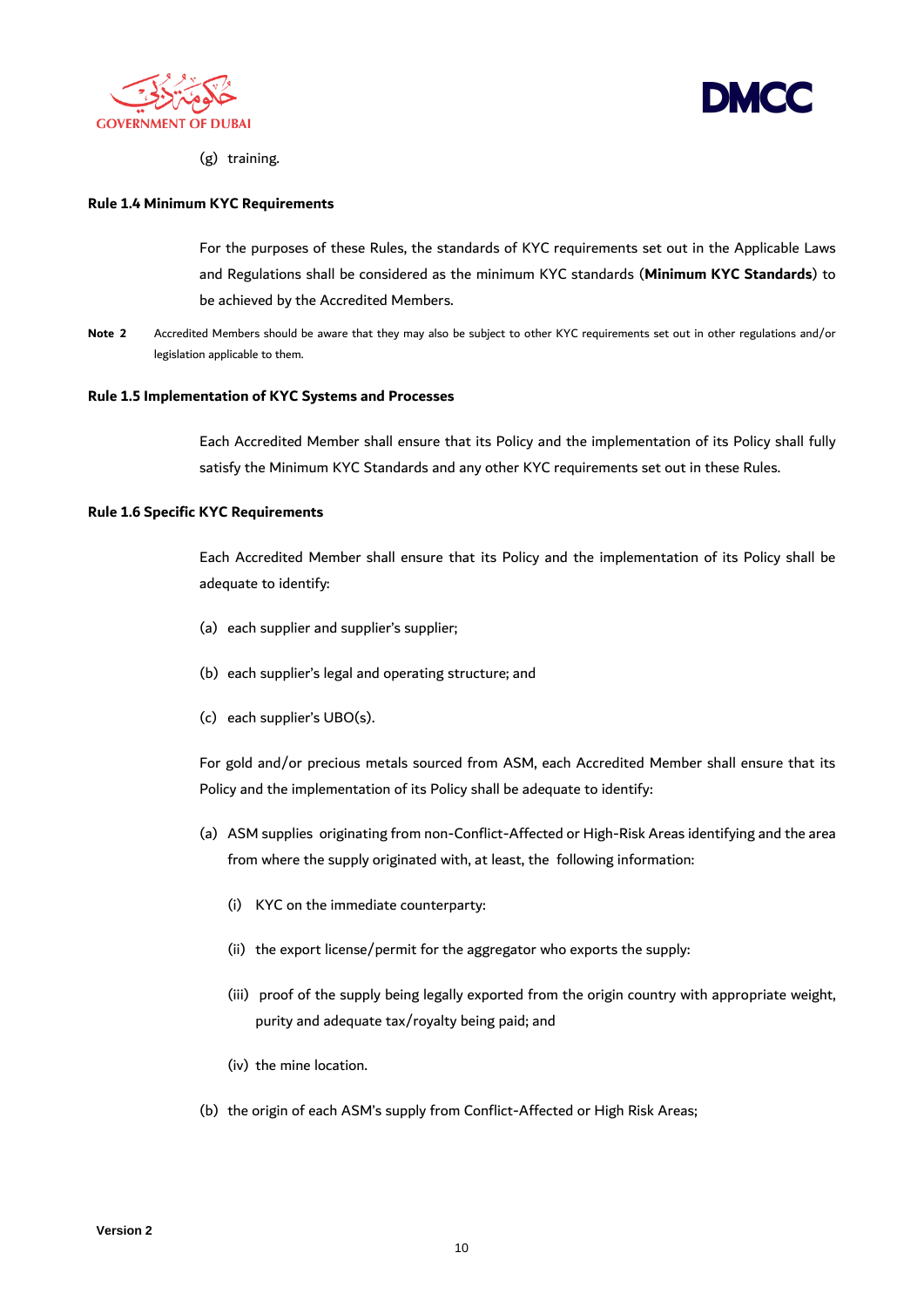(g) training.

**Rule 1.4 Minimum KYC Requirements**

For the purposes of these Rules, the standards of KYC requirements set out in the Applicable Laws and Regulations shall be considered as the minimum KYC standards (**Minimum KYC Standards**) to be achieved by the Accredited Members.

**Note 2** Accredited Members should be aware that they may also be subject to other KYC requirements set out in other regulations and/or legislation applicable to them.

**Rule 1.5 Implementation of KYC Systems and Processes**

Each Accredited Member shall ensure that its Policy and the implementation of its Policy shall fully satisfy the Minimum KYC Standards and any other KYC requirements set out in these Rules.

**Rule 1.6 Specific KYC Requirements**

Each Accredited Member shall ensure that its Policy and the implementation of its Policy shall be adequate to identify:

(a) each supplier and supplier's supplier;

(b) each supplier's legal and operating structure; and

(c) each supplier's UBO(s).

For gold and/or precious metals sourced from ASM, each Accredited Member shall ensure that its Policy and the implementation of its Policy shall be adequate to identify:

(a) ASM supplies originating from non-Conflict-Affected or High-Risk Areas identifying and the area from where the supply originated with, at least, the following information:

(i) KYC on the immediate counterparty:

(ii) the export license/permit for the aggregator who exports the supply:

(iii) proof of the supply being legally exported from the origin country with appropriate weight, purity and adequate tax/royalty being paid; and

(iv) the mine location.

(b) the origin of each ASM's supply from Conflict-Affected or High Risk Areas;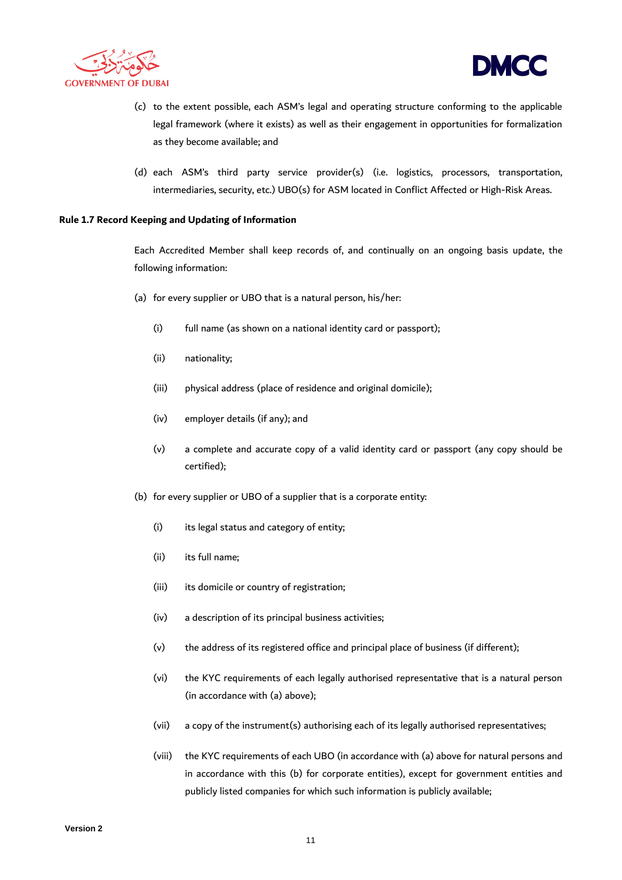(c) to the extent possible, each ASM's legal and operating structure conforming to the applicable legal framework (where it exists) as well as their engagement in opportunities for formalization as they become available; and

(d) each ASM's third party service provider(s) (i.e. logistics, processors, transportation, intermediaries, security, etc.) UBO(s) for ASM located in Conflict Affected or High-Risk Areas.

**Rule 1.7 Record Keeping and Updating of Information**

Each Accredited Member shall keep records of, and continually on an ongoing basis update, the following information:

(a) for every supplier or UBO that is a natural person, his/her:

  (i) full name (as shown on a national identity card or passport);

  (ii) nationality;

  (iii) physical address (place of residence and original domicile);

  (iv) employer details (if any); and

  (v) a complete and accurate copy of a valid identity card or passport (any copy should be certified);

(b) for every supplier or UBO of a supplier that is a corporate entity:

  (i) its legal status and category of entity;

  (ii) its full name;

  (iii) its domicile or country of registration;

  (iv) a description of its principal business activities;

  (v) the address of its registered office and principal place of business (if different);

  (vi) the KYC requirements of each legally authorised representative that is a natural person (in accordance with (a) above);

  (vii) a copy of the instrument(s) authorising each of its legally authorised representatives;

  (viii) the KYC requirements of each UBO (in accordance with (a) above for natural persons and in accordance with this (b) for corporate entities), except for government entities and publicly listed companies for which such information is publicly available;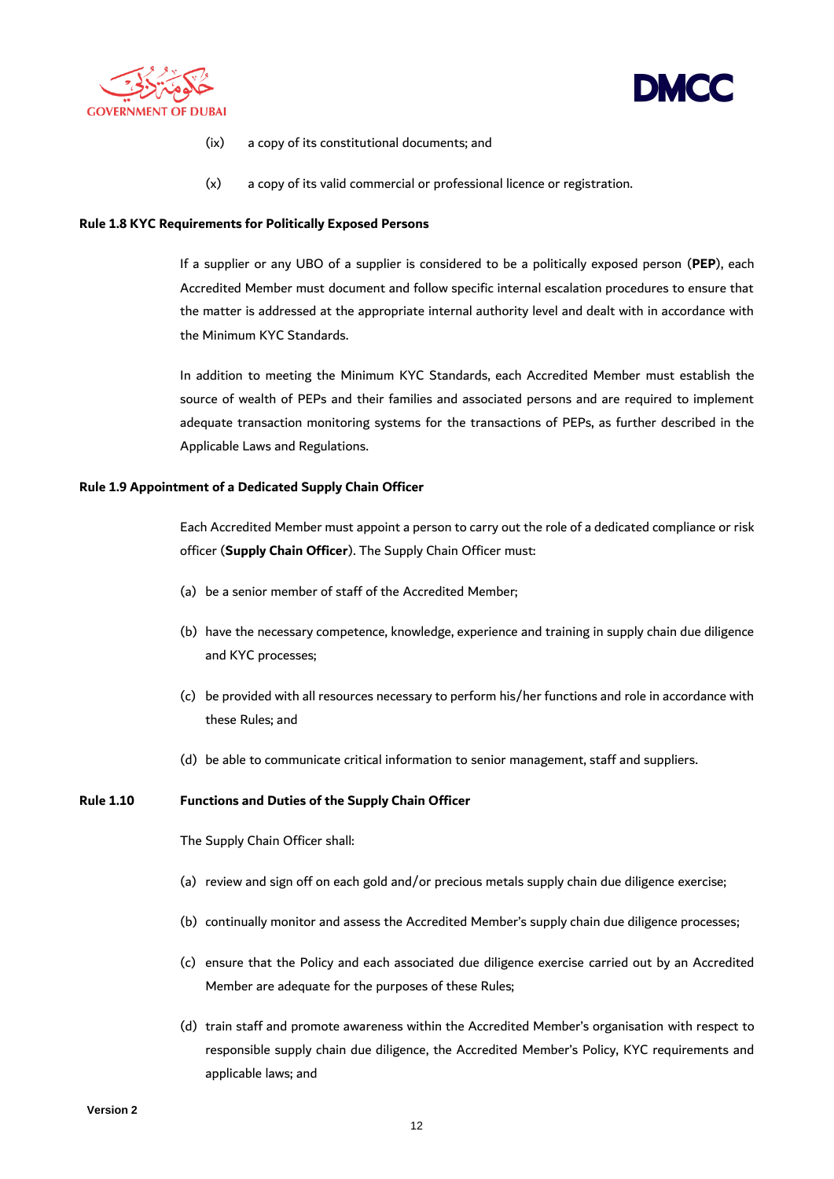(ix) a copy of its constitutional documents; and

(x) a copy of its valid commercial or professional licence or registration.

**Rule 1.8 KYC Requirements for Politically Exposed Persons**

If a supplier or any UBO of a supplier is considered to be a politically exposed person (**PEP**), each Accredited Member must document and follow specific internal escalation procedures to ensure that the matter is addressed at the appropriate internal authority level and dealt with in accordance with the Minimum KYC Standards.

In addition to meeting the Minimum KYC Standards, each Accredited Member must establish the source of wealth of PEPs and their families and associated persons and are required to implement adequate transaction monitoring systems for the transactions of PEPs, as further described in the Applicable Laws and Regulations.

**Rule 1.9 Appointment of a Dedicated Supply Chain Officer**

Each Accredited Member must appoint a person to carry out the role of a dedicated compliance or risk officer (**Supply Chain Officer**). The Supply Chain Officer must:

(a) be a senior member of staff of the Accredited Member;

(b) have the necessary competence, knowledge, experience and training in supply chain due diligence and KYC processes;

(c) be provided with all resources necessary to perform his/her functions and role in accordance with these Rules; and

(d) be able to communicate critical information to senior management, staff and suppliers.

**Rule 1.10 Functions and Duties of the Supply Chain Officer**

The Supply Chain Officer shall:

(a) review and sign off on each gold and/or precious metals supply chain due diligence exercise;

(b) continually monitor and assess the Accredited Member's supply chain due diligence processes;

(c) ensure that the Policy and each associated due diligence exercise carried out by an Accredited Member are adequate for the purposes of these Rules;

(d) train staff and promote awareness within the Accredited Member's organisation with respect to responsible supply chain due diligence, the Accredited Member's Policy, KYC requirements and applicable laws; and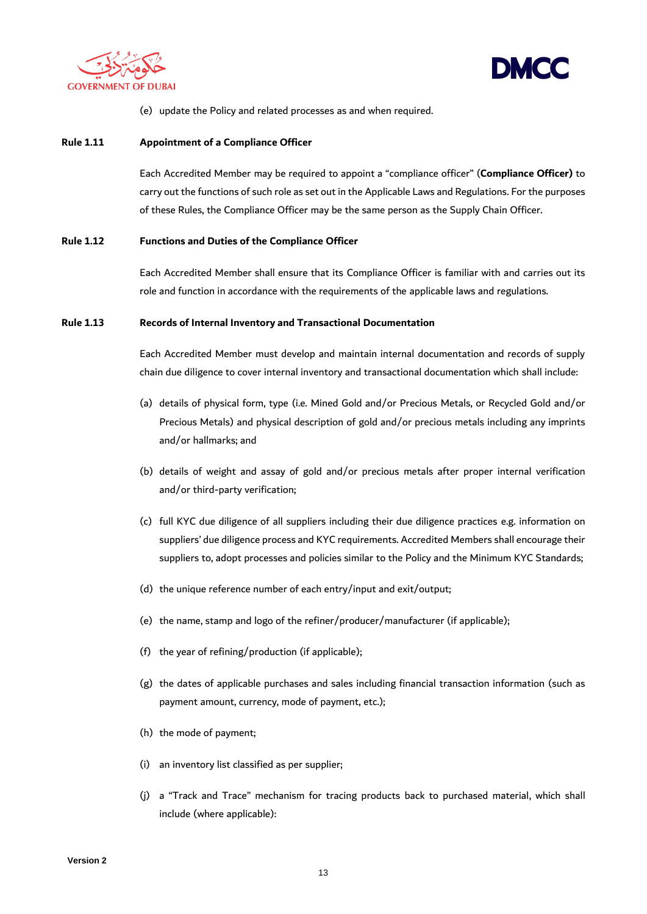(e) update the Policy and related processes as and when required.

**Rule 1.11 Appointment of a Compliance Officer**

Each Accredited Member may be required to appoint a "compliance officer" (**Compliance Officer)** to carry out the functions of such role as set out in the Applicable Laws and Regulations. For the purposes of these Rules, the Compliance Officer may be the same person as the Supply Chain Officer.

**Rule 1.12 Functions and Duties of the Compliance Officer**

Each Accredited Member shall ensure that its Compliance Officer is familiar with and carries out its role and function in accordance with the requirements of the applicable laws and regulations.

**Rule 1.13 Records of Internal Inventory and Transactional Documentation**

Each Accredited Member must develop and maintain internal documentation and records of supply chain due diligence to cover internal inventory and transactional documentation which shall include:

(a) details of physical form, type (i.e. Mined Gold and/or Precious Metals, or Recycled Gold and/or Precious Metals) and physical description of gold and/or precious metals including any imprints and/or hallmarks; and

(b) details of weight and assay of gold and/or precious metals after proper internal verification and/or third-party verification;

(c) full KYC due diligence of all suppliers including their due diligence practices e.g. information on suppliers' due diligence process and KYC requirements. Accredited Members shall encourage their suppliers to, adopt processes and policies similar to the Policy and the Minimum KYC Standards;

(d) the unique reference number of each entry/input and exit/output;

(e) the name, stamp and logo of the refiner/producer/manufacturer (if applicable);

(f) the year of refining/production (if applicable);

(g) the dates of applicable purchases and sales including financial transaction information (such as payment amount, currency, mode of payment, etc.);

(h) the mode of payment;

(i) an inventory list classified as per supplier;

(j) a "Track and Trace" mechanism for tracing products back to purchased material, which shall include (where applicable):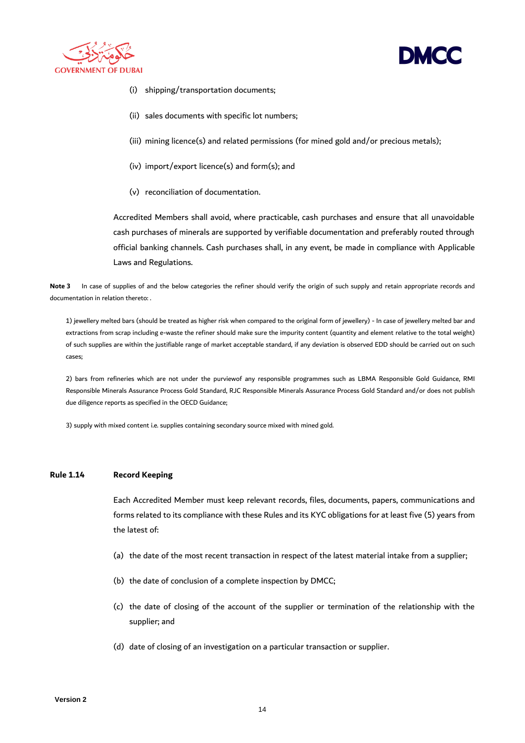(i) shipping/transportation documents;

(ii) sales documents with specific lot numbers;

(iii) mining licence(s) and related permissions (for mined gold and/or precious metals);

(iv) import/export licence(s) and form(s); and

(v) reconciliation of documentation.

Accredited Members shall avoid, where practicable, cash purchases and ensure that all unavoidable cash purchases of minerals are supported by verifiable documentation and preferably routed through official banking channels. Cash purchases shall, in any event, be made in compliance with Applicable Laws and Regulations.

**Note 3** In case of supplies of and the below categories the refiner should verify the origin of such supply and retain appropriate records and documentation in relation thereto: .

1) jewellery melted bars (should be treated as higher risk when compared to the original form of jewellery) - In case of jewellery melted bar and extractions from scrap including e-waste the refiner should make sure the impurity content (quantity and element relative to the total weight) of such supplies are within the justifiable range of market acceptable standard, if any deviation is observed EDD should be carried out on such cases;

2) bars from refineries which are not under the purviewof any responsible programmes such as LBMA Responsible Gold Guidance, RMI Responsible Minerals Assurance Process Gold Standard, RJC Responsible Minerals Assurance Process Gold Standard and/or does not publish due diligence reports as specified in the OECD Guidance;

3) supply with mixed content i.e. supplies containing secondary source mixed with mined gold.

**Rule 1.14 Record Keeping**

Each Accredited Member must keep relevant records, files, documents, papers, communications and forms related to its compliance with these Rules and its KYC obligations for at least five (5) years from the latest of:

(a) the date of the most recent transaction in respect of the latest material intake from a supplier;

(b) the date of conclusion of a complete inspection by DMCC;

(c) the date of closing of the account of the supplier or termination of the relationship with the supplier; and

(d) date of closing of an investigation on a particular transaction or supplier.

Version 2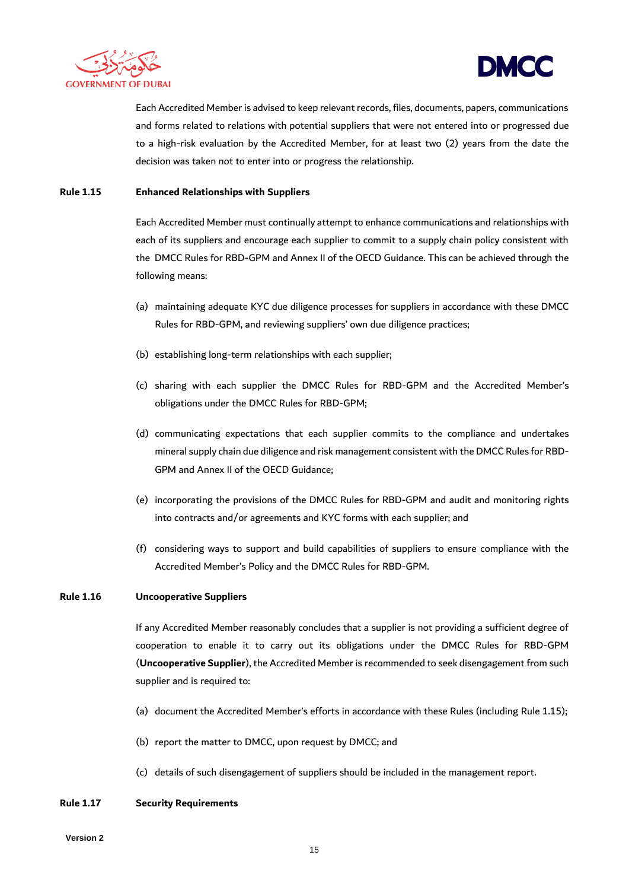Each Accredited Member is advised to keep relevant records, files, documents, papers, communications and forms related to relations with potential suppliers that were not entered into or progressed due to a high-risk evaluation by the Accredited Member, for at least two (2) years from the date the decision was taken not to enter into or progress the relationship.

**Rule 1.15 Enhanced Relationships with Suppliers**

Each Accredited Member must continually attempt to enhance communications and relationships with each of its suppliers and encourage each supplier to commit to a supply chain policy consistent with the DMCC Rules for RBD-GPM and Annex II of the OECD Guidance. This can be achieved through the following means:

(a) maintaining adequate KYC due diligence processes for suppliers in accordance with these DMCC Rules for RBD-GPM, and reviewing suppliers' own due diligence practices;

(b) establishing long-term relationships with each supplier;

(c) sharing with each supplier the DMCC Rules for RBD-GPM and the Accredited Member's obligations under the DMCC Rules for RBD-GPM;

(d) communicating expectations that each supplier commits to the compliance and undertakes mineral supply chain due diligence and risk management consistent with the DMCC Rules for RBD-GPM and Annex II of the OECD Guidance;

(e) incorporating the provisions of the DMCC Rules for RBD-GPM and audit and monitoring rights into contracts and/or agreements and KYC forms with each supplier; and

(f) considering ways to support and build capabilities of suppliers to ensure compliance with the Accredited Member's Policy and the DMCC Rules for RBD-GPM.

**Rule 1.16 Uncooperative Suppliers**

If any Accredited Member reasonably concludes that a supplier is not providing a sufficient degree of cooperation to enable it to carry out its obligations under the DMCC Rules for RBD-GPM (**Uncooperative Supplier**), the Accredited Member is recommended to seek disengagement from such supplier and is required to:

(a) document the Accredited Member's efforts in accordance with these Rules (including Rule 1.15);

(b) report the matter to DMCC, upon request by DMCC; and

(c) details of such disengagement of suppliers should be included in the management report.

**Rule 1.17 Security Requirements**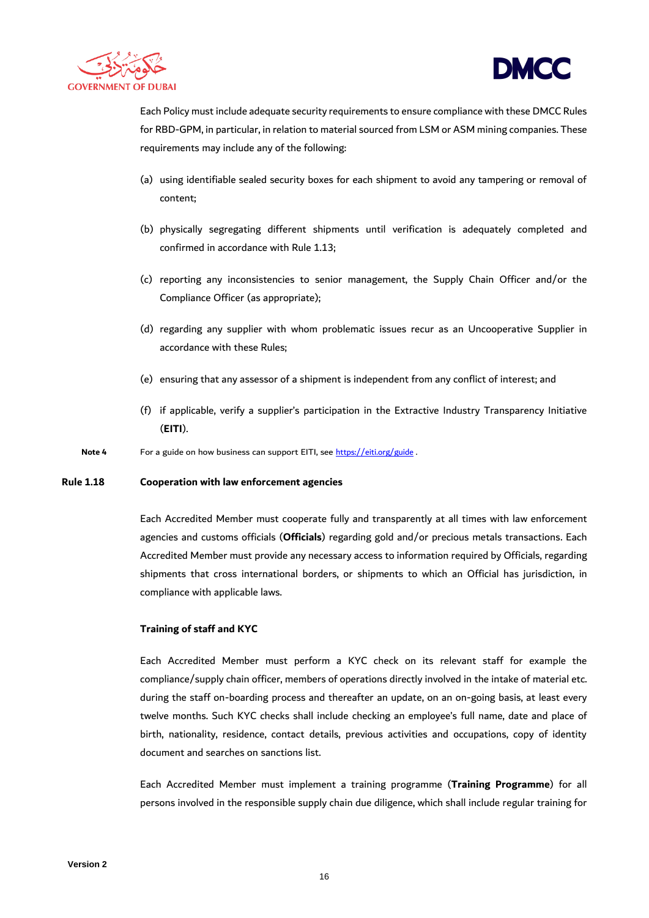Each Policy must include adequate security requirements to ensure compliance with these DMCC Rules for RBD-GPM, in particular, in relation to material sourced from LSM or ASM mining companies. These requirements may include any of the following:

(a) using identifiable sealed security boxes for each shipment to avoid any tampering or removal of content;

(b) physically segregating different shipments until verification is adequately completed and confirmed in accordance with Rule 1.13;

(c) reporting any inconsistencies to senior management, the Supply Chain Officer and/or the Compliance Officer (as appropriate);

(d) regarding any supplier with whom problematic issues recur as an Uncooperative Supplier in accordance with these Rules;

(e) ensuring that any assessor of a shipment is independent from any conflict of interest; and

(f) if applicable, verify a supplier's participation in the Extractive Industry Transparency Initiative (**EITI**).

**Note 4** For a guide on how business can support EITI, see https://eiti.org/guide .

## Rule 1.18 Cooperation with law enforcement agencies

Each Accredited Member must cooperate fully and transparently at all times with law enforcement agencies and customs officials (**Officials**) regarding gold and/or precious metals transactions. Each Accredited Member must provide any necessary access to information required by Officials, regarding shipments that cross international borders, or shipments to which an Official has jurisdiction, in compliance with applicable laws.

### Training of staff and KYC

Each Accredited Member must perform a KYC check on its relevant staff for example the compliance/supply chain officer, members of operations directly involved in the intake of material etc. during the staff on-boarding process and thereafter an update, on an on-going basis, at least every twelve months. Such KYC checks shall include checking an employee's full name, date and place of birth, nationality, residence, contact details, previous activities and occupations, copy of identity document and searches on sanctions list.

Each Accredited Member must implement a training programme (**Training Programme**) for all persons involved in the responsible supply chain due diligence, which shall include regular training for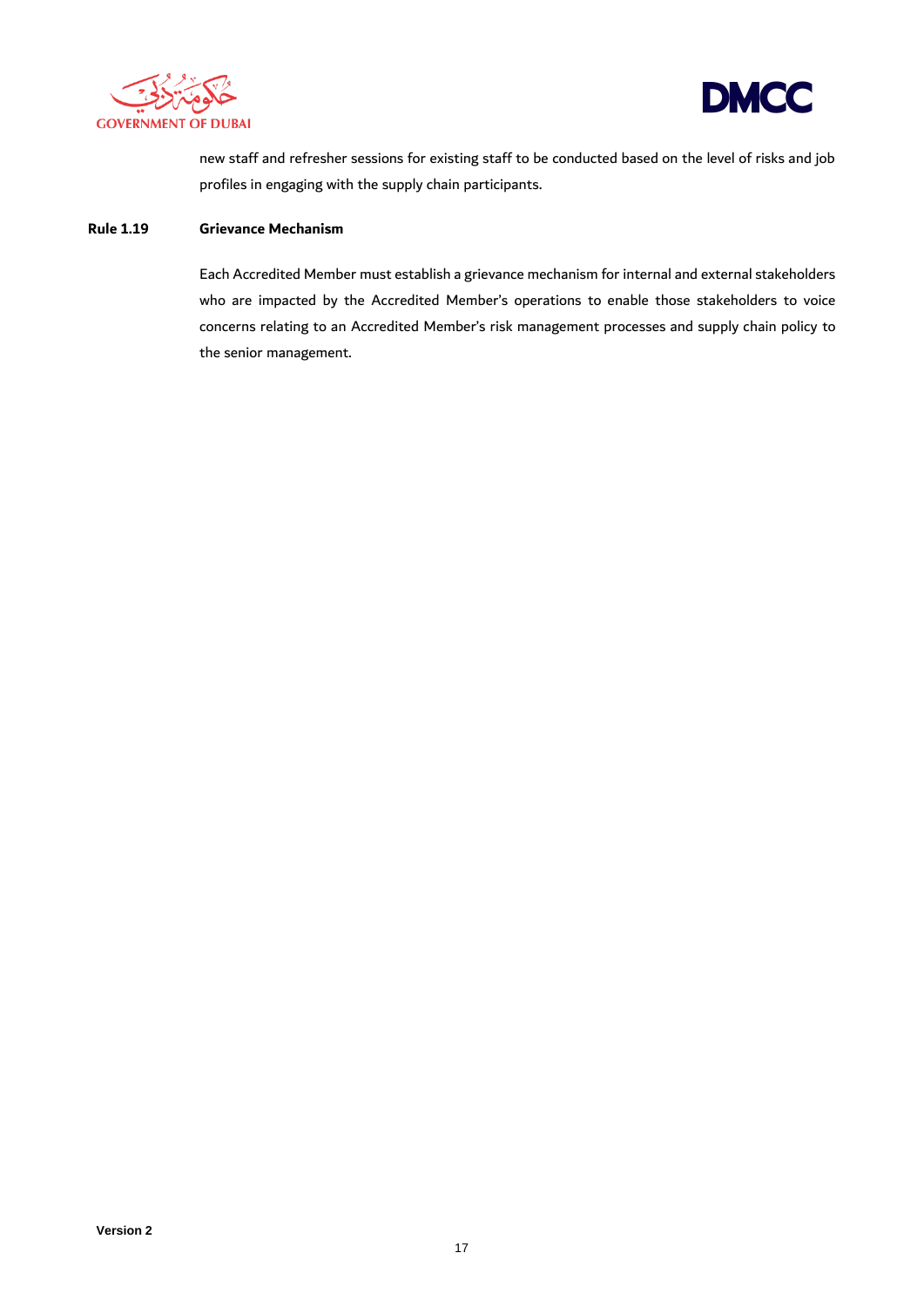new staff and refresher sessions for existing staff to be conducted based on the level of risks and job profiles in engaging with the supply chain participants.

**Rule 1.19 Grievance Mechanism**

Each Accredited Member must establish a grievance mechanism for internal and external stakeholders who are impacted by the Accredited Member's operations to enable those stakeholders to voice concerns relating to an Accredited Member's risk management processes and supply chain policy to the senior management.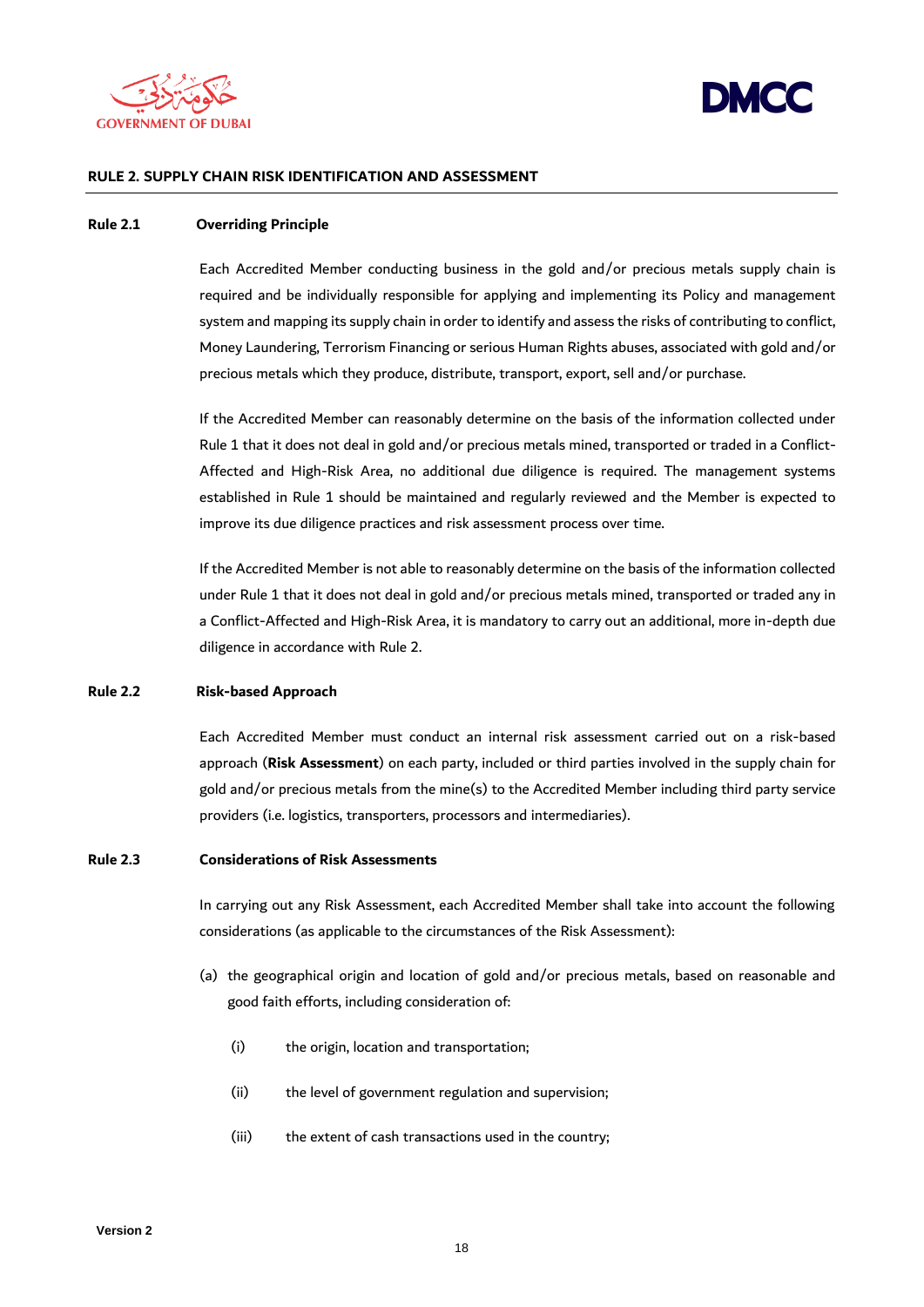## RULE 2. SUPPLY CHAIN RISK IDENTIFICATION AND ASSESSMENT

**Rule 2.1 Overriding Principle**

Each Accredited Member conducting business in the gold and/or precious metals supply chain is required and be individually responsible for applying and implementing its Policy and management system and mapping its supply chain in order to identify and assess the risks of contributing to conflict, Money Laundering, Terrorism Financing or serious Human Rights abuses, associated with gold and/or precious metals which they produce, distribute, transport, export, sell and/or purchase.

If the Accredited Member can reasonably determine on the basis of the information collected under Rule 1 that it does not deal in gold and/or precious metals mined, transported or traded in a Conflict-Affected and High-Risk Area, no additional due diligence is required. The management systems established in Rule 1 should be maintained and regularly reviewed and the Member is expected to improve its due diligence practices and risk assessment process over time.

If the Accredited Member is not able to reasonably determine on the basis of the information collected under Rule 1 that it does not deal in gold and/or precious metals mined, transported or traded any in a Conflict-Affected and High-Risk Area, it is mandatory to carry out an additional, more in-depth due diligence in accordance with Rule 2.

**Rule 2.2 Risk-based Approach**

Each Accredited Member must conduct an internal risk assessment carried out on a risk-based approach (**Risk Assessment**) on each party, included or third parties involved in the supply chain for gold and/or precious metals from the mine(s) to the Accredited Member including third party service providers (i.e. logistics, transporters, processors and intermediaries).

**Rule 2.3 Considerations of Risk Assessments**

In carrying out any Risk Assessment, each Accredited Member shall take into account the following considerations (as applicable to the circumstances of the Risk Assessment):

(a) the geographical origin and location of gold and/or precious metals, based on reasonable and good faith efforts, including consideration of:

(i) the origin, location and transportation;

(ii) the level of government regulation and supervision;

(iii) the extent of cash transactions used in the country;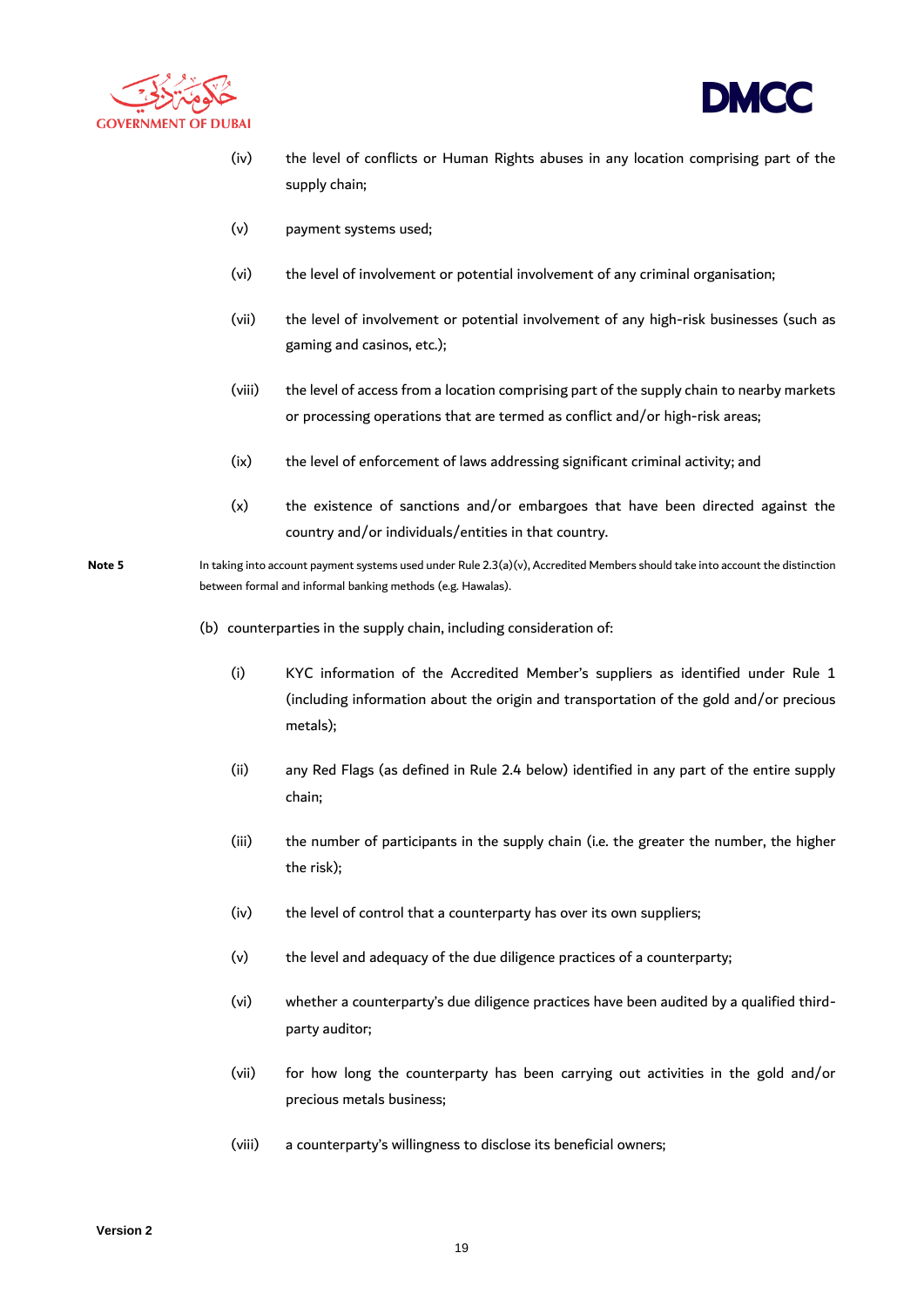(iv) the level of conflicts or Human Rights abuses in any location comprising part of the supply chain;

(v) payment systems used;

(vi) the level of involvement or potential involvement of any criminal organisation;

(vii) the level of involvement or potential involvement of any high-risk businesses (such as gaming and casinos, etc.);

(viii) the level of access from a location comprising part of the supply chain to nearby markets or processing operations that are termed as conflict and/or high-risk areas;

(ix) the level of enforcement of laws addressing significant criminal activity; and

(x) the existence of sanctions and/or embargoes that have been directed against the country and/or individuals/entities in that country.

**Note 5** In taking into account payment systems used under Rule 2.3(a)(v), Accredited Members should take into account the distinction between formal and informal banking methods (e.g. Hawalas).

(b) counterparties in the supply chain, including consideration of:

(i) KYC information of the Accredited Member's suppliers as identified under Rule 1 (including information about the origin and transportation of the gold and/or precious metals);

(ii) any Red Flags (as defined in Rule 2.4 below) identified in any part of the entire supply chain;

(iii) the number of participants in the supply chain (i.e. the greater the number, the higher the risk);

(iv) the level of control that a counterparty has over its own suppliers;

(v) the level and adequacy of the due diligence practices of a counterparty;

(vi) whether a counterparty's due diligence practices have been audited by a qualified third-party auditor;

(vii) for how long the counterparty has been carrying out activities in the gold and/or precious metals business;

(viii) a counterparty's willingness to disclose its beneficial owners;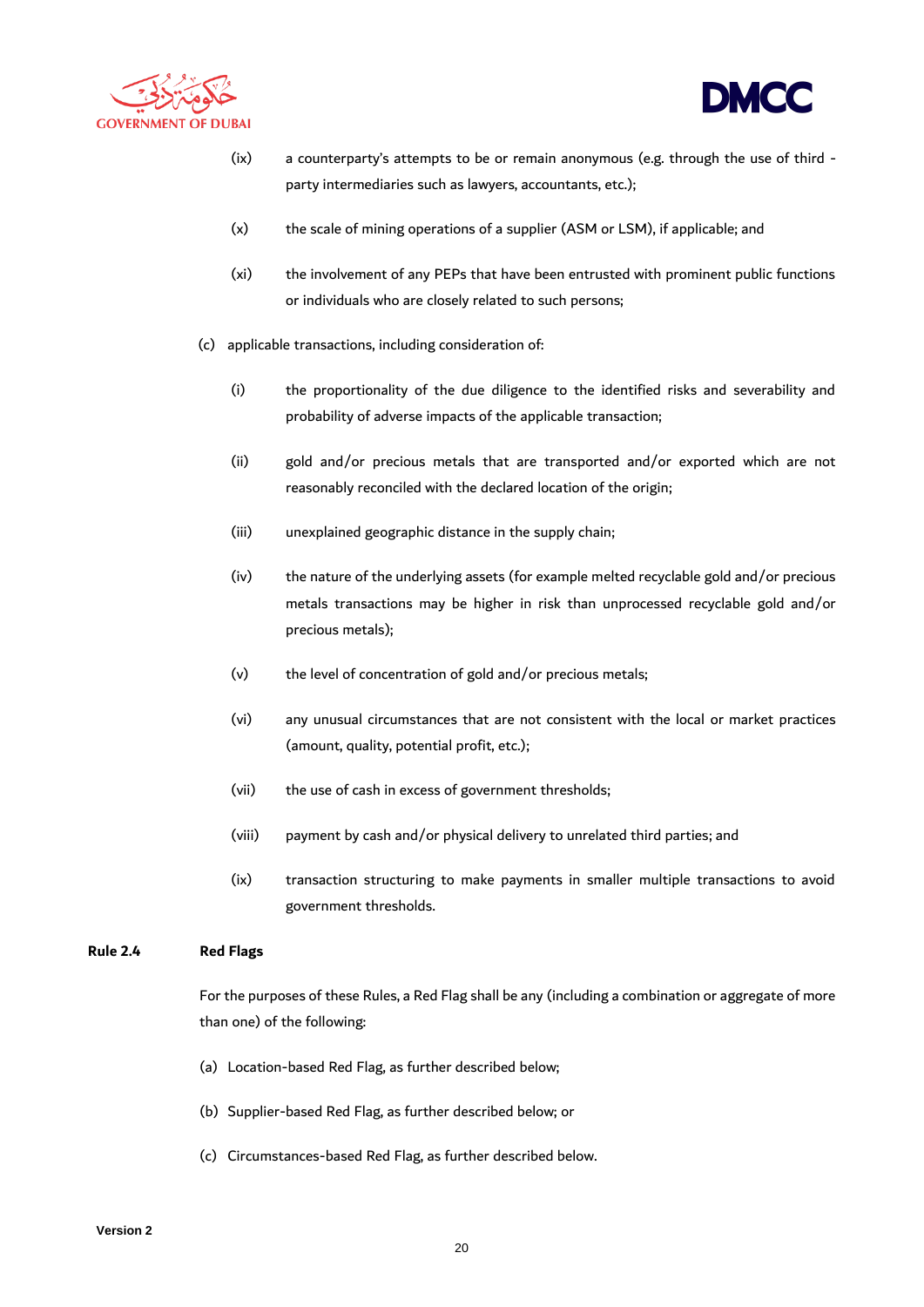(ix) a counterparty's attempts to be or remain anonymous (e.g. through the use of third - party intermediaries such as lawyers, accountants, etc.);

(x) the scale of mining operations of a supplier (ASM or LSM), if applicable; and

(xi) the involvement of any PEPs that have been entrusted with prominent public functions or individuals who are closely related to such persons;

(c) applicable transactions, including consideration of:

(i) the proportionality of the due diligence to the identified risks and severability and probability of adverse impacts of the applicable transaction;

(ii) gold and/or precious metals that are transported and/or exported which are not reasonably reconciled with the declared location of the origin;

(iii) unexplained geographic distance in the supply chain;

(iv) the nature of the underlying assets (for example melted recyclable gold and/or precious metals transactions may be higher in risk than unprocessed recyclable gold and/or precious metals);

(v) the level of concentration of gold and/or precious metals;

(vi) any unusual circumstances that are not consistent with the local or market practices (amount, quality, potential profit, etc.);

(vii) the use of cash in excess of government thresholds;

(viii) payment by cash and/or physical delivery to unrelated third parties; and

(ix) transaction structuring to make payments in smaller multiple transactions to avoid government thresholds.

**Rule 2.4 Red Flags**

For the purposes of these Rules, a Red Flag shall be any (including a combination or aggregate of more than one) of the following:

(a) Location-based Red Flag, as further described below;

(b) Supplier-based Red Flag, as further described below; or

(c) Circumstances-based Red Flag, as further described below.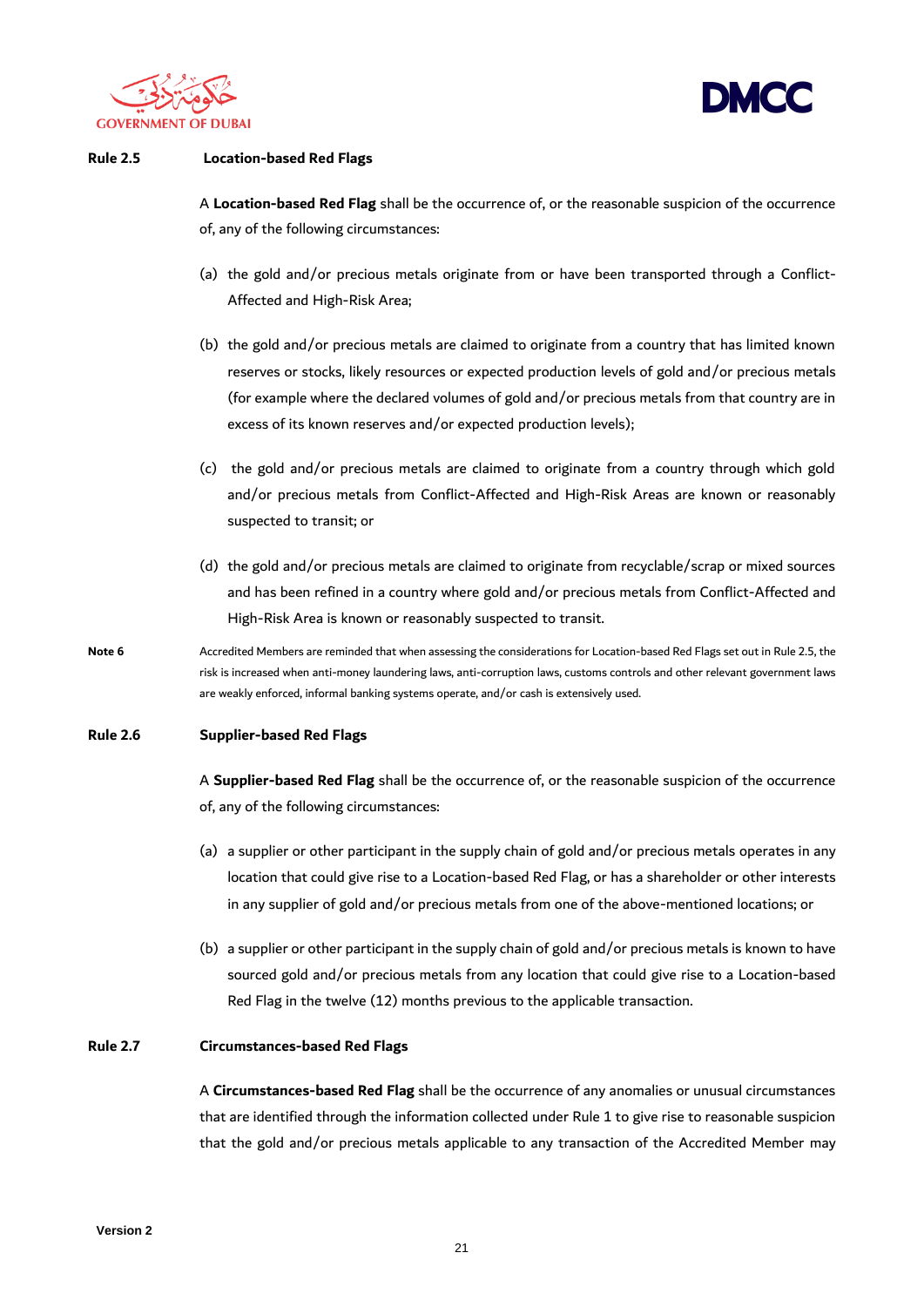**Rule 2.5 Location-based Red Flags**

A **Location-based Red Flag** shall be the occurrence of, or the reasonable suspicion of the occurrence of, any of the following circumstances:

(a) the gold and/or precious metals originate from or have been transported through a Conflict-Affected and High-Risk Area;

(b) the gold and/or precious metals are claimed to originate from a country that has limited known reserves or stocks, likely resources or expected production levels of gold and/or precious metals (for example where the declared volumes of gold and/or precious metals from that country are in excess of its known reserves and/or expected production levels);

(c) the gold and/or precious metals are claimed to originate from a country through which gold and/or precious metals from Conflict-Affected and High-Risk Areas are known or reasonably suspected to transit; or

(d) the gold and/or precious metals are claimed to originate from recyclable/scrap or mixed sources and has been refined in a country where gold and/or precious metals from Conflict-Affected and High-Risk Area is known or reasonably suspected to transit.

**Note 6** Accredited Members are reminded that when assessing the considerations for Location-based Red Flags set out in Rule 2.5, the risk is increased when anti-money laundering laws, anti-corruption laws, customs controls and other relevant government laws are weakly enforced, informal banking systems operate, and/or cash is extensively used.

**Rule 2.6 Supplier-based Red Flags**

A **Supplier-based Red Flag** shall be the occurrence of, or the reasonable suspicion of the occurrence of, any of the following circumstances:

(a) a supplier or other participant in the supply chain of gold and/or precious metals operates in any location that could give rise to a Location-based Red Flag, or has a shareholder or other interests in any supplier of gold and/or precious metals from one of the above-mentioned locations; or

(b) a supplier or other participant in the supply chain of gold and/or precious metals is known to have sourced gold and/or precious metals from any location that could give rise to a Location-based Red Flag in the twelve (12) months previous to the applicable transaction.

**Rule 2.7 Circumstances-based Red Flags**

A **Circumstances-based Red Flag** shall be the occurrence of any anomalies or unusual circumstances that are identified through the information collected under Rule 1 to give rise to reasonable suspicion that the gold and/or precious metals applicable to any transaction of the Accredited Member may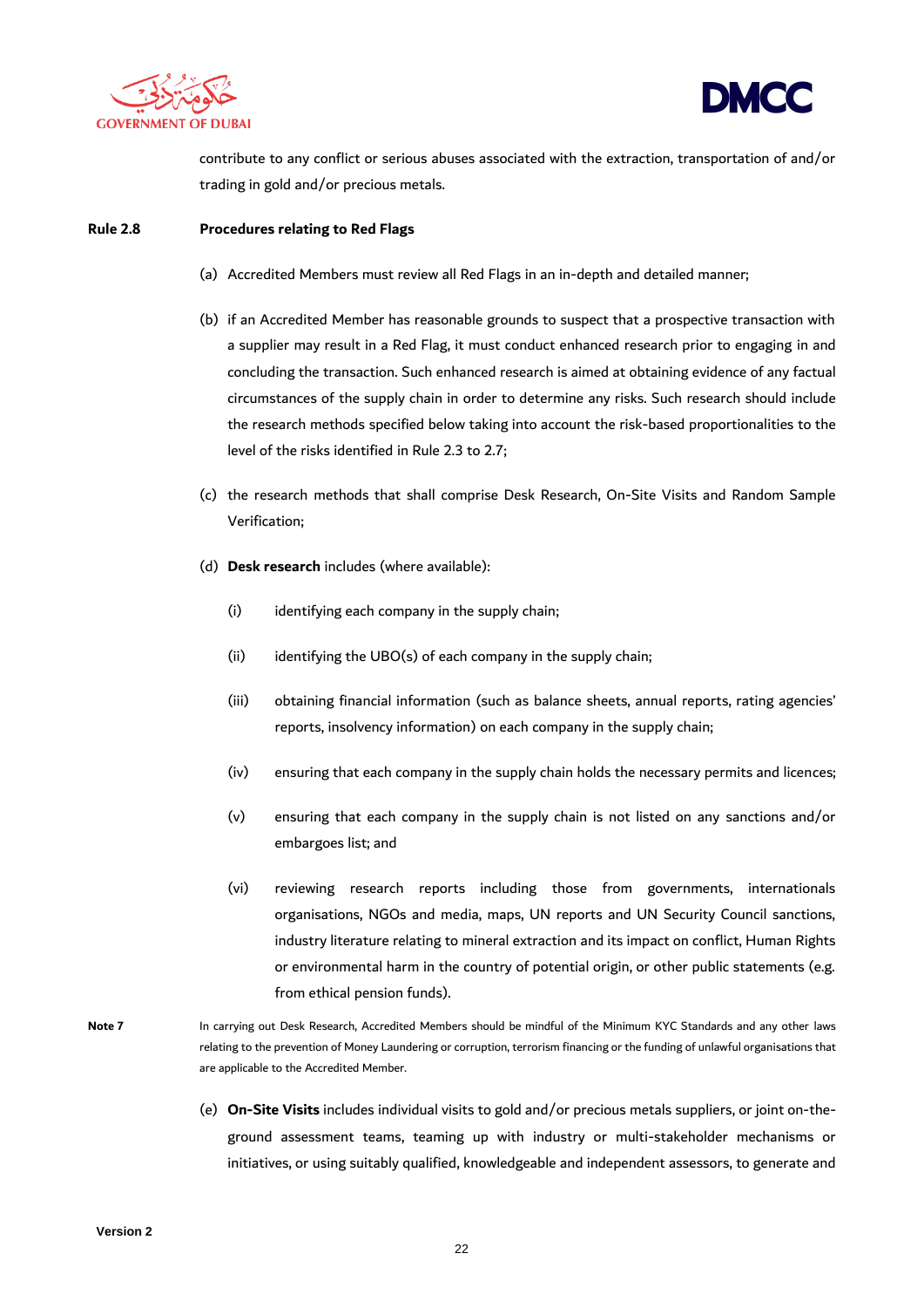contribute to any conflict or serious abuses associated with the extraction, transportation of and/or trading in gold and/or precious metals.

**Rule 2.8 Procedures relating to Red Flags**

(a) Accredited Members must review all Red Flags in an in-depth and detailed manner;

(b) if an Accredited Member has reasonable grounds to suspect that a prospective transaction with a supplier may result in a Red Flag, it must conduct enhanced research prior to engaging in and concluding the transaction. Such enhanced research is aimed at obtaining evidence of any factual circumstances of the supply chain in order to determine any risks. Such research should include the research methods specified below taking into account the risk-based proportionalities to the level of the risks identified in Rule 2.3 to 2.7;

(c) the research methods that shall comprise Desk Research, On-Site Visits and Random Sample Verification;

(d) **Desk research** includes (where available):

(i) identifying each company in the supply chain;

(ii) identifying the UBO(s) of each company in the supply chain;

(iii) obtaining financial information (such as balance sheets, annual reports, rating agencies' reports, insolvency information) on each company in the supply chain;

(iv) ensuring that each company in the supply chain holds the necessary permits and licences;

(v) ensuring that each company in the supply chain is not listed on any sanctions and/or embargoes list; and

(vi) reviewing research reports including those from governments, internationals organisations, NGOs and media, maps, UN reports and UN Security Council sanctions, industry literature relating to mineral extraction and its impact on conflict, Human Rights or environmental harm in the country of potential origin, or other public statements (e.g. from ethical pension funds).

**Note 7** In carrying out Desk Research, Accredited Members should be mindful of the Minimum KYC Standards and any other laws relating to the prevention of Money Laundering or corruption, terrorism financing or the funding of unlawful organisations that are applicable to the Accredited Member.

(e) **On-Site Visits** includes individual visits to gold and/or precious metals suppliers, or joint on-the-ground assessment teams, teaming up with industry or multi-stakeholder mechanisms or initiatives, or using suitably qualified, knowledgeable and independent assessors, to generate and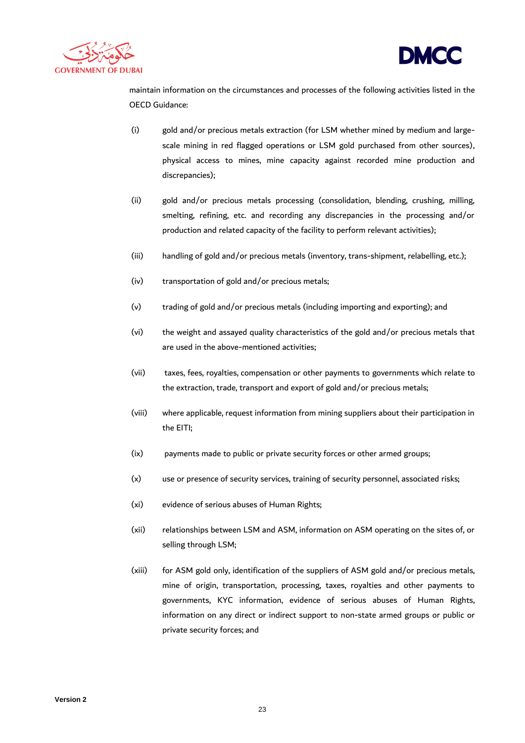maintain information on the circumstances and processes of the following activities listed in the OECD Guidance:

(i) gold and/or precious metals extraction (for LSM whether mined by medium and large-scale mining in red flagged operations or LSM gold purchased from other sources), physical access to mines, mine capacity against recorded mine production and discrepancies);

(ii) gold and/or precious metals processing (consolidation, blending, crushing, milling, smelting, refining, etc. and recording any discrepancies in the processing and/or production and related capacity of the facility to perform relevant activities);

(iii) handling of gold and/or precious metals (inventory, trans-shipment, relabelling, etc.);

(iv) transportation of gold and/or precious metals;

(v) trading of gold and/or precious metals (including importing and exporting); and

(vi) the weight and assayed quality characteristics of the gold and/or precious metals that are used in the above-mentioned activities;

(vii) taxes, fees, royalties, compensation or other payments to governments which relate to the extraction, trade, transport and export of gold and/or precious metals;

(viii) where applicable, request information from mining suppliers about their participation in the EITI;

(ix) payments made to public or private security forces or other armed groups;

(x) use or presence of security services, training of security personnel, associated risks;

(xi) evidence of serious abuses of Human Rights;

(xii) relationships between LSM and ASM, information on ASM operating on the sites of, or selling through LSM;

(xiii) for ASM gold only, identification of the suppliers of ASM gold and/or precious metals, mine of origin, transportation, processing, taxes, royalties and other payments to governments, KYC information, evidence of serious abuses of Human Rights, information on any direct or indirect support to non-state armed groups or public or private security forces; and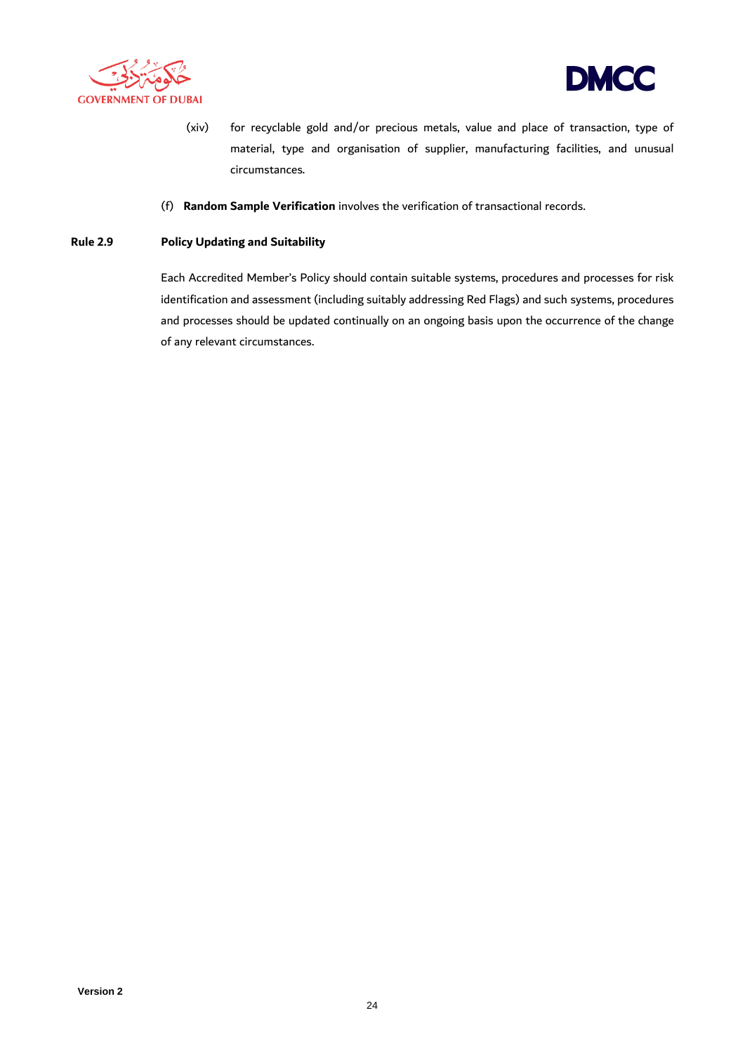(xiv) for recyclable gold and/or precious metals, value and place of transaction, type of material, type and organisation of supplier, manufacturing facilities, and unusual circumstances.

(f) **Random Sample Verification** involves the verification of transactional records.

**Rule 2.9 Policy Updating and Suitability**

Each Accredited Member's Policy should contain suitable systems, procedures and processes for risk identification and assessment (including suitably addressing Red Flags) and such systems, procedures and processes should be updated continually on an ongoing basis upon the occurrence of the change of any relevant circumstances.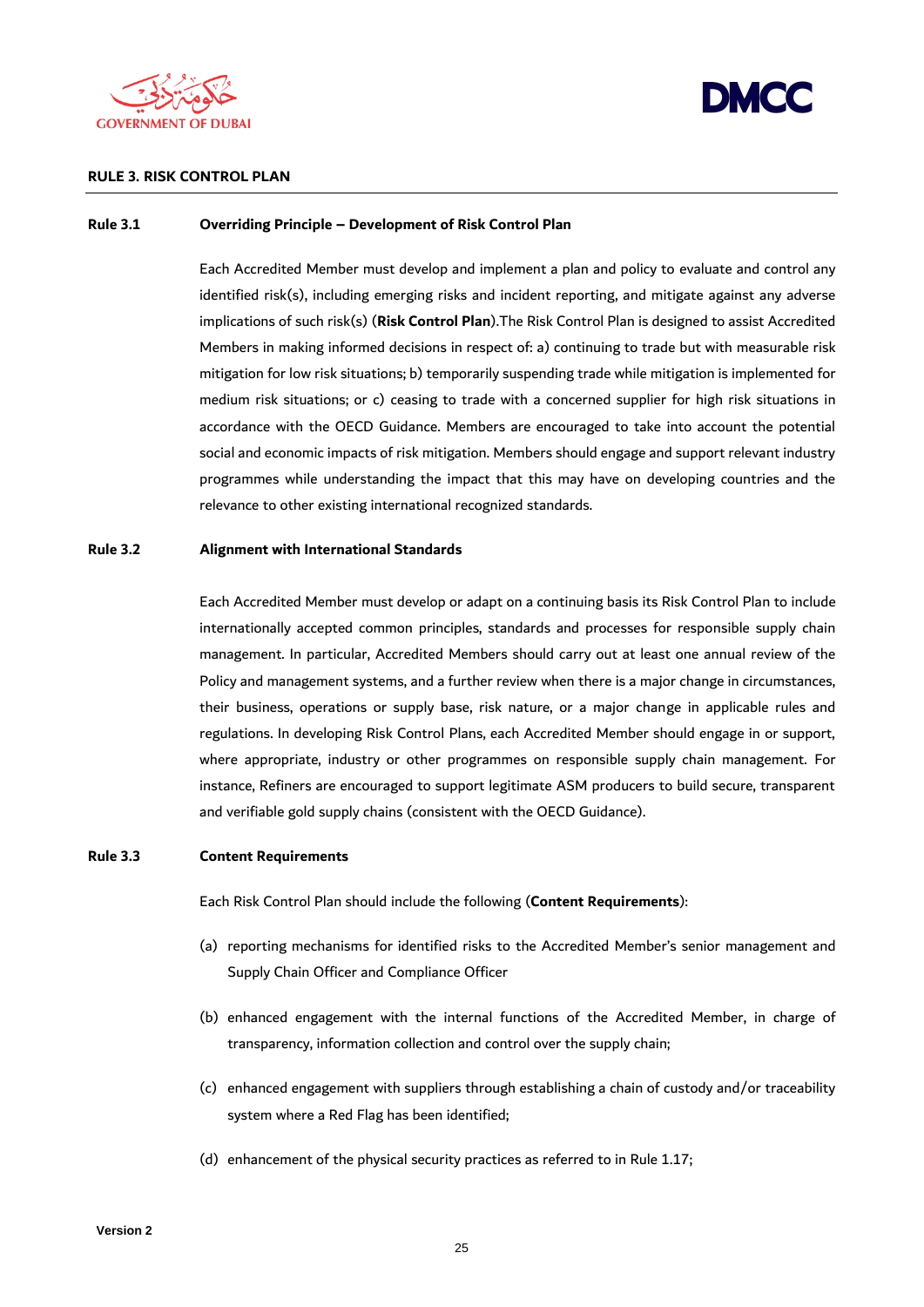## RULE 3. RISK CONTROL PLAN

**Rule 3.1 Overriding Principle – Development of Risk Control Plan**

Each Accredited Member must develop and implement a plan and policy to evaluate and control any identified risk(s), including emerging risks and incident reporting, and mitigate against any adverse implications of such risk(s) (**Risk Control Plan**).The Risk Control Plan is designed to assist Accredited Members in making informed decisions in respect of: a) continuing to trade but with measurable risk mitigation for low risk situations; b) temporarily suspending trade while mitigation is implemented for medium risk situations; or c) ceasing to trade with a concerned supplier for high risk situations in accordance with the OECD Guidance. Members are encouraged to take into account the potential social and economic impacts of risk mitigation. Members should engage and support relevant industry programmes while understanding the impact that this may have on developing countries and the relevance to other existing international recognized standards.

**Rule 3.2 Alignment with International Standards**

Each Accredited Member must develop or adapt on a continuing basis its Risk Control Plan to include internationally accepted common principles, standards and processes for responsible supply chain management. In particular, Accredited Members should carry out at least one annual review of the Policy and management systems, and a further review when there is a major change in circumstances, their business, operations or supply base, risk nature, or a major change in applicable rules and regulations. In developing Risk Control Plans, each Accredited Member should engage in or support, where appropriate, industry or other programmes on responsible supply chain management. For instance, Refiners are encouraged to support legitimate ASM producers to build secure, transparent and verifiable gold supply chains (consistent with the OECD Guidance).

**Rule 3.3 Content Requirements**

Each Risk Control Plan should include the following (**Content Requirements**):

(a) reporting mechanisms for identified risks to the Accredited Member's senior management and Supply Chain Officer and Compliance Officer

(b) enhanced engagement with the internal functions of the Accredited Member, in charge of transparency, information collection and control over the supply chain;

(c) enhanced engagement with suppliers through establishing a chain of custody and/or traceability system where a Red Flag has been identified;

(d) enhancement of the physical security practices as referred to in Rule 1.17;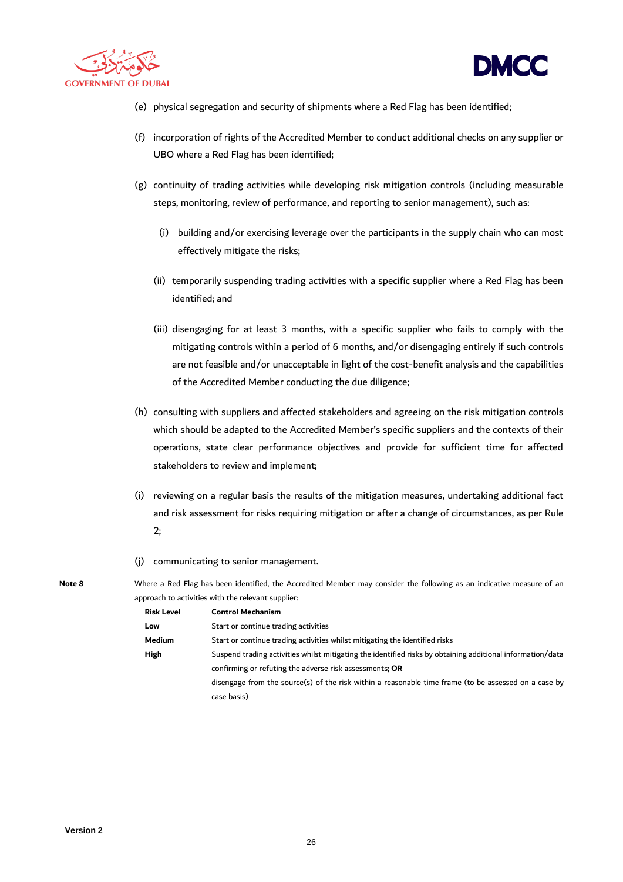(e) physical segregation and security of shipments where a Red Flag has been identified;

(f) incorporation of rights of the Accredited Member to conduct additional checks on any supplier or UBO where a Red Flag has been identified;

(g) continuity of trading activities while developing risk mitigation controls (including measurable steps, monitoring, review of performance, and reporting to senior management), such as:

   (i) building and/or exercising leverage over the participants in the supply chain who can most effectively mitigate the risks;

   (ii) temporarily suspending trading activities with a specific supplier where a Red Flag has been identified; and

   (iii) disengaging for at least 3 months, with a specific supplier who fails to comply with the mitigating controls within a period of 6 months, and/or disengaging entirely if such controls are not feasible and/or unacceptable in light of the cost-benefit analysis and the capabilities of the Accredited Member conducting the due diligence;

(h) consulting with suppliers and affected stakeholders and agreeing on the risk mitigation controls which should be adapted to the Accredited Member's specific suppliers and the contexts of their operations, state clear performance objectives and provide for sufficient time for affected stakeholders to review and implement;

(i) reviewing on a regular basis the results of the mitigation measures, undertaking additional fact and risk assessment for risks requiring mitigation or after a change of circumstances, as per Rule 2;

(j) communicating to senior management.

**Note 8** Where a Red Flag has been identified, the Accredited Member may consider the following as an indicative measure of an approach to activities with the relevant supplier:

| Risk Level | Control Mechanism |
|---|---|
| **Low** | Start or continue trading activities |
| **Medium** | Start or continue trading activities whilst mitigating the identified risks |
| **High** | Suspend trading activities whilst mitigating the identified risks by obtaining additional information/data confirming or refuting the adverse risk assessments; **OR**<br>disengage from the source(s) of the risk within a reasonable time frame (to be assessed on a case by case basis) |

Version 2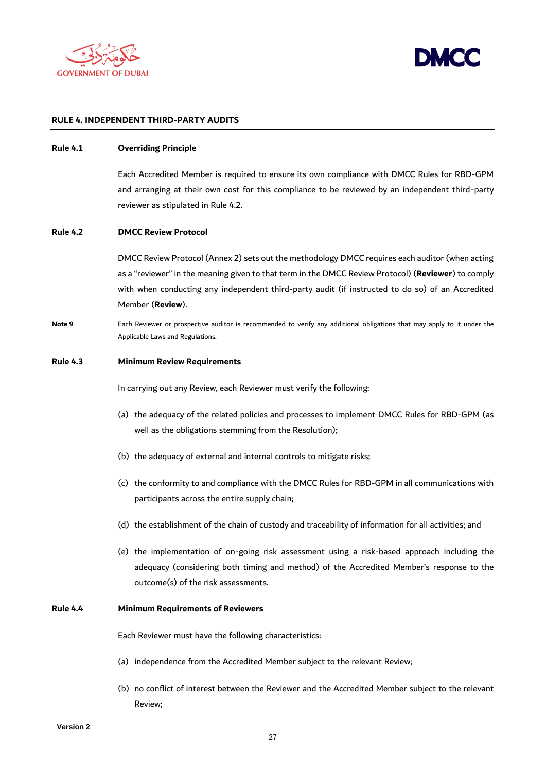## RULE 4. INDEPENDENT THIRD-PARTY AUDITS

**Rule 4.1 Overriding Principle**

Each Accredited Member is required to ensure its own compliance with DMCC Rules for RBD-GPM and arranging at their own cost for this compliance to be reviewed by an independent third-party reviewer as stipulated in Rule 4.2.

**Rule 4.2 DMCC Review Protocol**

DMCC Review Protocol (Annex 2) sets out the methodology DMCC requires each auditor (when acting as a "reviewer" in the meaning given to that term in the DMCC Review Protocol) (**Reviewer**) to comply with when conducting any independent third-party audit (if instructed to do so) of an Accredited Member (**Review**).

**Note 9** Each Reviewer or prospective auditor is recommended to verify any additional obligations that may apply to it under the Applicable Laws and Regulations.

**Rule 4.3 Minimum Review Requirements**

In carrying out any Review, each Reviewer must verify the following:

(a) the adequacy of the related policies and processes to implement DMCC Rules for RBD-GPM (as well as the obligations stemming from the Resolution);

(b) the adequacy of external and internal controls to mitigate risks;

(c) the conformity to and compliance with the DMCC Rules for RBD-GPM in all communications with participants across the entire supply chain;

(d) the establishment of the chain of custody and traceability of information for all activities; and

(e) the implementation of on-going risk assessment using a risk-based approach including the adequacy (considering both timing and method) of the Accredited Member's response to the outcome(s) of the risk assessments.

**Rule 4.4 Minimum Requirements of Reviewers**

Each Reviewer must have the following characteristics:

(a) independence from the Accredited Member subject to the relevant Review;

(b) no conflict of interest between the Reviewer and the Accredited Member subject to the relevant Review;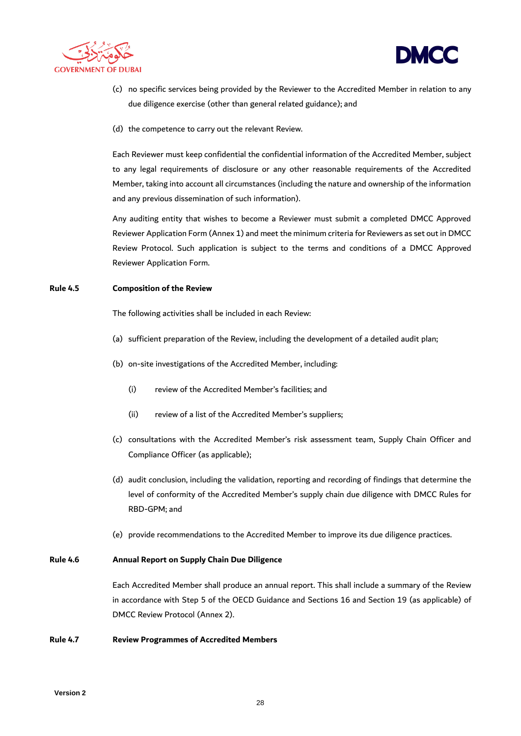(c) no specific services being provided by the Reviewer to the Accredited Member in relation to any due diligence exercise (other than general related guidance); and

(d) the competence to carry out the relevant Review.

Each Reviewer must keep confidential the confidential information of the Accredited Member, subject to any legal requirements of disclosure or any other reasonable requirements of the Accredited Member, taking into account all circumstances (including the nature and ownership of the information and any previous dissemination of such information).

Any auditing entity that wishes to become a Reviewer must submit a completed DMCC Approved Reviewer Application Form (Annex 1) and meet the minimum criteria for Reviewers as set out in DMCC Review Protocol. Such application is subject to the terms and conditions of a DMCC Approved Reviewer Application Form.

**Rule 4.5 Composition of the Review**

The following activities shall be included in each Review:

(a) sufficient preparation of the Review, including the development of a detailed audit plan;

(b) on-site investigations of the Accredited Member, including:

  (i) review of the Accredited Member's facilities; and

  (ii) review of a list of the Accredited Member's suppliers;

(c) consultations with the Accredited Member's risk assessment team, Supply Chain Officer and Compliance Officer (as applicable);

(d) audit conclusion, including the validation, reporting and recording of findings that determine the level of conformity of the Accredited Member's supply chain due diligence with DMCC Rules for RBD-GPM; and

(e) provide recommendations to the Accredited Member to improve its due diligence practices.

**Rule 4.6 Annual Report on Supply Chain Due Diligence**

Each Accredited Member shall produce an annual report. This shall include a summary of the Review in accordance with Step 5 of the OECD Guidance and Sections 16 and Section 19 (as applicable) of DMCC Review Protocol (Annex 2).

**Rule 4.7 Review Programmes of Accredited Members**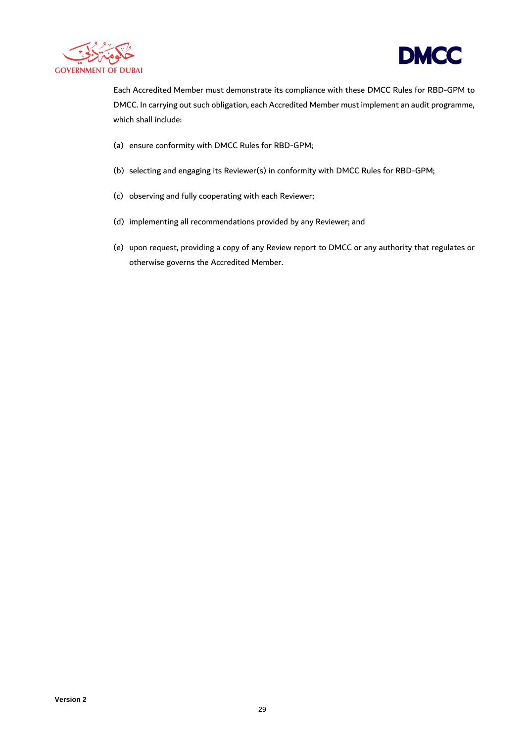Each Accredited Member must demonstrate its compliance with these DMCC Rules for RBD-GPM to DMCC. In carrying out such obligation, each Accredited Member must implement an audit programme, which shall include:

(a) ensure conformity with DMCC Rules for RBD-GPM;

(b) selecting and engaging its Reviewer(s) in conformity with DMCC Rules for RBD-GPM;

(c) observing and fully cooperating with each Reviewer;

(d) implementing all recommendations provided by any Reviewer; and

(e) upon request, providing a copy of any Review report to DMCC or any authority that regulates or otherwise governs the Accredited Member.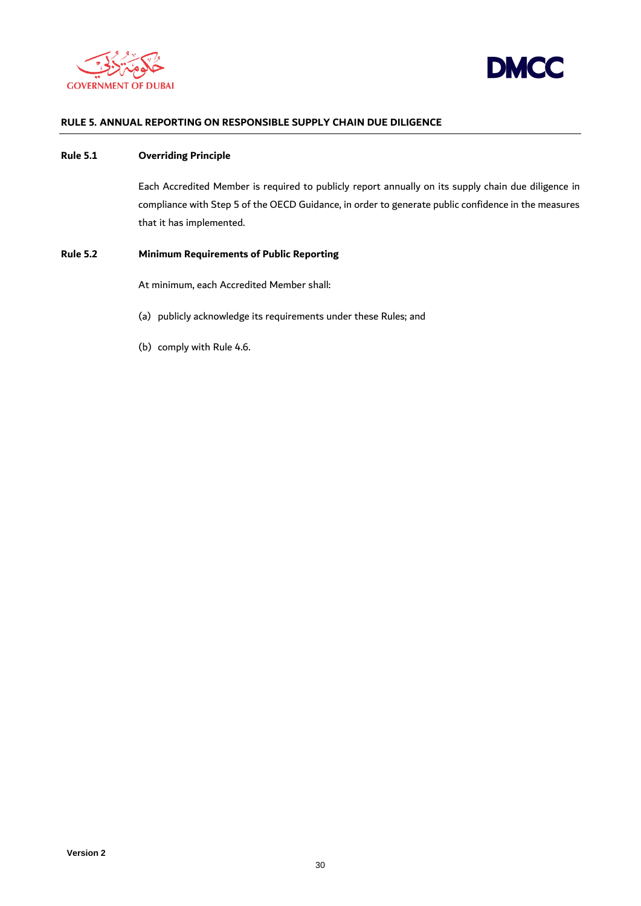## RULE 5. ANNUAL REPORTING ON RESPONSIBLE SUPPLY CHAIN DUE DILIGENCE

**Rule 5.1 Overriding Principle**

Each Accredited Member is required to publicly report annually on its supply chain due diligence in compliance with Step 5 of the OECD Guidance, in order to generate public confidence in the measures that it has implemented.

**Rule 5.2 Minimum Requirements of Public Reporting**

At minimum, each Accredited Member shall:

(a) publicly acknowledge its requirements under these Rules; and

(b) comply with Rule 4.6.

Version 2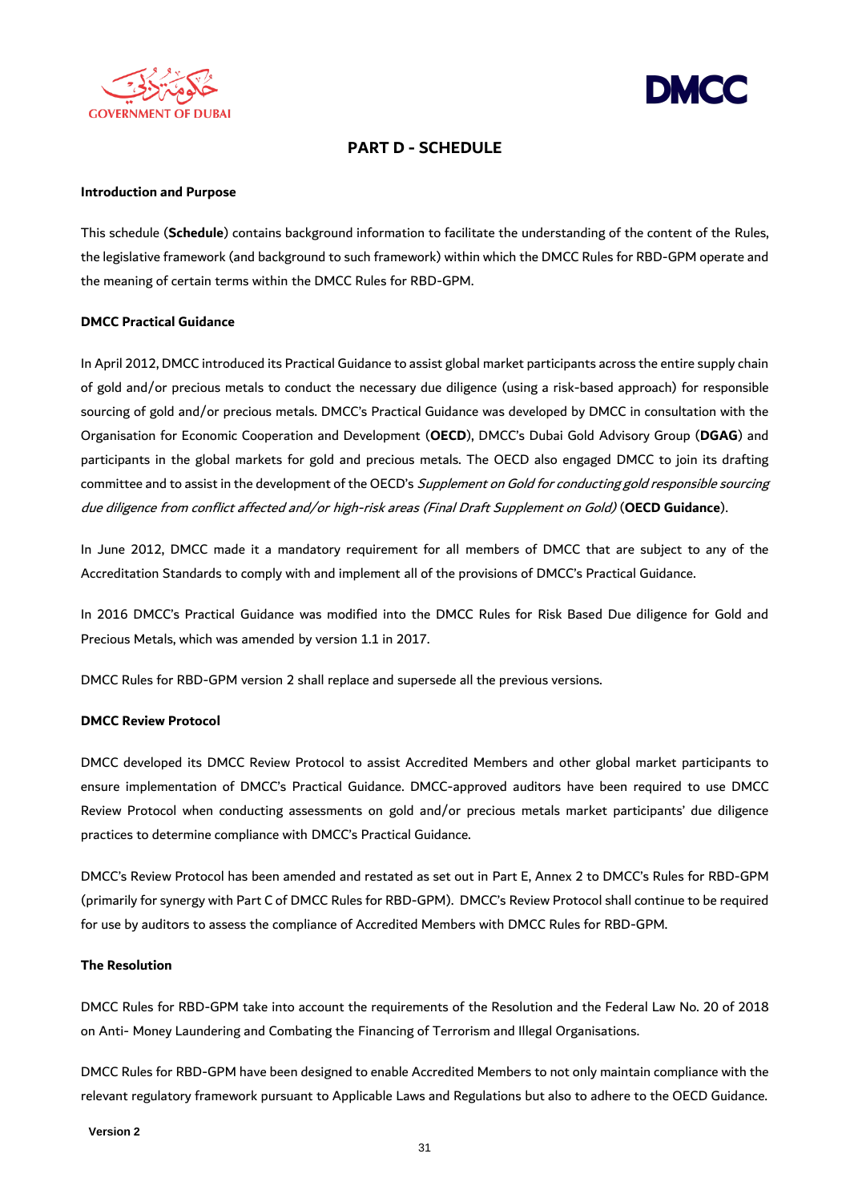## PART D - SCHEDULE

**Introduction and Purpose**

This schedule (**Schedule**) contains background information to facilitate the understanding of the content of the Rules, the legislative framework (and background to such framework) within which the DMCC Rules for RBD-GPM operate and the meaning of certain terms within the DMCC Rules for RBD-GPM.

**DMCC Practical Guidance**

In April 2012, DMCC introduced its Practical Guidance to assist global market participants across the entire supply chain of gold and/or precious metals to conduct the necessary due diligence (using a risk-based approach) for responsible sourcing of gold and/or precious metals. DMCC's Practical Guidance was developed by DMCC in consultation with the Organisation for Economic Cooperation and Development (**OECD**), DMCC's Dubai Gold Advisory Group (**DGAG**) and participants in the global markets for gold and precious metals. The OECD also engaged DMCC to join its drafting committee and to assist in the development of the OECD's *Supplement on Gold for conducting gold responsible sourcing due diligence from conflict affected and/or high-risk areas (Final Draft Supplement on Gold)* (**OECD Guidance**).

In June 2012, DMCC made it a mandatory requirement for all members of DMCC that are subject to any of the Accreditation Standards to comply with and implement all of the provisions of DMCC's Practical Guidance.

In 2016 DMCC's Practical Guidance was modified into the DMCC Rules for Risk Based Due diligence for Gold and Precious Metals, which was amended by version 1.1 in 2017.

DMCC Rules for RBD-GPM version 2 shall replace and supersede all the previous versions.

**DMCC Review Protocol**

DMCC developed its DMCC Review Protocol to assist Accredited Members and other global market participants to ensure implementation of DMCC's Practical Guidance. DMCC-approved auditors have been required to use DMCC Review Protocol when conducting assessments on gold and/or precious metals market participants' due diligence practices to determine compliance with DMCC's Practical Guidance.

DMCC's Review Protocol has been amended and restated as set out in Part E, Annex 2 to DMCC's Rules for RBD-GPM (primarily for synergy with Part C of DMCC Rules for RBD-GPM). DMCC's Review Protocol shall continue to be required for use by auditors to assess the compliance of Accredited Members with DMCC Rules for RBD-GPM.

**The Resolution**

DMCC Rules for RBD-GPM take into account the requirements of the Resolution and the Federal Law No. 20 of 2018 on Anti- Money Laundering and Combating the Financing of Terrorism and Illegal Organisations.

DMCC Rules for RBD-GPM have been designed to enable Accredited Members to not only maintain compliance with the relevant regulatory framework pursuant to Applicable Laws and Regulations but also to adhere to the OECD Guidance.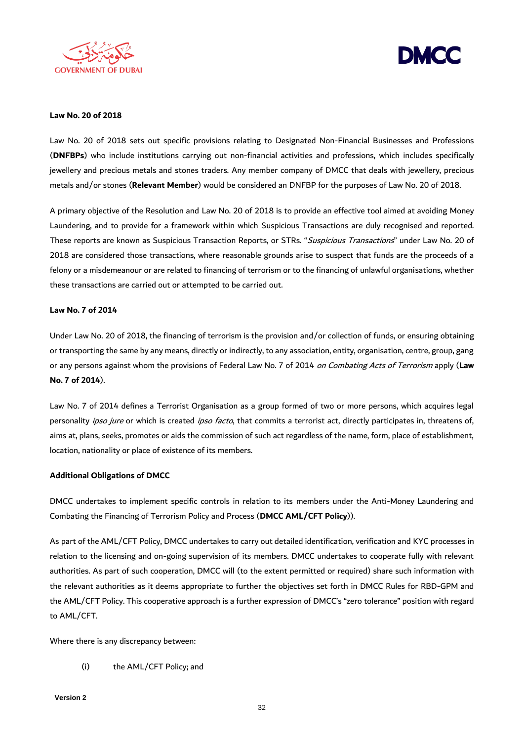**Law No. 20 of 2018**

Law No. 20 of 2018 sets out specific provisions relating to Designated Non-Financial Businesses and Professions (**DNFBPs**) who include institutions carrying out non-financial activities and professions, which includes specifically jewellery and precious metals and stones traders. Any member company of DMCC that deals with jewellery, precious metals and/or stones (**Relevant Member**) would be considered an DNFBP for the purposes of Law No. 20 of 2018.

A primary objective of the Resolution and Law No. 20 of 2018 is to provide an effective tool aimed at avoiding Money Laundering, and to provide for a framework within which Suspicious Transactions are duly recognised and reported. These reports are known as Suspicious Transaction Reports, or STRs. "*Suspicious Transactions*" under Law No. 20 of 2018 are considered those transactions, where reasonable grounds arise to suspect that funds are the proceeds of a felony or a misdemeanour or are related to financing of terrorism or to the financing of unlawful organisations, whether these transactions are carried out or attempted to be carried out.

**Law No. 7 of 2014**

Under Law No. 20 of 2018, the financing of terrorism is the provision and/or collection of funds, or ensuring obtaining or transporting the same by any means, directly or indirectly, to any association, entity, organisation, centre, group, gang or any persons against whom the provisions of Federal Law No. 7 of 2014 *on Combating Acts of Terrorism* apply (**Law No. 7 of 2014**).

Law No. 7 of 2014 defines a Terrorist Organisation as a group formed of two or more persons, which acquires legal personality *ipso jure* or which is created *ipso facto*, that commits a terrorist act, directly participates in, threatens of, aims at, plans, seeks, promotes or aids the commission of such act regardless of the name, form, place of establishment, location, nationality or place of existence of its members.

**Additional Obligations of DMCC**

DMCC undertakes to implement specific controls in relation to its members under the Anti-Money Laundering and Combating the Financing of Terrorism Policy and Process (**DMCC AML/CFT Policy**)).

As part of the AML/CFT Policy, DMCC undertakes to carry out detailed identification, verification and KYC processes in relation to the licensing and on-going supervision of its members. DMCC undertakes to cooperate fully with relevant authorities. As part of such cooperation, DMCC will (to the extent permitted or required) share such information with the relevant authorities as it deems appropriate to further the objectives set forth in DMCC Rules for RBD-GPM and the AML/CFT Policy. This cooperative approach is a further expression of DMCC's "zero tolerance" position with regard to AML/CFT.

Where there is any discrepancy between:

(i) the AML/CFT Policy; and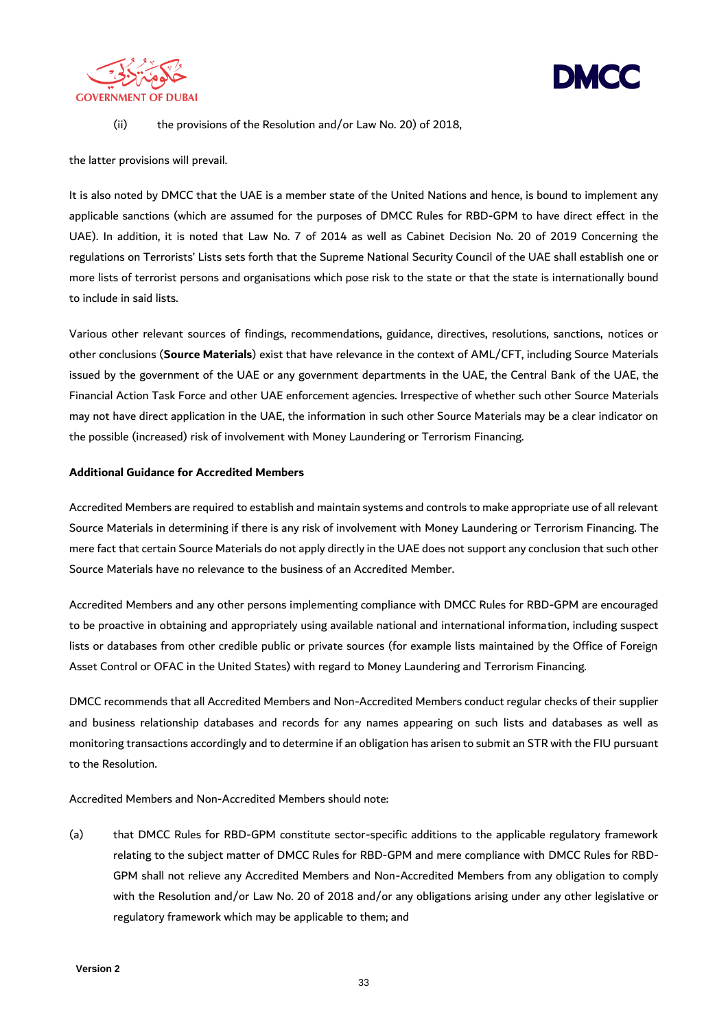(ii) the provisions of the Resolution and/or Law No. 20) of 2018,

the latter provisions will prevail.

It is also noted by DMCC that the UAE is a member state of the United Nations and hence, is bound to implement any applicable sanctions (which are assumed for the purposes of DMCC Rules for RBD-GPM to have direct effect in the UAE). In addition, it is noted that Law No. 7 of 2014 as well as Cabinet Decision No. 20 of 2019 Concerning the regulations on Terrorists' Lists sets forth that the Supreme National Security Council of the UAE shall establish one or more lists of terrorist persons and organisations which pose risk to the state or that the state is internationally bound to include in said lists.

Various other relevant sources of findings, recommendations, guidance, directives, resolutions, sanctions, notices or other conclusions (**Source Materials**) exist that have relevance in the context of AML/CFT, including Source Materials issued by the government of the UAE or any government departments in the UAE, the Central Bank of the UAE, the Financial Action Task Force and other UAE enforcement agencies. Irrespective of whether such other Source Materials may not have direct application in the UAE, the information in such other Source Materials may be a clear indicator on the possible (increased) risk of involvement with Money Laundering or Terrorism Financing.

**Additional Guidance for Accredited Members**

Accredited Members are required to establish and maintain systems and controls to make appropriate use of all relevant Source Materials in determining if there is any risk of involvement with Money Laundering or Terrorism Financing. The mere fact that certain Source Materials do not apply directly in the UAE does not support any conclusion that such other Source Materials have no relevance to the business of an Accredited Member.

Accredited Members and any other persons implementing compliance with DMCC Rules for RBD-GPM are encouraged to be proactive in obtaining and appropriately using available national and international information, including suspect lists or databases from other credible public or private sources (for example lists maintained by the Office of Foreign Asset Control or OFAC in the United States) with regard to Money Laundering and Terrorism Financing.

DMCC recommends that all Accredited Members and Non-Accredited Members conduct regular checks of their supplier and business relationship databases and records for any names appearing on such lists and databases as well as monitoring transactions accordingly and to determine if an obligation has arisen to submit an STR with the FIU pursuant to the Resolution.

Accredited Members and Non-Accredited Members should note:

(a) that DMCC Rules for RBD-GPM constitute sector-specific additions to the applicable regulatory framework relating to the subject matter of DMCC Rules for RBD-GPM and mere compliance with DMCC Rules for RBD-GPM shall not relieve any Accredited Members and Non-Accredited Members from any obligation to comply with the Resolution and/or Law No. 20 of 2018 and/or any obligations arising under any other legislative or regulatory framework which may be applicable to them; and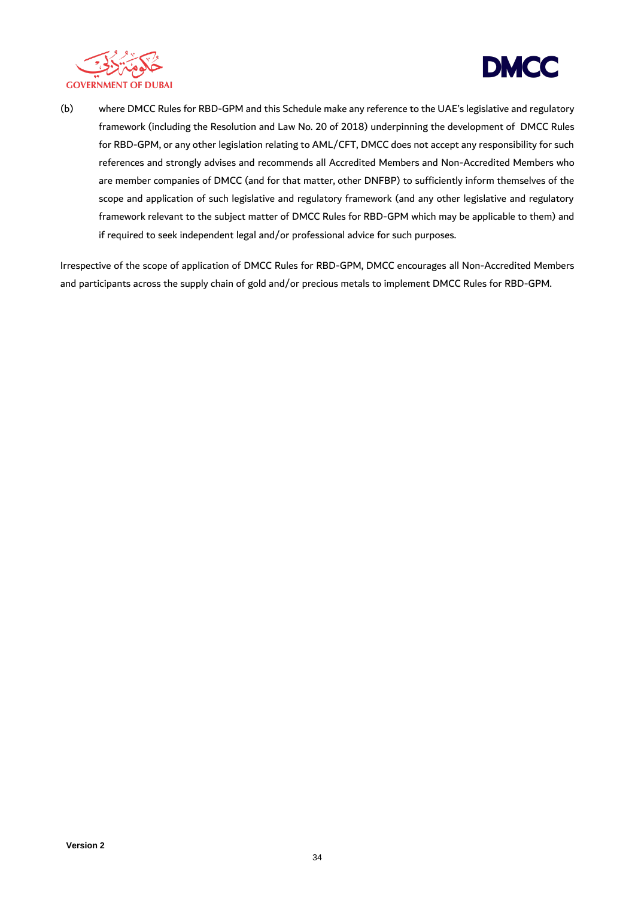(b) where DMCC Rules for RBD-GPM and this Schedule make any reference to the UAE's legislative and regulatory framework (including the Resolution and Law No. 20 of 2018) underpinning the development of DMCC Rules for RBD-GPM, or any other legislation relating to AML/CFT, DMCC does not accept any responsibility for such references and strongly advises and recommends all Accredited Members and Non-Accredited Members who are member companies of DMCC (and for that matter, other DNFBP) to sufficiently inform themselves of the scope and application of such legislative and regulatory framework (and any other legislative and regulatory framework relevant to the subject matter of DMCC Rules for RBD-GPM which may be applicable to them) and if required to seek independent legal and/or professional advice for such purposes.

Irrespective of the scope of application of DMCC Rules for RBD-GPM, DMCC encourages all Non-Accredited Members and participants across the supply chain of gold and/or precious metals to implement DMCC Rules for RBD-GPM.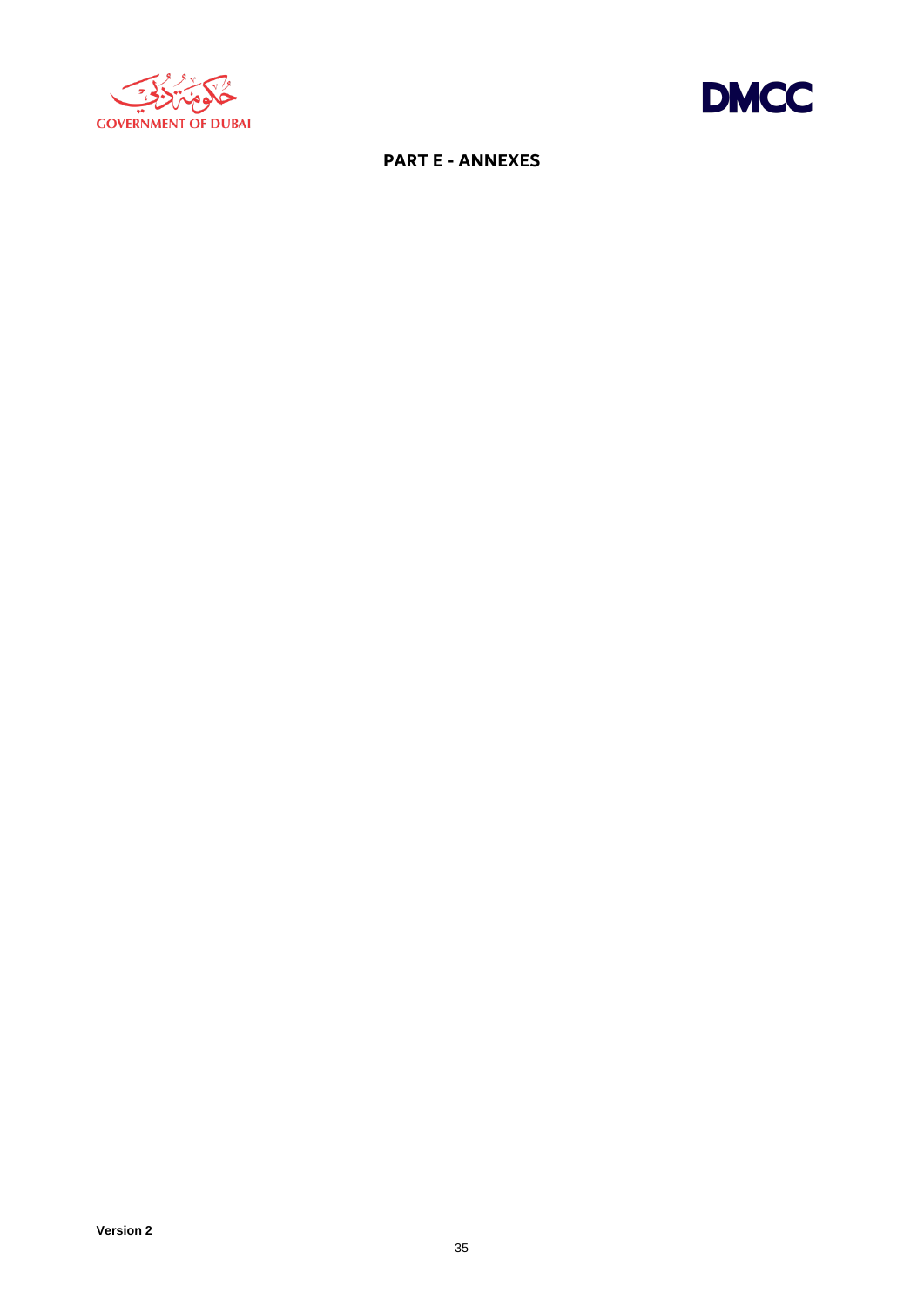## PART E - ANNEXES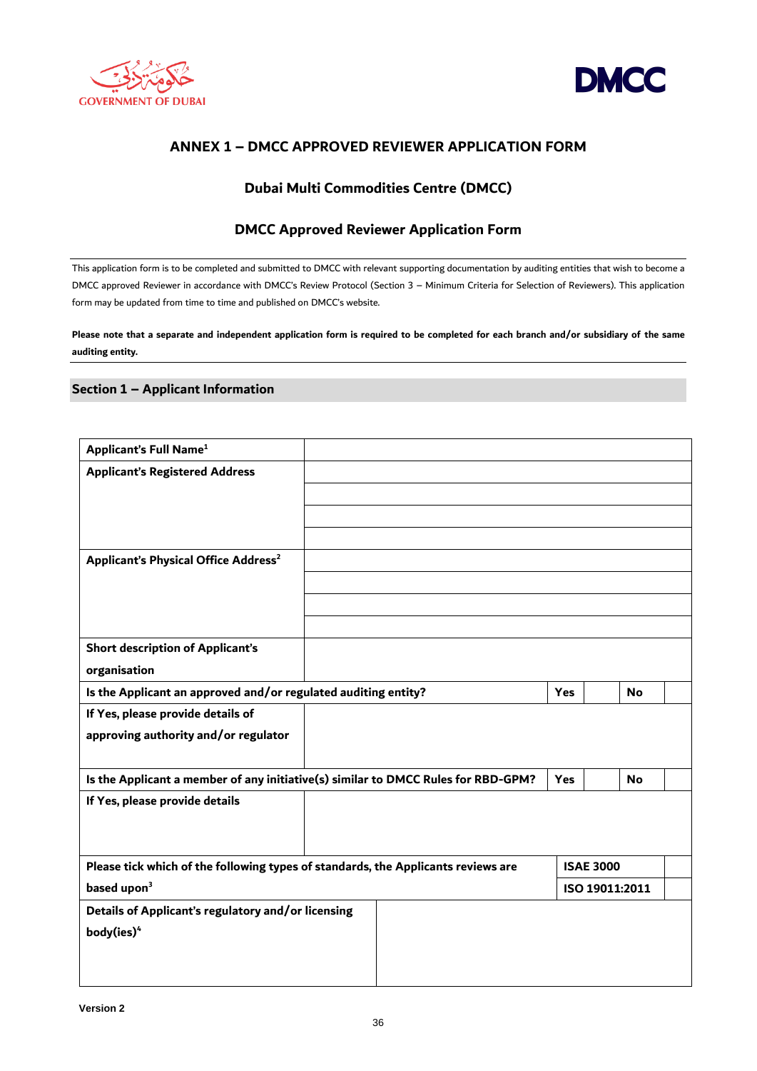GOVERNMENT OF DUBAI

DMCC

## ANNEX 1 – DMCC APPROVED REVIEWER APPLICATION FORM

### Dubai Multi Commodities Centre (DMCC)

### DMCC Approved Reviewer Application Form

This application form is to be completed and submitted to DMCC with relevant supporting documentation by auditing entities that wish to become a DMCC approved Reviewer in accordance with DMCC's Review Protocol (Section 3 – Minimum Criteria for Selection of Reviewers). This application form may be updated from time to time and published on DMCC's website.

**Please note that a separate and independent application form is required to be completed for each branch and/or subsidiary of the same auditing entity.**

## Section 1 – Applicant Information

| | | | | | |
|---|---|---|---|---|---|
| **Applicant's Full Name[1]** | | | | | |
| **Applicant's Registered Address** | | | | | |
| | | | | | |
| | | | | | |
| | | | | | |
| **Applicant's Physical Office Address[2]** | | | | | |
| | | | | | |
| | | | | | |
| | | | | | |
| **Short description of Applicant's organisation** | | | | | |
| **Is the Applicant an approved and/or regulated auditing entity?** | | **Yes** | | **No** | |
| **If Yes, please provide details of approving authority and/or regulator** | | | | | |
| **Is the Applicant a member of any initiative(s) similar to DMCC Rules for RBD-GPM?** | | **Yes** | | **No** | |
| **If Yes, please provide details** | | | | | |
| **Please tick which of the following types of standards, the Applicants reviews are based upon[3]** | | **ISAE 3000** | | | |
| | | **ISO 19011:2011** | | | |
| **Details of Applicant's regulatory and/or licensing body(ies)[4]** | | | | | |

Version 2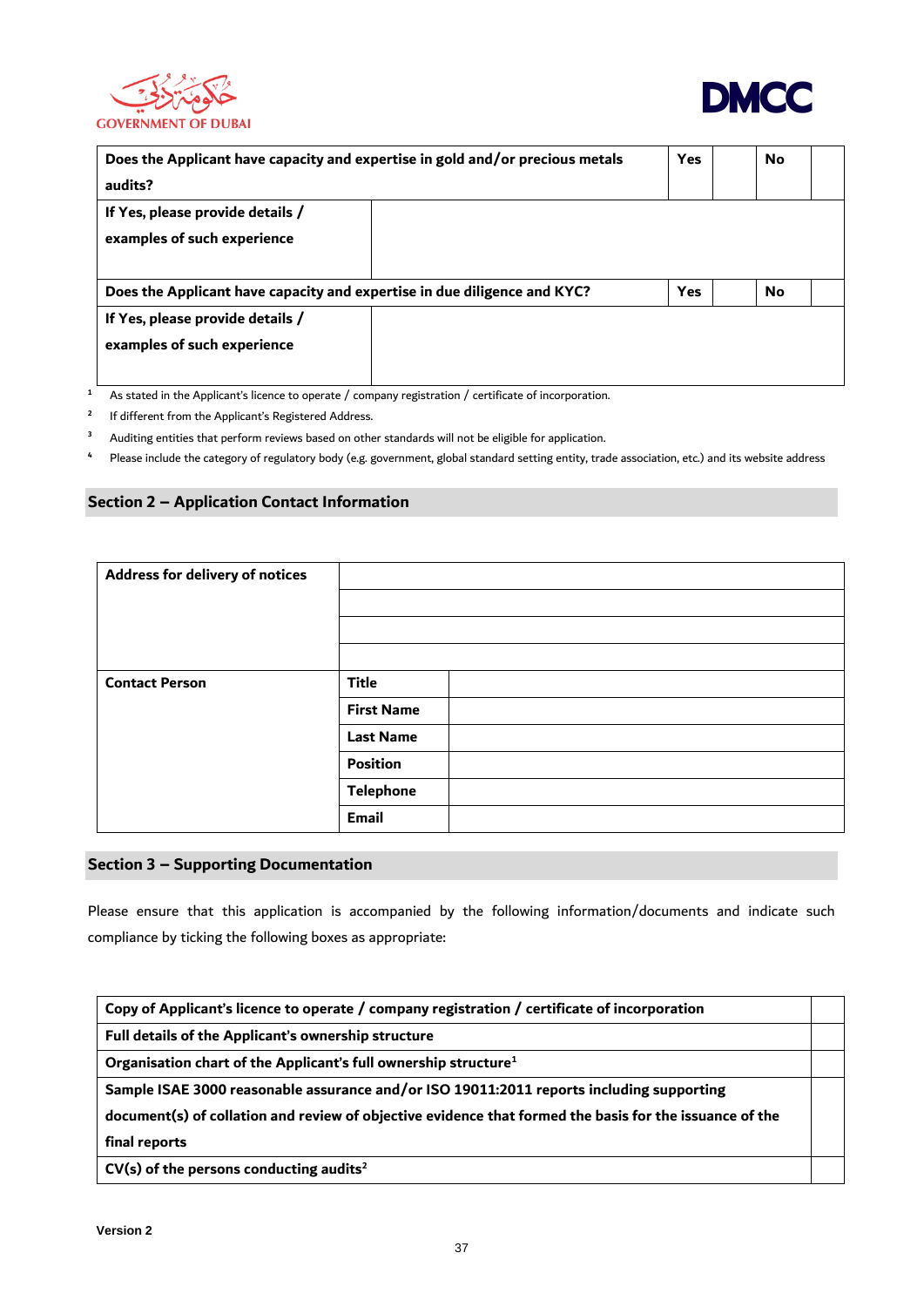| | | | | |
|---|---|---|---|---|
| Does the Applicant have capacity and expertise in gold and/or precious metals audits? | Yes | | No | |
| If Yes, please provide details / examples of such experience | | | | |
| Does the Applicant have capacity and expertise in due diligence and KYC? | Yes | | No | |
| If Yes, please provide details / examples of such experience | | | | |

[1] As stated in the Applicant's licence to operate / company registration / certificate of incorporation.

[2] If different from the Applicant's Registered Address.

[3] Auditing entities that perform reviews based on other standards will not be eligible for application.

[4] Please include the category of regulatory body (e.g. government, global standard setting entity, trade association, etc.) and its website address

## Section 2 – Application Contact Information

| | | |
|---|---|---|
| **Address for delivery of notices** | | |
| | | |
| | | |
| | | |
| **Contact Person** | **Title** | |
| | **First Name** | |
| | **Last Name** | |
| | **Position** | |
| | **Telephone** | |
| | **Email** | |

## Section 3 – Supporting Documentation

Please ensure that this application is accompanied by the following information/documents and indicate such compliance by ticking the following boxes as appropriate:

| | |
|---|---|
| **Copy of Applicant's licence to operate / company registration / certificate of incorporation** | |
| **Full details of the Applicant's ownership structure** | |
| **Organisation chart of the Applicant's full ownership structure[1]** | |
| **Sample ISAE 3000 reasonable assurance and/or ISO 19011:2011 reports including supporting document(s) of collation and review of objective evidence that formed the basis for the issuance of the final reports** | |
| **CV(s) of the persons conducting audits[2]** | |

Version 2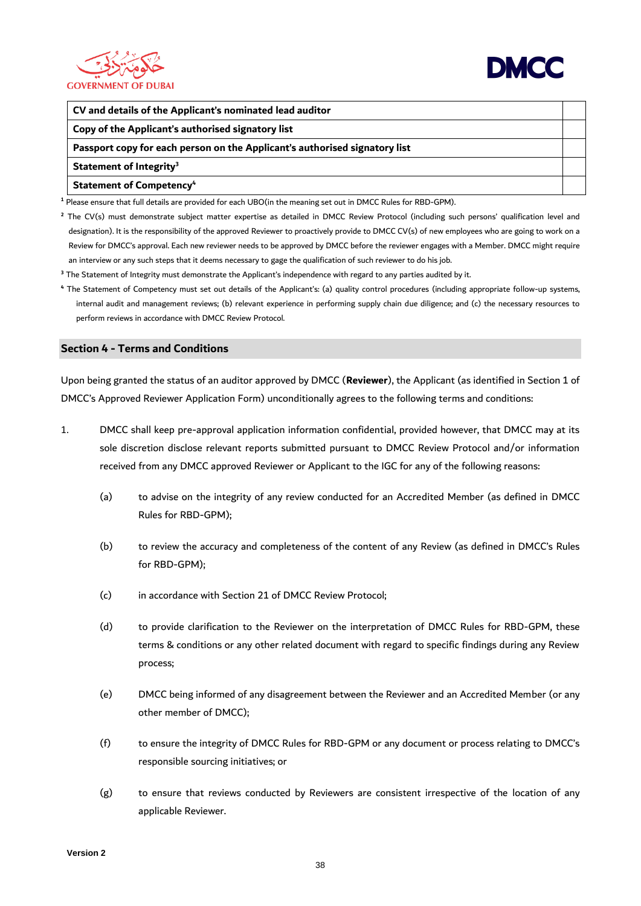| | |
|---|---|
| **CV and details of the Applicant's nominated lead auditor** | |
| **Copy of the Applicant's authorised signatory list** | |
| **Passport copy for each person on the Applicant's authorised signatory list** | |
| **Statement of Integrity[3]** | |
| **Statement of Competency[4]** | |

[1] Please ensure that full details are provided for each UBO(in the meaning set out in DMCC Rules for RBD-GPM).

[2] The CV(s) must demonstrate subject matter expertise as detailed in DMCC Review Protocol (including such persons' qualification level and designation). It is the responsibility of the approved Reviewer to proactively provide to DMCC CV(s) of new employees who are going to work on a Review for DMCC's approval. Each new reviewer needs to be approved by DMCC before the reviewer engages with a Member. DMCC might require an interview or any such steps that it deems necessary to gage the qualification of such reviewer to do his job.

[3] The Statement of Integrity must demonstrate the Applicant's independence with regard to any parties audited by it.

[4] The Statement of Competency must set out details of the Applicant's: (a) quality control procedures (including appropriate follow-up systems, internal audit and management reviews; (b) relevant experience in performing supply chain due diligence; and (c) the necessary resources to perform reviews in accordance with DMCC Review Protocol.

## Section 4 - Terms and Conditions

Upon being granted the status of an auditor approved by DMCC (**Reviewer**), the Applicant (as identified in Section 1 of DMCC's Approved Reviewer Application Form) unconditionally agrees to the following terms and conditions:

1. DMCC shall keep pre-approval application information confidential, provided however, that DMCC may at its sole discretion disclose relevant reports submitted pursuant to DMCC Review Protocol and/or information received from any DMCC approved Reviewer or Applicant to the IGC for any of the following reasons:

   (a) to advise on the integrity of any review conducted for an Accredited Member (as defined in DMCC Rules for RBD-GPM);

   (b) to review the accuracy and completeness of the content of any Review (as defined in DMCC's Rules for RBD-GPM);

   (c) in accordance with Section 21 of DMCC Review Protocol;

   (d) to provide clarification to the Reviewer on the interpretation of DMCC Rules for RBD-GPM, these terms & conditions or any other related document with regard to specific findings during any Review process;

   (e) DMCC being informed of any disagreement between the Reviewer and an Accredited Member (or any other member of DMCC);

   (f) to ensure the integrity of DMCC Rules for RBD-GPM or any document or process relating to DMCC's responsible sourcing initiatives; or

   (g) to ensure that reviews conducted by Reviewers are consistent irrespective of the location of any applicable Reviewer.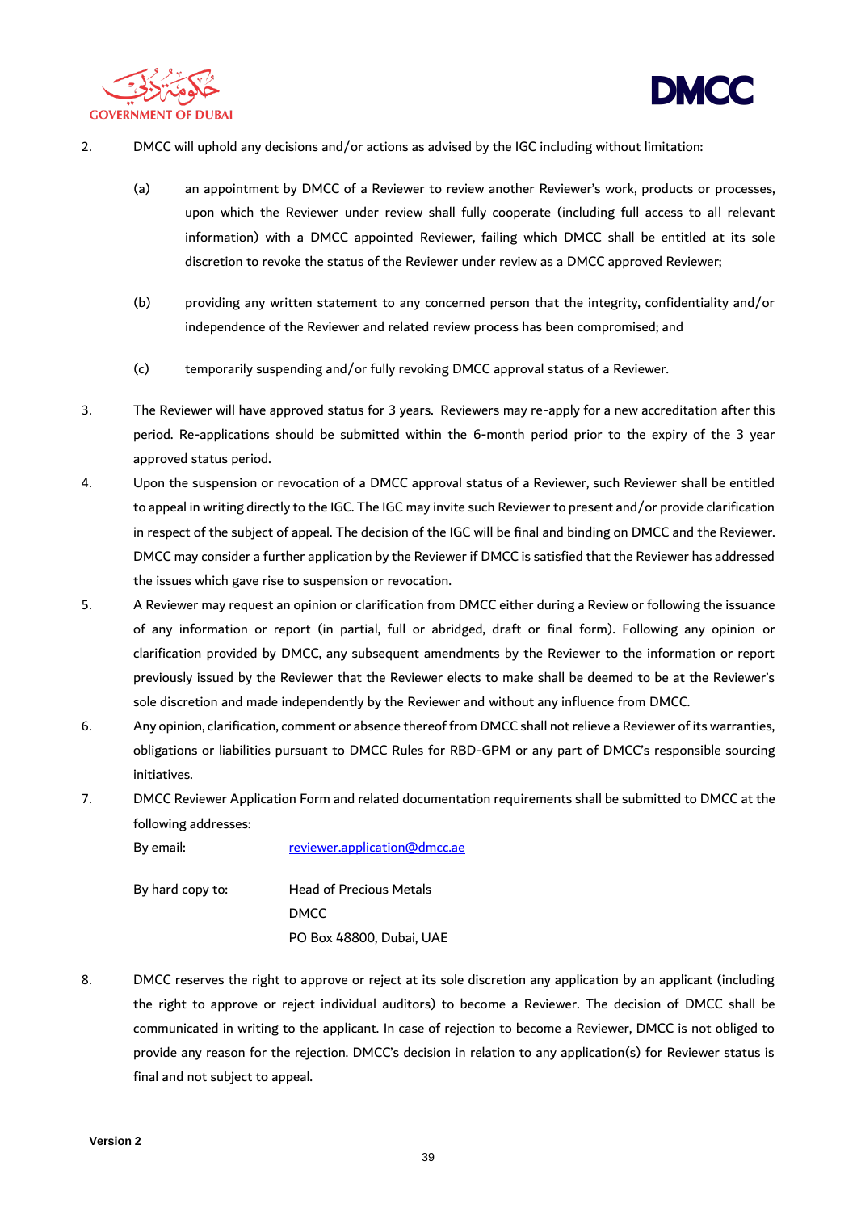2. DMCC will uphold any decisions and/or actions as advised by the IGC including without limitation:

   (a) an appointment by DMCC of a Reviewer to review another Reviewer's work, products or processes, upon which the Reviewer under review shall fully cooperate (including full access to all relevant information) with a DMCC appointed Reviewer, failing which DMCC shall be entitled at its sole discretion to revoke the status of the Reviewer under review as a DMCC approved Reviewer;

   (b) providing any written statement to any concerned person that the integrity, confidentiality and/or independence of the Reviewer and related review process has been compromised; and

   (c) temporarily suspending and/or fully revoking DMCC approval status of a Reviewer.

3. The Reviewer will have approved status for 3 years. Reviewers may re-apply for a new accreditation after this period. Re-applications should be submitted within the 6-month period prior to the expiry of the 3 year approved status period.

4. Upon the suspension or revocation of a DMCC approval status of a Reviewer, such Reviewer shall be entitled to appeal in writing directly to the IGC. The IGC may invite such Reviewer to present and/or provide clarification in respect of the subject of appeal. The decision of the IGC will be final and binding on DMCC and the Reviewer. DMCC may consider a further application by the Reviewer if DMCC is satisfied that the Reviewer has addressed the issues which gave rise to suspension or revocation.

5. A Reviewer may request an opinion or clarification from DMCC either during a Review or following the issuance of any information or report (in partial, full or abridged, draft or final form). Following any opinion or clarification provided by DMCC, any subsequent amendments by the Reviewer to the information or report previously issued by the Reviewer that the Reviewer elects to make shall be deemed to be at the Reviewer's sole discretion and made independently by the Reviewer and without any influence from DMCC.

6. Any opinion, clarification, comment or absence thereof from DMCC shall not relieve a Reviewer of its warranties, obligations or liabilities pursuant to DMCC Rules for RBD-GPM or any part of DMCC's responsible sourcing initiatives.

7. DMCC Reviewer Application Form and related documentation requirements shall be submitted to DMCC at the following addresses:

   By email: reviewer.application@dmcc.ae

   By hard copy to: Head of Precious Metals
   DMCC
   PO Box 48800, Dubai, UAE

8. DMCC reserves the right to approve or reject at its sole discretion any application by an applicant (including the right to approve or reject individual auditors) to become a Reviewer. The decision of DMCC shall be communicated in writing to the applicant. In case of rejection to become a Reviewer, DMCC is not obliged to provide any reason for the rejection. DMCC's decision in relation to any application(s) for Reviewer status is final and not subject to appeal.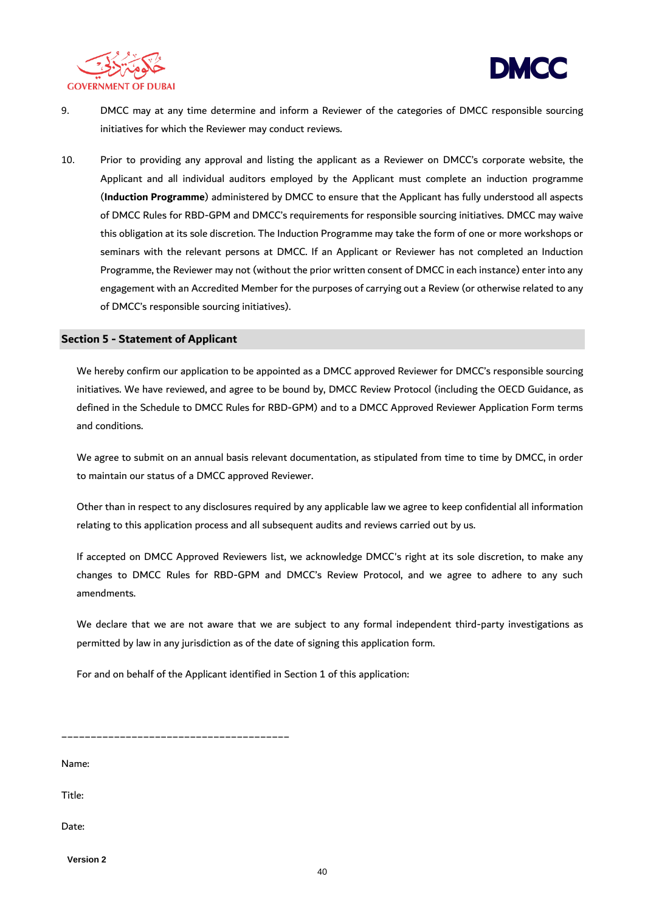9. DMCC may at any time determine and inform a Reviewer of the categories of DMCC responsible sourcing initiatives for which the Reviewer may conduct reviews.

10. Prior to providing any approval and listing the applicant as a Reviewer on DMCC's corporate website, the Applicant and all individual auditors employed by the Applicant must complete an induction programme (**Induction Programme**) administered by DMCC to ensure that the Applicant has fully understood all aspects of DMCC Rules for RBD-GPM and DMCC's requirements for responsible sourcing initiatives. DMCC may waive this obligation at its sole discretion. The Induction Programme may take the form of one or more workshops or seminars with the relevant persons at DMCC. If an Applicant or Reviewer has not completed an Induction Programme, the Reviewer may not (without the prior written consent of DMCC in each instance) enter into any engagement with an Accredited Member for the purposes of carrying out a Review (or otherwise related to any of DMCC's responsible sourcing initiatives).

## Section 5 - Statement of Applicant

We hereby confirm our application to be appointed as a DMCC approved Reviewer for DMCC's responsible sourcing initiatives. We have reviewed, and agree to be bound by, DMCC Review Protocol (including the OECD Guidance, as defined in the Schedule to DMCC Rules for RBD-GPM) and to a DMCC Approved Reviewer Application Form terms and conditions.

We agree to submit on an annual basis relevant documentation, as stipulated from time to time by DMCC, in order to maintain our status of a DMCC approved Reviewer.

Other than in respect to any disclosures required by any applicable law we agree to keep confidential all information relating to this application process and all subsequent audits and reviews carried out by us.

If accepted on DMCC Approved Reviewers list, we acknowledge DMCC's right at its sole discretion, to make any changes to DMCC Rules for RBD-GPM and DMCC's Review Protocol, and we agree to adhere to any such amendments.

We declare that we are not aware that we are subject to any formal independent third-party investigations as permitted by law in any jurisdiction as of the date of signing this application form.

For and on behalf of the Applicant identified in Section 1 of this application:

_______________________________________

Name:

Title:

Date:

Version 2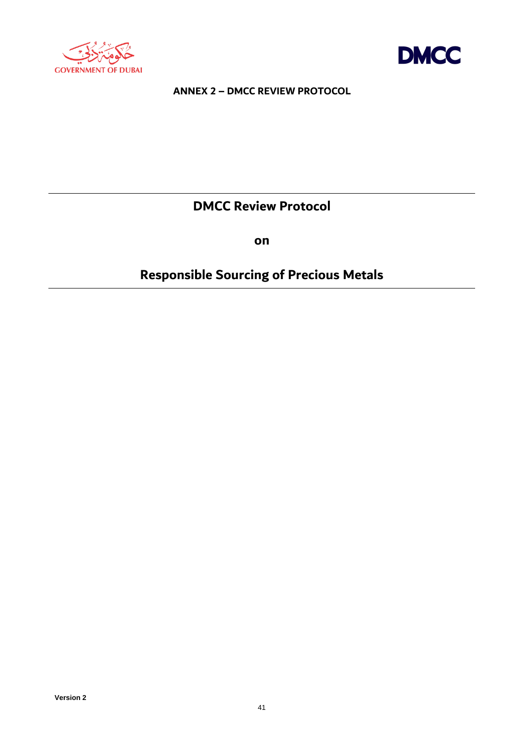## ANNEX 2 – DMCC REVIEW PROTOCOL

# DMCC Review Protocol

**on**

# Responsible Sourcing of Precious Metals

Version 2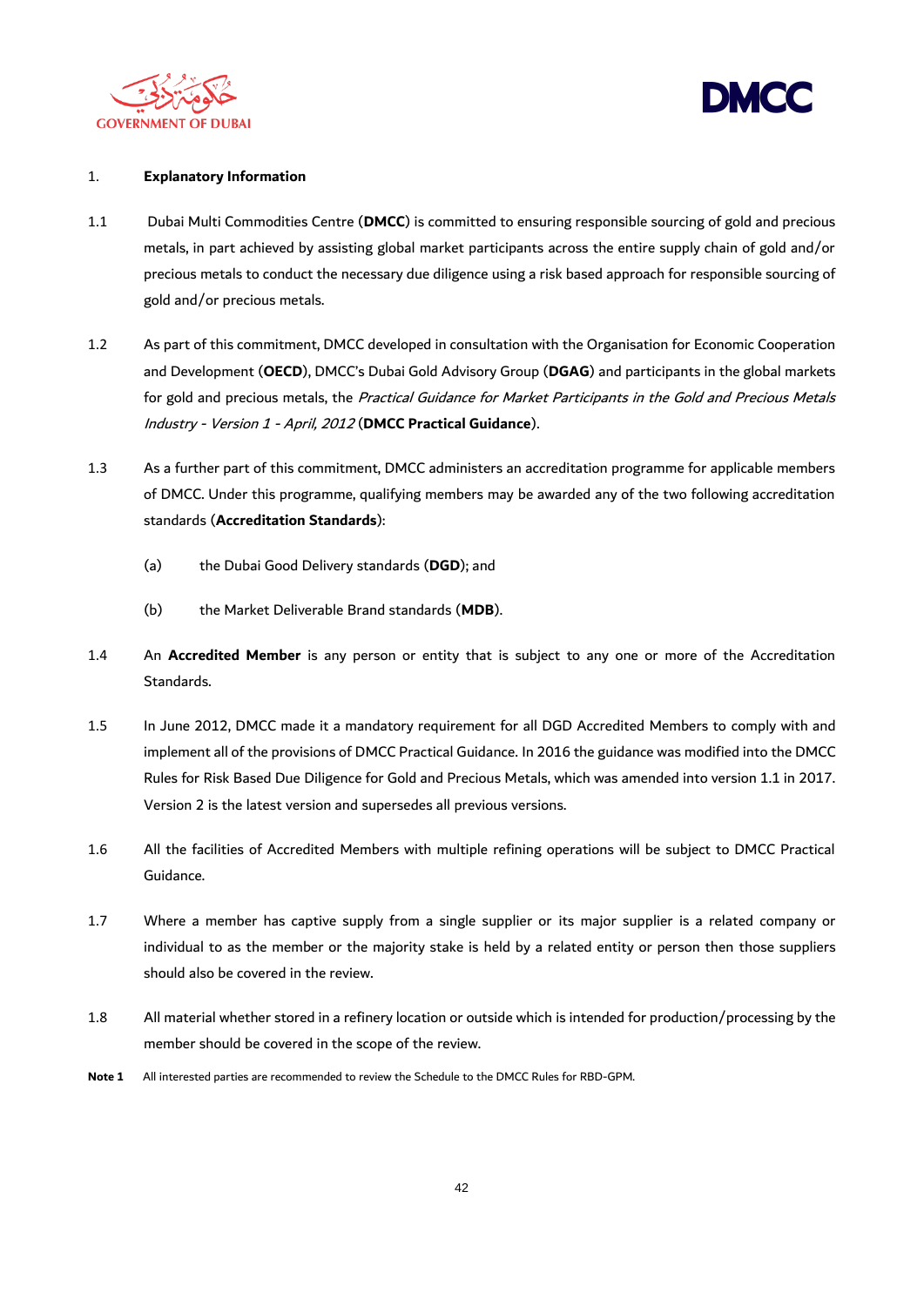1. **Explanatory Information**

1.1 Dubai Multi Commodities Centre (**DMCC**) is committed to ensuring responsible sourcing of gold and precious metals, in part achieved by assisting global market participants across the entire supply chain of gold and/or precious metals to conduct the necessary due diligence using a risk based approach for responsible sourcing of gold and/or precious metals.

1.2 As part of this commitment, DMCC developed in consultation with the Organisation for Economic Cooperation and Development (**OECD**), DMCC's Dubai Gold Advisory Group (**DGAG**) and participants in the global markets for gold and precious metals, the *Practical Guidance for Market Participants in the Gold and Precious Metals Industry - Version 1 - April, 2012* (**DMCC Practical Guidance**).

1.3 As a further part of this commitment, DMCC administers an accreditation programme for applicable members of DMCC. Under this programme, qualifying members may be awarded any of the two following accreditation standards (**Accreditation Standards**):

(a) the Dubai Good Delivery standards (**DGD**); and

(b) the Market Deliverable Brand standards (**MDB**).

1.4 An **Accredited Member** is any person or entity that is subject to any one or more of the Accreditation Standards.

1.5 In June 2012, DMCC made it a mandatory requirement for all DGD Accredited Members to comply with and implement all of the provisions of DMCC Practical Guidance. In 2016 the guidance was modified into the DMCC Rules for Risk Based Due Diligence for Gold and Precious Metals, which was amended into version 1.1 in 2017. Version 2 is the latest version and supersedes all previous versions.

1.6 All the facilities of Accredited Members with multiple refining operations will be subject to DMCC Practical Guidance.

1.7 Where a member has captive supply from a single supplier or its major supplier is a related company or individual to as the member or the majority stake is held by a related entity or person then those suppliers should also be covered in the review.

1.8 All material whether stored in a refinery location or outside which is intended for production/processing by the member should be covered in the scope of the review.

**Note 1** All interested parties are recommended to review the Schedule to the DMCC Rules for RBD-GPM.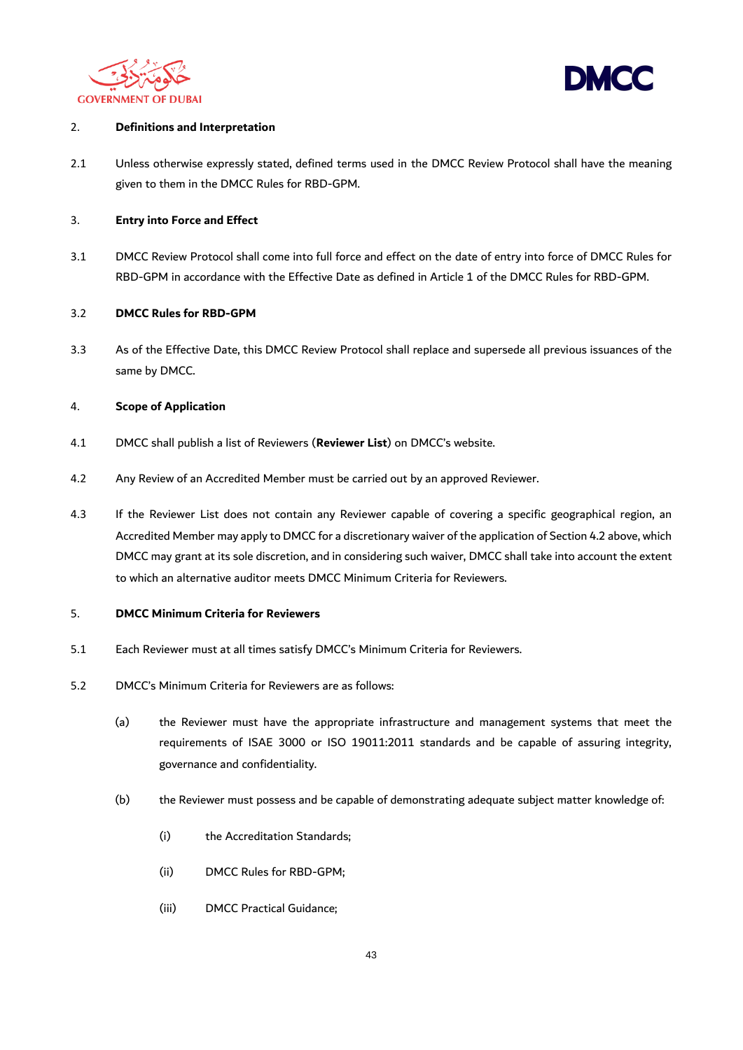2. **Definitions and Interpretation**

2.1 Unless otherwise expressly stated, defined terms used in the DMCC Review Protocol shall have the meaning given to them in the DMCC Rules for RBD-GPM.

3. **Entry into Force and Effect**

3.1 DMCC Review Protocol shall come into full force and effect on the date of entry into force of DMCC Rules for RBD-GPM in accordance with the Effective Date as defined in Article 1 of the DMCC Rules for RBD-GPM.

3.2 **DMCC Rules for RBD-GPM**

3.3 As of the Effective Date, this DMCC Review Protocol shall replace and supersede all previous issuances of the same by DMCC.

4. **Scope of Application**

4.1 DMCC shall publish a list of Reviewers (**Reviewer List**) on DMCC's website.

4.2 Any Review of an Accredited Member must be carried out by an approved Reviewer.

4.3 If the Reviewer List does not contain any Reviewer capable of covering a specific geographical region, an Accredited Member may apply to DMCC for a discretionary waiver of the application of Section 4.2 above, which DMCC may grant at its sole discretion, and in considering such waiver, DMCC shall take into account the extent to which an alternative auditor meets DMCC Minimum Criteria for Reviewers.

5. **DMCC Minimum Criteria for Reviewers**

5.1 Each Reviewer must at all times satisfy DMCC's Minimum Criteria for Reviewers.

5.2 DMCC's Minimum Criteria for Reviewers are as follows:

(a) the Reviewer must have the appropriate infrastructure and management systems that meet the requirements of ISAE 3000 or ISO 19011:2011 standards and be capable of assuring integrity, governance and confidentiality.

(b) the Reviewer must possess and be capable of demonstrating adequate subject matter knowledge of:

(i) the Accreditation Standards;

(ii) DMCC Rules for RBD-GPM;

(iii) DMCC Practical Guidance;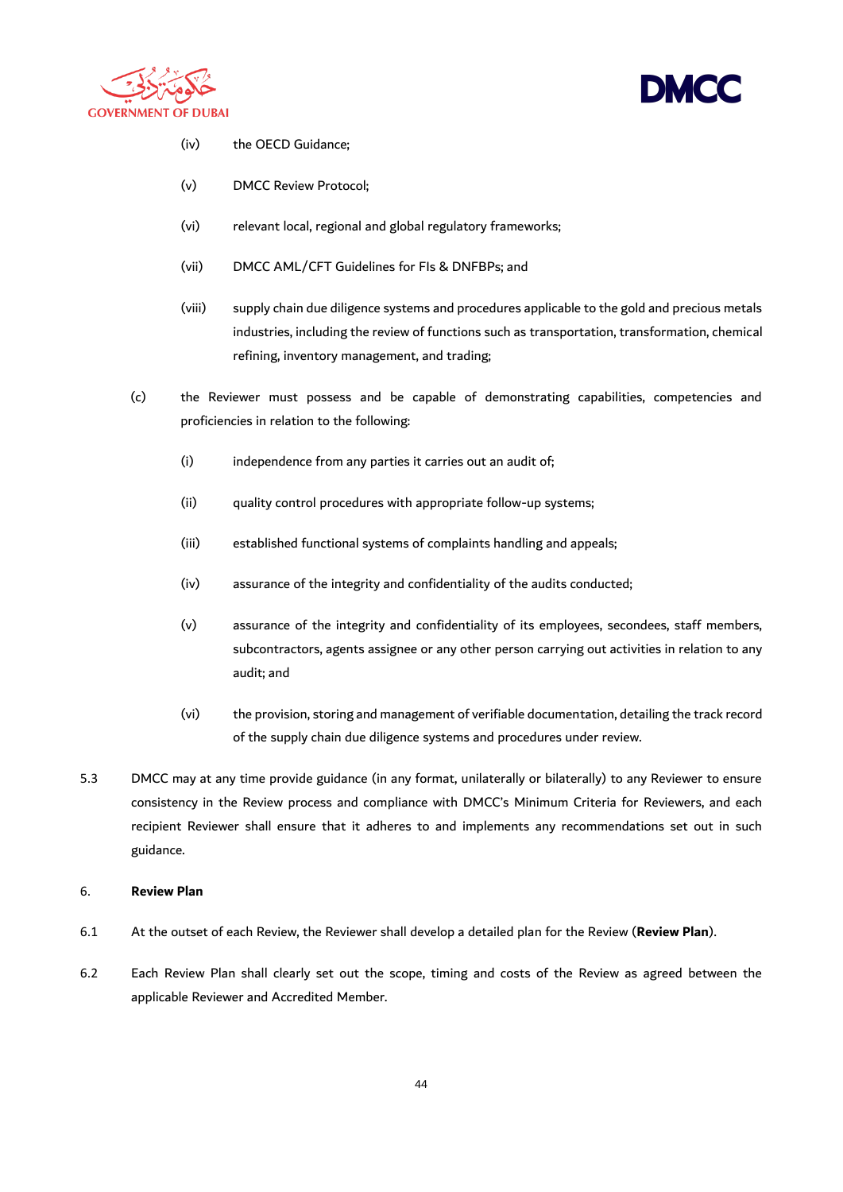(iv) the OECD Guidance;

(v) DMCC Review Protocol;

(vi) relevant local, regional and global regulatory frameworks;

(vii) DMCC AML/CFT Guidelines for FIs & DNFBPs; and

(viii) supply chain due diligence systems and procedures applicable to the gold and precious metals industries, including the review of functions such as transportation, transformation, chemical refining, inventory management, and trading;

(c) the Reviewer must possess and be capable of demonstrating capabilities, competencies and proficiencies in relation to the following:

(i) independence from any parties it carries out an audit of;

(ii) quality control procedures with appropriate follow-up systems;

(iii) established functional systems of complaints handling and appeals;

(iv) assurance of the integrity and confidentiality of the audits conducted;

(v) assurance of the integrity and confidentiality of its employees, secondees, staff members, subcontractors, agents assignee or any other person carrying out activities in relation to any audit; and

(vi) the provision, storing and management of verifiable documentation, detailing the track record of the supply chain due diligence systems and procedures under review.

5.3 DMCC may at any time provide guidance (in any format, unilaterally or bilaterally) to any Reviewer to ensure consistency in the Review process and compliance with DMCC's Minimum Criteria for Reviewers, and each recipient Reviewer shall ensure that it adheres to and implements any recommendations set out in such guidance.

6. **Review Plan**

6.1 At the outset of each Review, the Reviewer shall develop a detailed plan for the Review (**Review Plan**).

6.2 Each Review Plan shall clearly set out the scope, timing and costs of the Review as agreed between the applicable Reviewer and Accredited Member.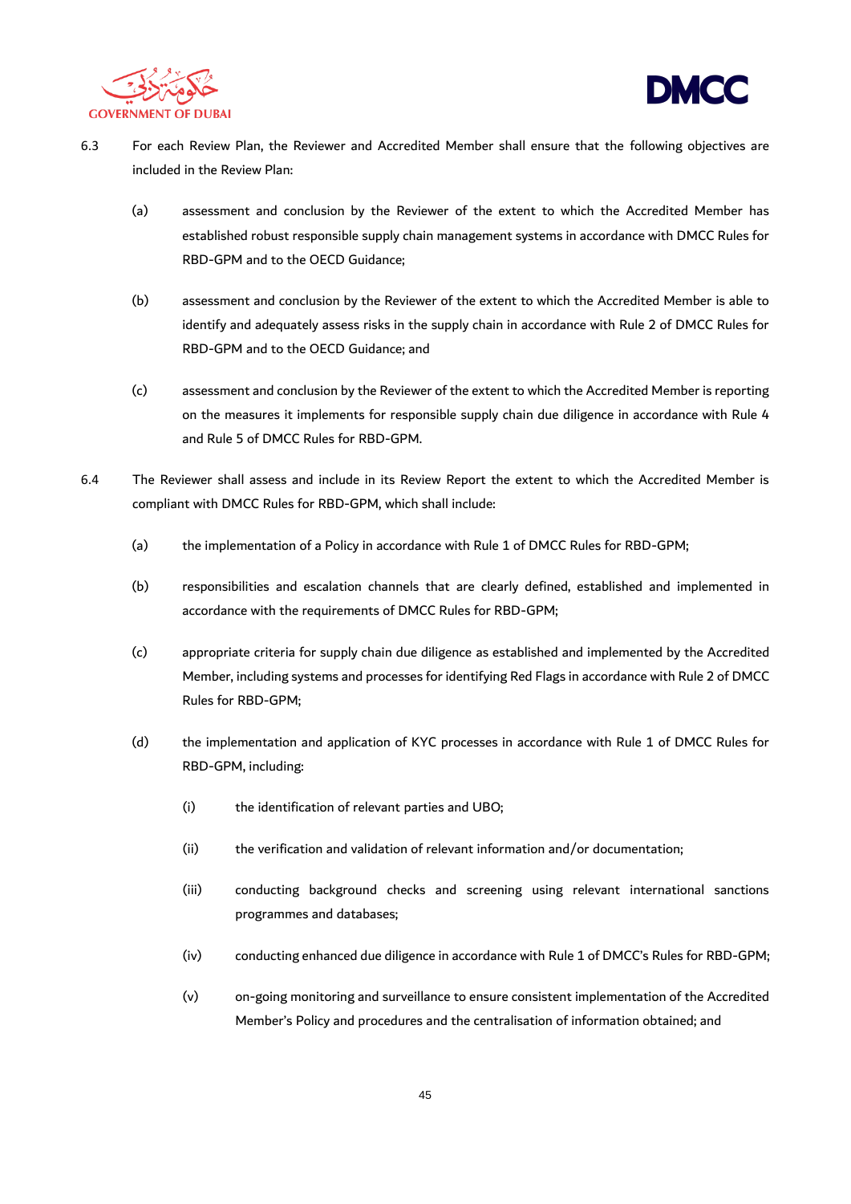6.3 For each Review Plan, the Reviewer and Accredited Member shall ensure that the following objectives are included in the Review Plan:

(a) assessment and conclusion by the Reviewer of the extent to which the Accredited Member has established robust responsible supply chain management systems in accordance with DMCC Rules for RBD-GPM and to the OECD Guidance;

(b) assessment and conclusion by the Reviewer of the extent to which the Accredited Member is able to identify and adequately assess risks in the supply chain in accordance with Rule 2 of DMCC Rules for RBD-GPM and to the OECD Guidance; and

(c) assessment and conclusion by the Reviewer of the extent to which the Accredited Member is reporting on the measures it implements for responsible supply chain due diligence in accordance with Rule 4 and Rule 5 of DMCC Rules for RBD-GPM.

6.4 The Reviewer shall assess and include in its Review Report the extent to which the Accredited Member is compliant with DMCC Rules for RBD-GPM, which shall include:

(a) the implementation of a Policy in accordance with Rule 1 of DMCC Rules for RBD-GPM;

(b) responsibilities and escalation channels that are clearly defined, established and implemented in accordance with the requirements of DMCC Rules for RBD-GPM;

(c) appropriate criteria for supply chain due diligence as established and implemented by the Accredited Member, including systems and processes for identifying Red Flags in accordance with Rule 2 of DMCC Rules for RBD-GPM;

(d) the implementation and application of KYC processes in accordance with Rule 1 of DMCC Rules for RBD-GPM, including:

(i) the identification of relevant parties and UBO;

(ii) the verification and validation of relevant information and/or documentation;

(iii) conducting background checks and screening using relevant international sanctions programmes and databases;

(iv) conducting enhanced due diligence in accordance with Rule 1 of DMCC's Rules for RBD-GPM;

(v) on-going monitoring and surveillance to ensure consistent implementation of the Accredited Member's Policy and procedures and the centralisation of information obtained; and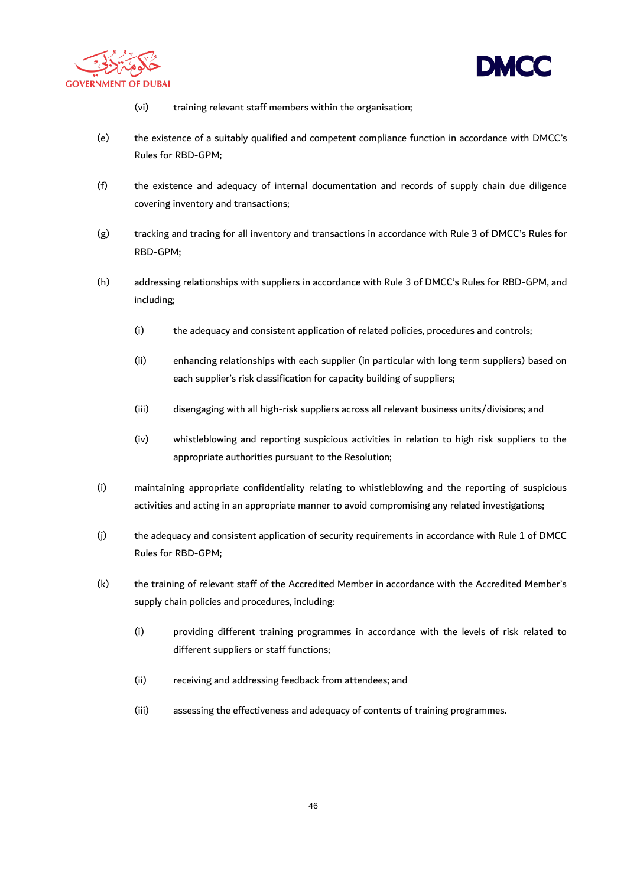(vi) training relevant staff members within the organisation;

(e) the existence of a suitably qualified and competent compliance function in accordance with DMCC's Rules for RBD-GPM;

(f) the existence and adequacy of internal documentation and records of supply chain due diligence covering inventory and transactions;

(g) tracking and tracing for all inventory and transactions in accordance with Rule 3 of DMCC's Rules for RBD-GPM;

(h) addressing relationships with suppliers in accordance with Rule 3 of DMCC's Rules for RBD-GPM, and including;

(i) the adequacy and consistent application of related policies, procedures and controls;

(ii) enhancing relationships with each supplier (in particular with long term suppliers) based on each supplier's risk classification for capacity building of suppliers;

(iii) disengaging with all high-risk suppliers across all relevant business units/divisions; and

(iv) whistleblowing and reporting suspicious activities in relation to high risk suppliers to the appropriate authorities pursuant to the Resolution;

(i) maintaining appropriate confidentiality relating to whistleblowing and the reporting of suspicious activities and acting in an appropriate manner to avoid compromising any related investigations;

(j) the adequacy and consistent application of security requirements in accordance with Rule 1 of DMCC Rules for RBD-GPM;

(k) the training of relevant staff of the Accredited Member in accordance with the Accredited Member's supply chain policies and procedures, including:

(i) providing different training programmes in accordance with the levels of risk related to different suppliers or staff functions;

(ii) receiving and addressing feedback from attendees; and

(iii) assessing the effectiveness and adequacy of contents of training programmes.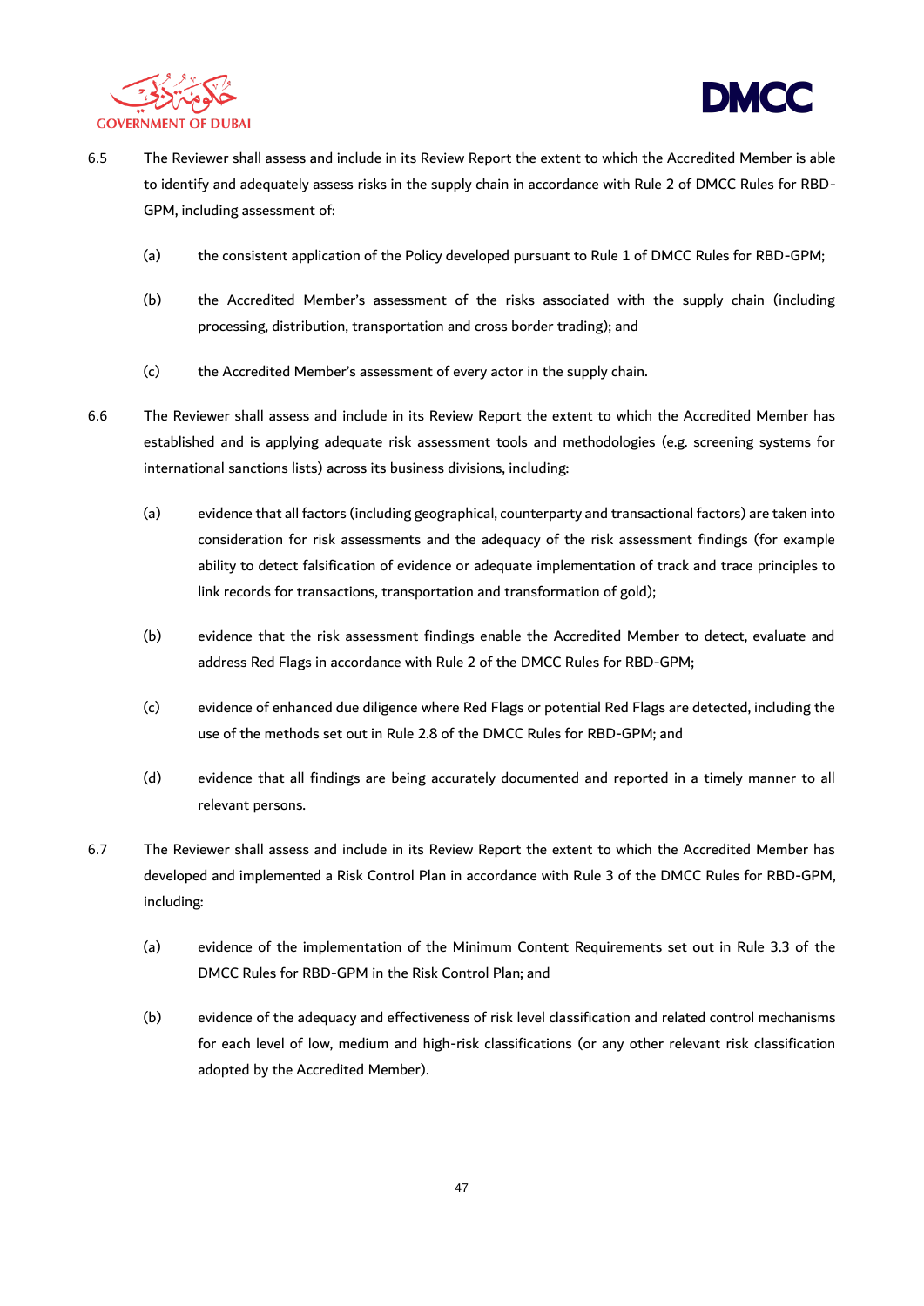6.5 The Reviewer shall assess and include in its Review Report the extent to which the Accredited Member is able to identify and adequately assess risks in the supply chain in accordance with Rule 2 of DMCC Rules for RBD-GPM, including assessment of:

(a) the consistent application of the Policy developed pursuant to Rule 1 of DMCC Rules for RBD-GPM;

(b) the Accredited Member's assessment of the risks associated with the supply chain (including processing, distribution, transportation and cross border trading); and

(c) the Accredited Member's assessment of every actor in the supply chain.

6.6 The Reviewer shall assess and include in its Review Report the extent to which the Accredited Member has established and is applying adequate risk assessment tools and methodologies (e.g. screening systems for international sanctions lists) across its business divisions, including:

(a) evidence that all factors (including geographical, counterparty and transactional factors) are taken into consideration for risk assessments and the adequacy of the risk assessment findings (for example ability to detect falsification of evidence or adequate implementation of track and trace principles to link records for transactions, transportation and transformation of gold);

(b) evidence that the risk assessment findings enable the Accredited Member to detect, evaluate and address Red Flags in accordance with Rule 2 of the DMCC Rules for RBD-GPM;

(c) evidence of enhanced due diligence where Red Flags or potential Red Flags are detected, including the use of the methods set out in Rule 2.8 of the DMCC Rules for RBD-GPM; and

(d) evidence that all findings are being accurately documented and reported in a timely manner to all relevant persons.

6.7 The Reviewer shall assess and include in its Review Report the extent to which the Accredited Member has developed and implemented a Risk Control Plan in accordance with Rule 3 of the DMCC Rules for RBD-GPM, including:

(a) evidence of the implementation of the Minimum Content Requirements set out in Rule 3.3 of the DMCC Rules for RBD-GPM in the Risk Control Plan; and

(b) evidence of the adequacy and effectiveness of risk level classification and related control mechanisms for each level of low, medium and high-risk classifications (or any other relevant risk classification adopted by the Accredited Member).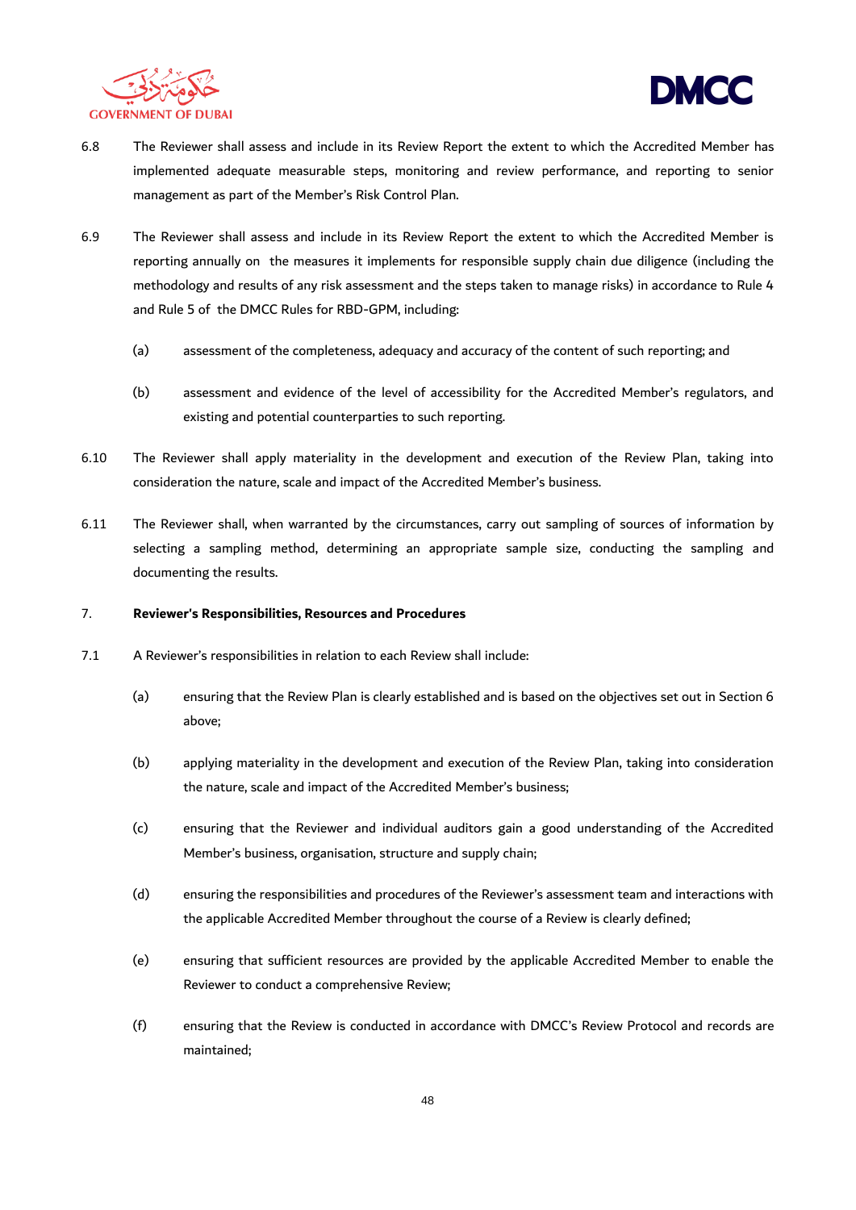6.8 The Reviewer shall assess and include in its Review Report the extent to which the Accredited Member has implemented adequate measurable steps, monitoring and review performance, and reporting to senior management as part of the Member's Risk Control Plan.

6.9 The Reviewer shall assess and include in its Review Report the extent to which the Accredited Member is reporting annually on the measures it implements for responsible supply chain due diligence (including the methodology and results of any risk assessment and the steps taken to manage risks) in accordance to Rule 4 and Rule 5 of the DMCC Rules for RBD-GPM, including:

(a) assessment of the completeness, adequacy and accuracy of the content of such reporting; and

(b) assessment and evidence of the level of accessibility for the Accredited Member's regulators, and existing and potential counterparties to such reporting.

6.10 The Reviewer shall apply materiality in the development and execution of the Review Plan, taking into consideration the nature, scale and impact of the Accredited Member's business.

6.11 The Reviewer shall, when warranted by the circumstances, carry out sampling of sources of information by selecting a sampling method, determining an appropriate sample size, conducting the sampling and documenting the results.

## 7. Reviewer's Responsibilities, Resources and Procedures

7.1 A Reviewer's responsibilities in relation to each Review shall include:

(a) ensuring that the Review Plan is clearly established and is based on the objectives set out in Section 6 above;

(b) applying materiality in the development and execution of the Review Plan, taking into consideration the nature, scale and impact of the Accredited Member's business;

(c) ensuring that the Reviewer and individual auditors gain a good understanding of the Accredited Member's business, organisation, structure and supply chain;

(d) ensuring the responsibilities and procedures of the Reviewer's assessment team and interactions with the applicable Accredited Member throughout the course of a Review is clearly defined;

(e) ensuring that sufficient resources are provided by the applicable Accredited Member to enable the Reviewer to conduct a comprehensive Review;

(f) ensuring that the Review is conducted in accordance with DMCC's Review Protocol and records are maintained;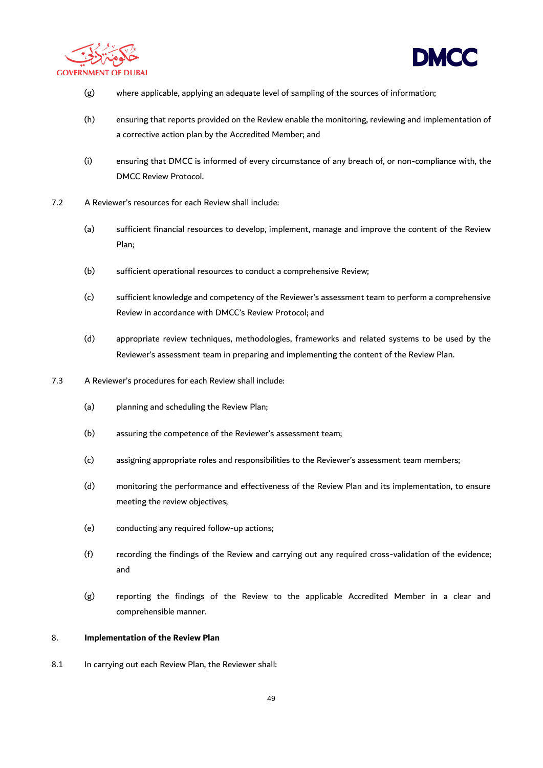(g) where applicable, applying an adequate level of sampling of the sources of information;

(h) ensuring that reports provided on the Review enable the monitoring, reviewing and implementation of a corrective action plan by the Accredited Member; and

(i) ensuring that DMCC is informed of every circumstance of any breach of, or non-compliance with, the DMCC Review Protocol.

7.2 A Reviewer's resources for each Review shall include:

(a) sufficient financial resources to develop, implement, manage and improve the content of the Review Plan;

(b) sufficient operational resources to conduct a comprehensive Review;

(c) sufficient knowledge and competency of the Reviewer's assessment team to perform a comprehensive Review in accordance with DMCC's Review Protocol; and

(d) appropriate review techniques, methodologies, frameworks and related systems to be used by the Reviewer's assessment team in preparing and implementing the content of the Review Plan.

7.3 A Reviewer's procedures for each Review shall include:

(a) planning and scheduling the Review Plan;

(b) assuring the competence of the Reviewer's assessment team;

(c) assigning appropriate roles and responsibilities to the Reviewer's assessment team members;

(d) monitoring the performance and effectiveness of the Review Plan and its implementation, to ensure meeting the review objectives;

(e) conducting any required follow-up actions;

(f) recording the findings of the Review and carrying out any required cross-validation of the evidence; and

(g) reporting the findings of the Review to the applicable Accredited Member in a clear and comprehensible manner.

8. **Implementation of the Review Plan**

8.1 In carrying out each Review Plan, the Reviewer shall: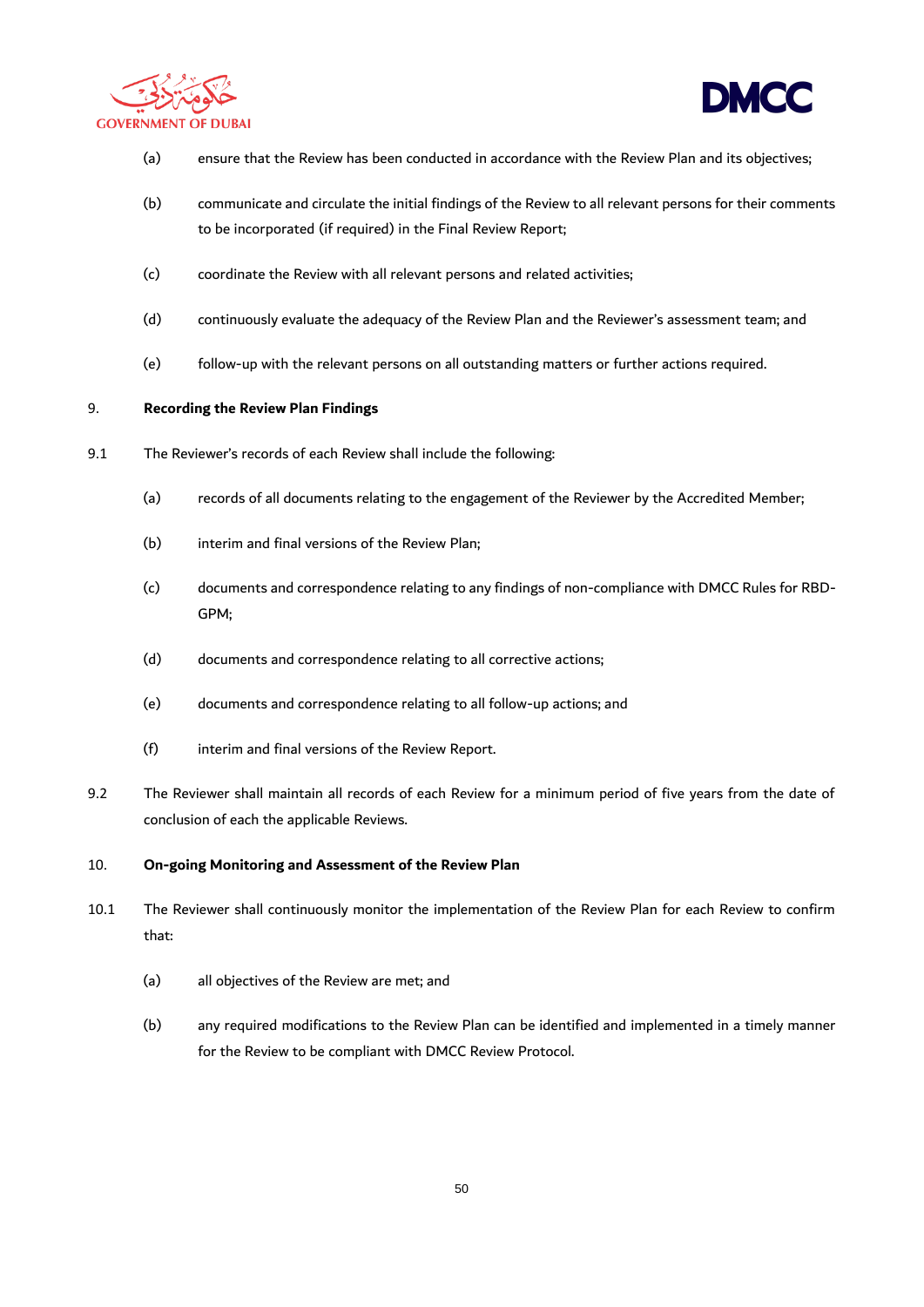(a) ensure that the Review has been conducted in accordance with the Review Plan and its objectives;

(b) communicate and circulate the initial findings of the Review to all relevant persons for their comments to be incorporated (if required) in the Final Review Report;

(c) coordinate the Review with all relevant persons and related activities;

(d) continuously evaluate the adequacy of the Review Plan and the Reviewer's assessment team; and

(e) follow-up with the relevant persons on all outstanding matters or further actions required.

9. **Recording the Review Plan Findings**

9.1 The Reviewer's records of each Review shall include the following:

(a) records of all documents relating to the engagement of the Reviewer by the Accredited Member;

(b) interim and final versions of the Review Plan;

(c) documents and correspondence relating to any findings of non-compliance with DMCC Rules for RBD-GPM;

(d) documents and correspondence relating to all corrective actions;

(e) documents and correspondence relating to all follow-up actions; and

(f) interim and final versions of the Review Report.

9.2 The Reviewer shall maintain all records of each Review for a minimum period of five years from the date of conclusion of each the applicable Reviews.

10. **On-going Monitoring and Assessment of the Review Plan**

10.1 The Reviewer shall continuously monitor the implementation of the Review Plan for each Review to confirm that:

(a) all objectives of the Review are met; and

(b) any required modifications to the Review Plan can be identified and implemented in a timely manner for the Review to be compliant with DMCC Review Protocol.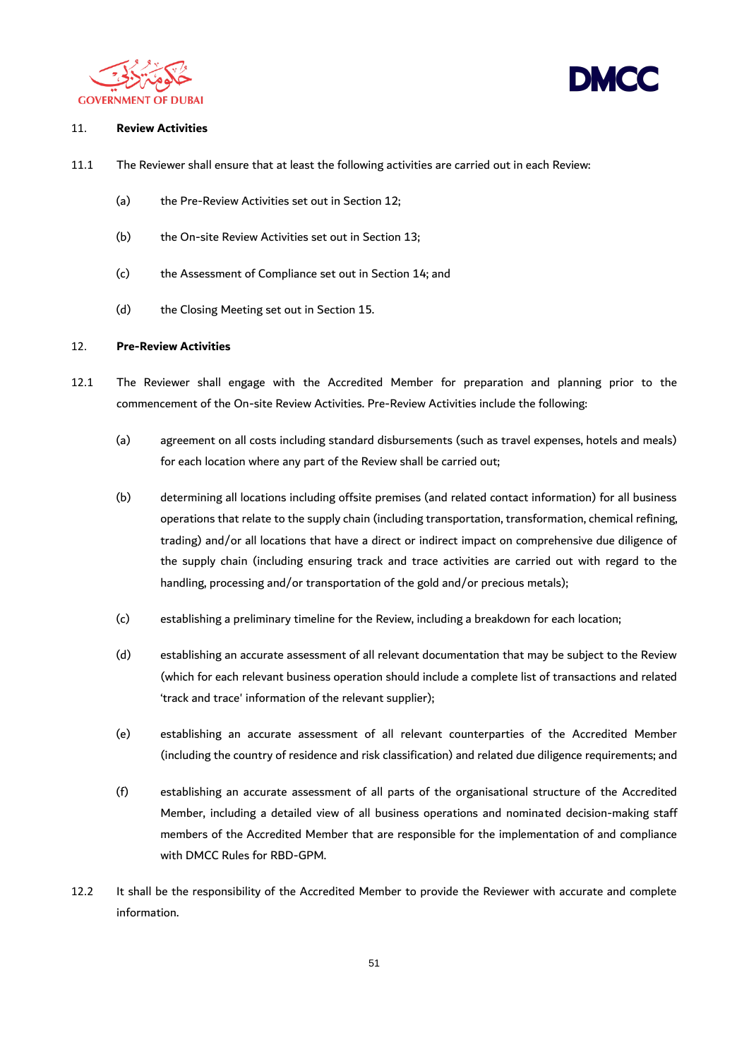## 11. Review Activities

11.1 The Reviewer shall ensure that at least the following activities are carried out in each Review:

(a) the Pre-Review Activities set out in Section 12;

(b) the On-site Review Activities set out in Section 13;

(c) the Assessment of Compliance set out in Section 14; and

(d) the Closing Meeting set out in Section 15.

## 12. Pre-Review Activities

12.1 The Reviewer shall engage with the Accredited Member for preparation and planning prior to the commencement of the On-site Review Activities. Pre-Review Activities include the following:

(a) agreement on all costs including standard disbursements (such as travel expenses, hotels and meals) for each location where any part of the Review shall be carried out;

(b) determining all locations including offsite premises (and related contact information) for all business operations that relate to the supply chain (including transportation, transformation, chemical refining, trading) and/or all locations that have a direct or indirect impact on comprehensive due diligence of the supply chain (including ensuring track and trace activities are carried out with regard to the handling, processing and/or transportation of the gold and/or precious metals);

(c) establishing a preliminary timeline for the Review, including a breakdown for each location;

(d) establishing an accurate assessment of all relevant documentation that may be subject to the Review (which for each relevant business operation should include a complete list of transactions and related 'track and trace' information of the relevant supplier);

(e) establishing an accurate assessment of all relevant counterparties of the Accredited Member (including the country of residence and risk classification) and related due diligence requirements; and

(f) establishing an accurate assessment of all parts of the organisational structure of the Accredited Member, including a detailed view of all business operations and nominated decision-making staff members of the Accredited Member that are responsible for the implementation of and compliance with DMCC Rules for RBD-GPM.

12.2 It shall be the responsibility of the Accredited Member to provide the Reviewer with accurate and complete information.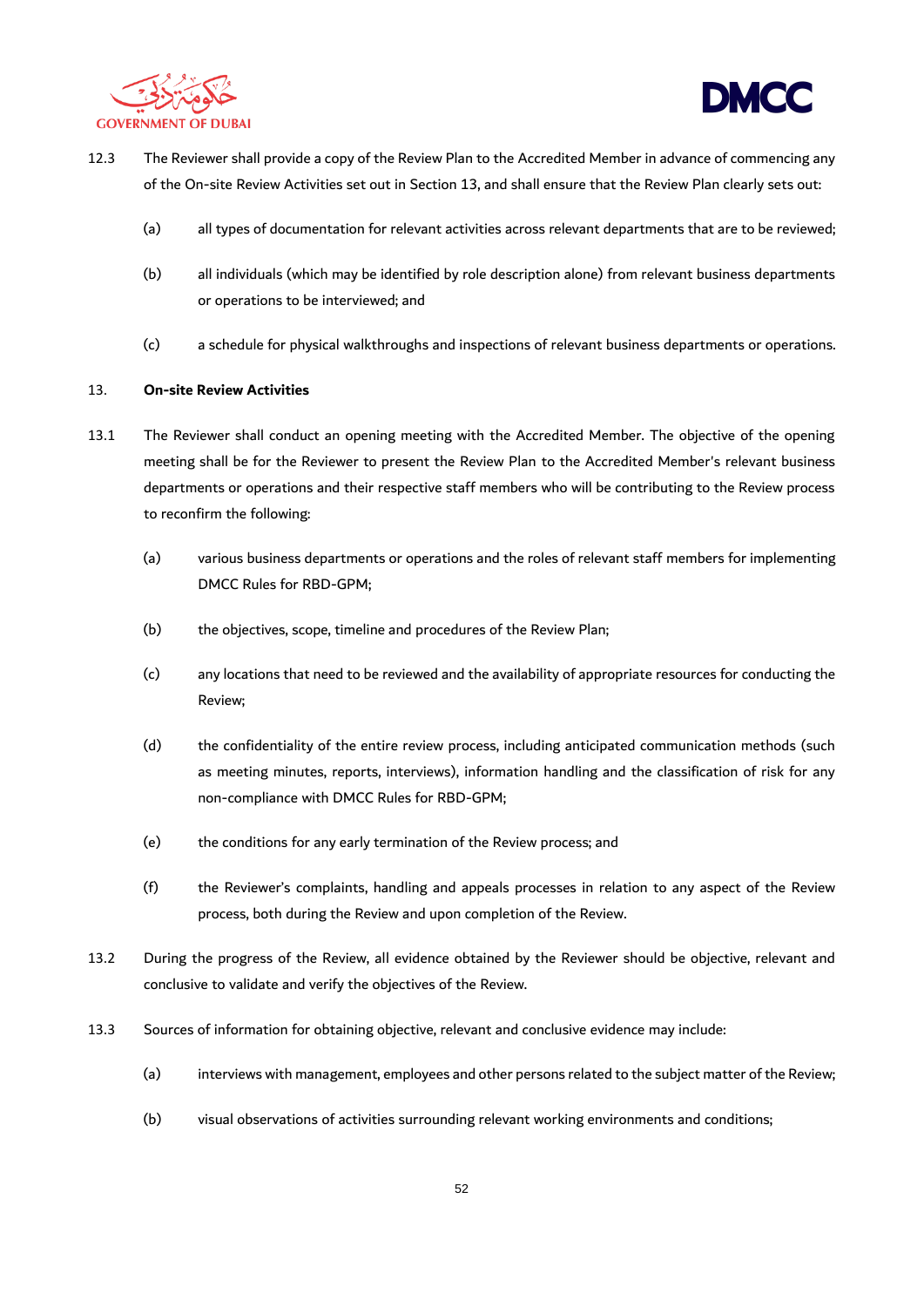12.3 The Reviewer shall provide a copy of the Review Plan to the Accredited Member in advance of commencing any of the On-site Review Activities set out in Section 13, and shall ensure that the Review Plan clearly sets out:

(a) all types of documentation for relevant activities across relevant departments that are to be reviewed;

(b) all individuals (which may be identified by role description alone) from relevant business departments or operations to be interviewed; and

(c) a schedule for physical walkthroughs and inspections of relevant business departments or operations.

## 13. On-site Review Activities

13.1 The Reviewer shall conduct an opening meeting with the Accredited Member. The objective of the opening meeting shall be for the Reviewer to present the Review Plan to the Accredited Member's relevant business departments or operations and their respective staff members who will be contributing to the Review process to reconfirm the following:

(a) various business departments or operations and the roles of relevant staff members for implementing DMCC Rules for RBD-GPM;

(b) the objectives, scope, timeline and procedures of the Review Plan;

(c) any locations that need to be reviewed and the availability of appropriate resources for conducting the Review;

(d) the confidentiality of the entire review process, including anticipated communication methods (such as meeting minutes, reports, interviews), information handling and the classification of risk for any non-compliance with DMCC Rules for RBD-GPM;

(e) the conditions for any early termination of the Review process; and

(f) the Reviewer's complaints, handling and appeals processes in relation to any aspect of the Review process, both during the Review and upon completion of the Review.

13.2 During the progress of the Review, all evidence obtained by the Reviewer should be objective, relevant and conclusive to validate and verify the objectives of the Review.

13.3 Sources of information for obtaining objective, relevant and conclusive evidence may include:

(a) interviews with management, employees and other persons related to the subject matter of the Review;

(b) visual observations of activities surrounding relevant working environments and conditions;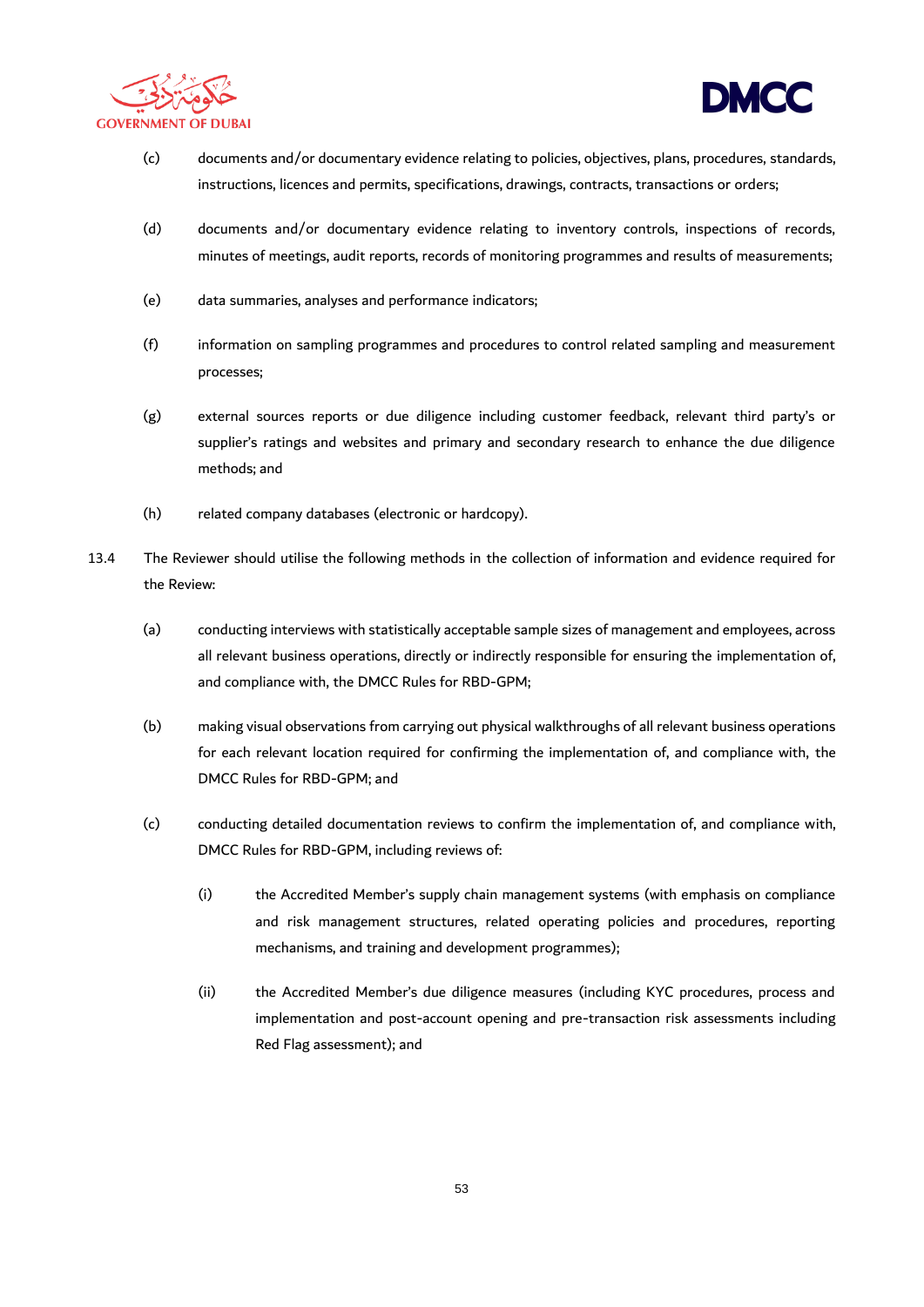(c) documents and/or documentary evidence relating to policies, objectives, plans, procedures, standards, instructions, licences and permits, specifications, drawings, contracts, transactions or orders;

(d) documents and/or documentary evidence relating to inventory controls, inspections of records, minutes of meetings, audit reports, records of monitoring programmes and results of measurements;

(e) data summaries, analyses and performance indicators;

(f) information on sampling programmes and procedures to control related sampling and measurement processes;

(g) external sources reports or due diligence including customer feedback, relevant third party's or supplier's ratings and websites and primary and secondary research to enhance the due diligence methods; and

(h) related company databases (electronic or hardcopy).

13.4 The Reviewer should utilise the following methods in the collection of information and evidence required for the Review:

(a) conducting interviews with statistically acceptable sample sizes of management and employees, across all relevant business operations, directly or indirectly responsible for ensuring the implementation of, and compliance with, the DMCC Rules for RBD-GPM;

(b) making visual observations from carrying out physical walkthroughs of all relevant business operations for each relevant location required for confirming the implementation of, and compliance with, the DMCC Rules for RBD-GPM; and

(c) conducting detailed documentation reviews to confirm the implementation of, and compliance with, DMCC Rules for RBD-GPM, including reviews of:

(i) the Accredited Member's supply chain management systems (with emphasis on compliance and risk management structures, related operating policies and procedures, reporting mechanisms, and training and development programmes);

(ii) the Accredited Member's due diligence measures (including KYC procedures, process and implementation and post-account opening and pre-transaction risk assessments including Red Flag assessment); and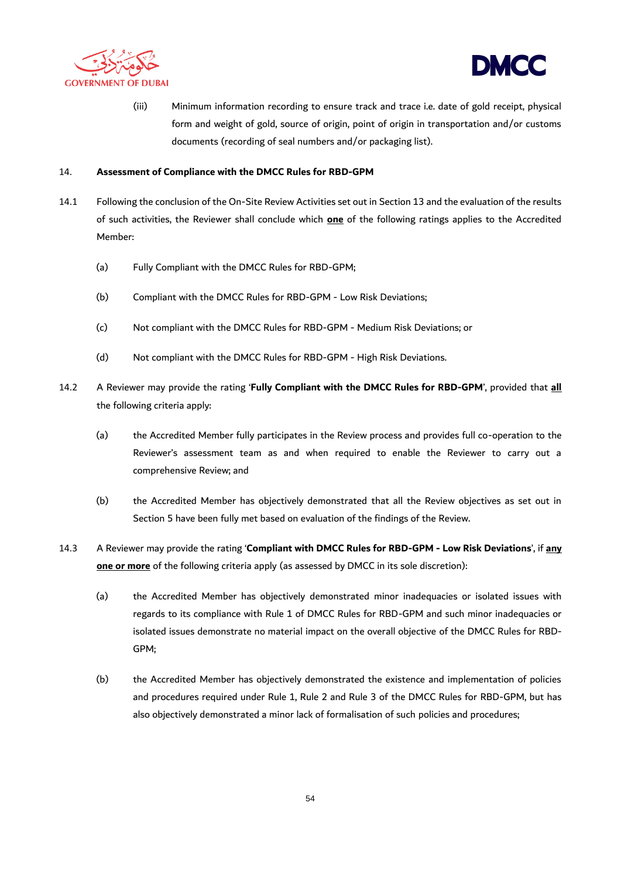(iii) Minimum information recording to ensure track and trace i.e. date of gold receipt, physical form and weight of gold, source of origin, point of origin in transportation and/or customs documents (recording of seal numbers and/or packaging list).

## 14. Assessment of Compliance with the DMCC Rules for RBD-GPM

14.1 Following the conclusion of the On-Site Review Activities set out in Section 13 and the evaluation of the results of such activities, the Reviewer shall conclude which **one** of the following ratings applies to the Accredited Member:

(a) Fully Compliant with the DMCC Rules for RBD-GPM;

(b) Compliant with the DMCC Rules for RBD-GPM - Low Risk Deviations;

(c) Not compliant with the DMCC Rules for RBD-GPM - Medium Risk Deviations; or

(d) Not compliant with the DMCC Rules for RBD-GPM - High Risk Deviations.

14.2 A Reviewer may provide the rating '**Fully Compliant with the DMCC Rules for RBD-GPM**', provided that **all** the following criteria apply:

(a) the Accredited Member fully participates in the Review process and provides full co-operation to the Reviewer's assessment team as and when required to enable the Reviewer to carry out a comprehensive Review; and

(b) the Accredited Member has objectively demonstrated that all the Review objectives as set out in Section 5 have been fully met based on evaluation of the findings of the Review.

14.3 A Reviewer may provide the rating '**Compliant with DMCC Rules for RBD-GPM - Low Risk Deviations**', if **any one or more** of the following criteria apply (as assessed by DMCC in its sole discretion):

(a) the Accredited Member has objectively demonstrated minor inadequacies or isolated issues with regards to its compliance with Rule 1 of DMCC Rules for RBD-GPM and such minor inadequacies or isolated issues demonstrate no material impact on the overall objective of the DMCC Rules for RBD-GPM;

(b) the Accredited Member has objectively demonstrated the existence and implementation of policies and procedures required under Rule 1, Rule 2 and Rule 3 of the DMCC Rules for RBD-GPM, but has also objectively demonstrated a minor lack of formalisation of such policies and procedures;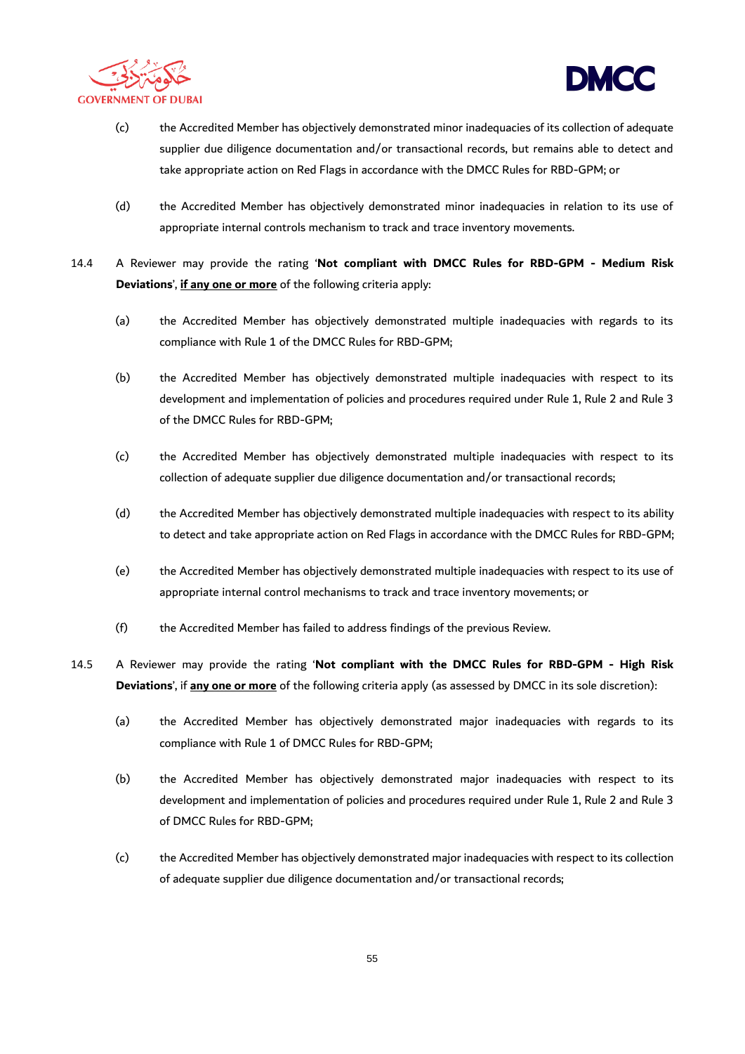(c) the Accredited Member has objectively demonstrated minor inadequacies of its collection of adequate supplier due diligence documentation and/or transactional records, but remains able to detect and take appropriate action on Red Flags in accordance with the DMCC Rules for RBD-GPM; or

(d) the Accredited Member has objectively demonstrated minor inadequacies in relation to its use of appropriate internal controls mechanism to track and trace inventory movements.

14.4 A Reviewer may provide the rating '**Not compliant with DMCC Rules for RBD-GPM - Medium Risk Deviations**', **<u>if any one or more</u>** of the following criteria apply:

(a) the Accredited Member has objectively demonstrated multiple inadequacies with regards to its compliance with Rule 1 of the DMCC Rules for RBD-GPM;

(b) the Accredited Member has objectively demonstrated multiple inadequacies with respect to its development and implementation of policies and procedures required under Rule 1, Rule 2 and Rule 3 of the DMCC Rules for RBD-GPM;

(c) the Accredited Member has objectively demonstrated multiple inadequacies with respect to its collection of adequate supplier due diligence documentation and/or transactional records;

(d) the Accredited Member has objectively demonstrated multiple inadequacies with respect to its ability to detect and take appropriate action on Red Flags in accordance with the DMCC Rules for RBD-GPM;

(e) the Accredited Member has objectively demonstrated multiple inadequacies with respect to its use of appropriate internal control mechanisms to track and trace inventory movements; or

(f) the Accredited Member has failed to address findings of the previous Review.

14.5 A Reviewer may provide the rating '**Not compliant with the DMCC Rules for RBD-GPM - High Risk Deviations**', if **<u>any one or more</u>** of the following criteria apply (as assessed by DMCC in its sole discretion):

(a) the Accredited Member has objectively demonstrated major inadequacies with regards to its compliance with Rule 1 of DMCC Rules for RBD-GPM;

(b) the Accredited Member has objectively demonstrated major inadequacies with respect to its development and implementation of policies and procedures required under Rule 1, Rule 2 and Rule 3 of DMCC Rules for RBD-GPM;

(c) the Accredited Member has objectively demonstrated major inadequacies with respect to its collection of adequate supplier due diligence documentation and/or transactional records;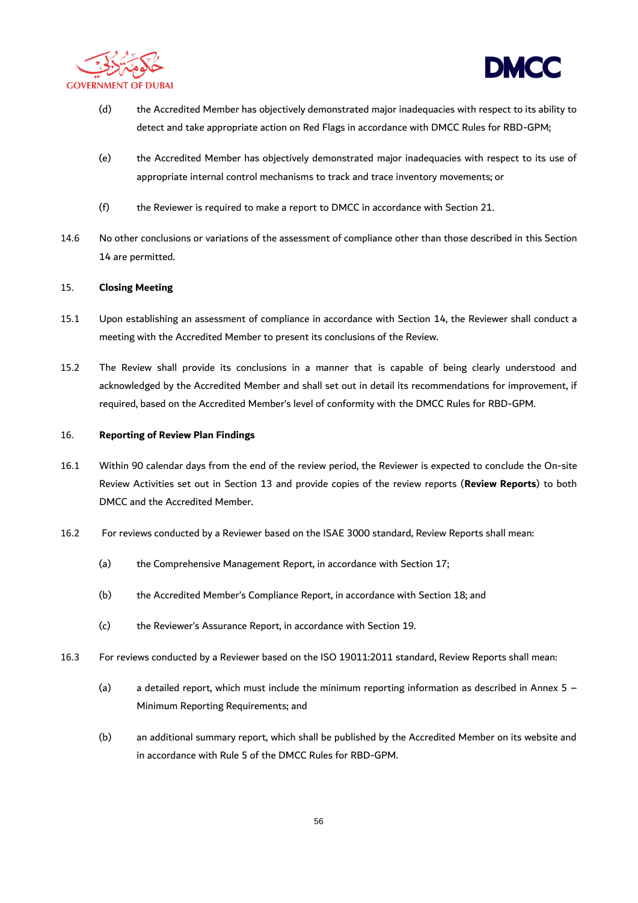(d) the Accredited Member has objectively demonstrated major inadequacies with respect to its ability to detect and take appropriate action on Red Flags in accordance with DMCC Rules for RBD-GPM;

(e) the Accredited Member has objectively demonstrated major inadequacies with respect to its use of appropriate internal control mechanisms to track and trace inventory movements; or

(f) the Reviewer is required to make a report to DMCC in accordance with Section 21.

14.6 No other conclusions or variations of the assessment of compliance other than those described in this Section 14 are permitted.

15. **Closing Meeting**

15.1 Upon establishing an assessment of compliance in accordance with Section 14, the Reviewer shall conduct a meeting with the Accredited Member to present its conclusions of the Review.

15.2 The Review shall provide its conclusions in a manner that is capable of being clearly understood and acknowledged by the Accredited Member and shall set out in detail its recommendations for improvement, if required, based on the Accredited Member's level of conformity with the DMCC Rules for RBD-GPM.

16. **Reporting of Review Plan Findings**

16.1 Within 90 calendar days from the end of the review period, the Reviewer is expected to conclude the On-site Review Activities set out in Section 13 and provide copies of the review reports (**Review Reports**) to both DMCC and the Accredited Member.

16.2 For reviews conducted by a Reviewer based on the ISAE 3000 standard, Review Reports shall mean:

(a) the Comprehensive Management Report, in accordance with Section 17;

(b) the Accredited Member's Compliance Report, in accordance with Section 18; and

(c) the Reviewer's Assurance Report, in accordance with Section 19.

16.3 For reviews conducted by a Reviewer based on the ISO 19011:2011 standard, Review Reports shall mean:

(a) a detailed report, which must include the minimum reporting information as described in Annex 5 – Minimum Reporting Requirements; and

(b) an additional summary report, which shall be published by the Accredited Member on its website and in accordance with Rule 5 of the DMCC Rules for RBD-GPM.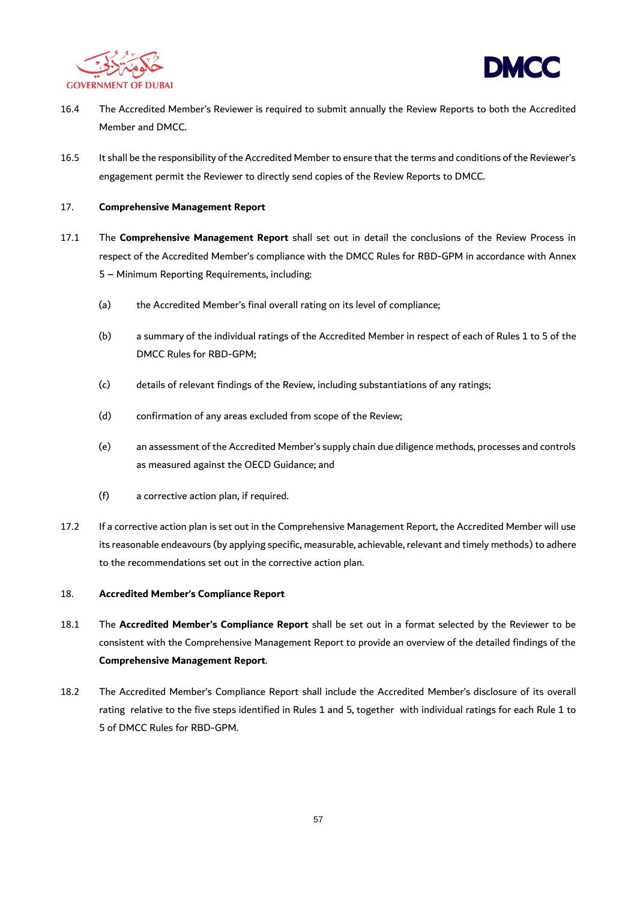16.4 The Accredited Member's Reviewer is required to submit annually the Review Reports to both the Accredited Member and DMCC.

16.5 It shall be the responsibility of the Accredited Member to ensure that the terms and conditions of the Reviewer's engagement permit the Reviewer to directly send copies of the Review Reports to DMCC.

## 17. Comprehensive Management Report

17.1 The **Comprehensive Management Report** shall set out in detail the conclusions of the Review Process in respect of the Accredited Member's compliance with the DMCC Rules for RBD-GPM in accordance with Annex 5 – Minimum Reporting Requirements, including:

(a) the Accredited Member's final overall rating on its level of compliance;

(b) a summary of the individual ratings of the Accredited Member in respect of each of Rules 1 to 5 of the DMCC Rules for RBD-GPM;

(c) details of relevant findings of the Review, including substantiations of any ratings;

(d) confirmation of any areas excluded from scope of the Review;

(e) an assessment of the Accredited Member's supply chain due diligence methods, processes and controls as measured against the OECD Guidance; and

(f) a corrective action plan, if required.

17.2 If a corrective action plan is set out in the Comprehensive Management Report, the Accredited Member will use its reasonable endeavours (by applying specific, measurable, achievable, relevant and timely methods) to adhere to the recommendations set out in the corrective action plan.

## 18. Accredited Member's Compliance Report

18.1 The **Accredited Member's Compliance Report** shall be set out in a format selected by the Reviewer to be consistent with the Comprehensive Management Report to provide an overview of the detailed findings of the **Comprehensive Management Report**.

18.2 The Accredited Member's Compliance Report shall include the Accredited Member's disclosure of its overall rating relative to the five steps identified in Rules 1 and 5, together with individual ratings for each Rule 1 to 5 of DMCC Rules for RBD-GPM.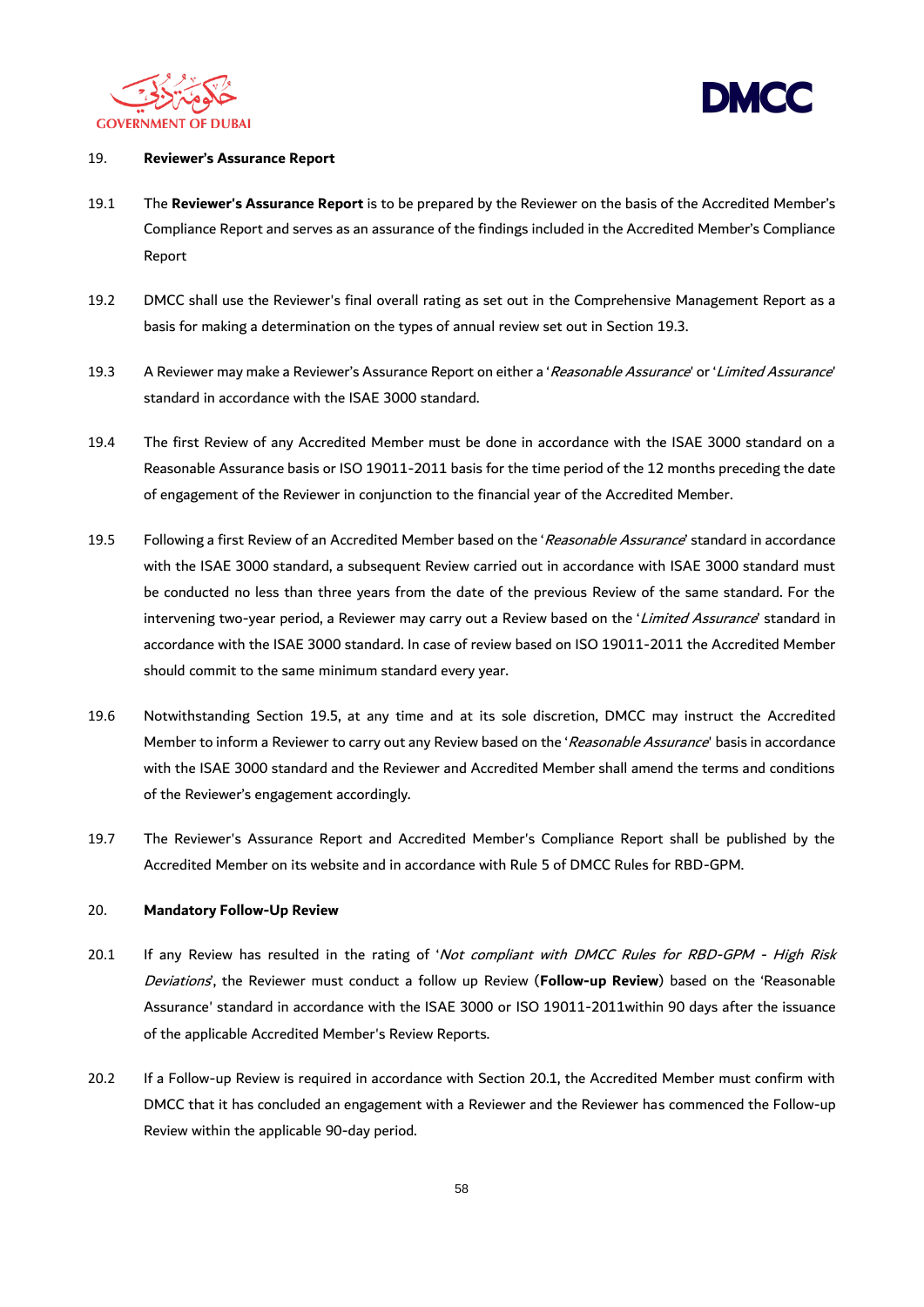## 19. Reviewer's Assurance Report

19.1 The **Reviewer's Assurance Report** is to be prepared by the Reviewer on the basis of the Accredited Member's Compliance Report and serves as an assurance of the findings included in the Accredited Member's Compliance Report

19.2 DMCC shall use the Reviewer's final overall rating as set out in the Comprehensive Management Report as a basis for making a determination on the types of annual review set out in Section 19.3.

19.3 A Reviewer may make a Reviewer's Assurance Report on either a '*Reasonable Assurance*' or '*Limited Assurance*' standard in accordance with the ISAE 3000 standard.

19.4 The first Review of any Accredited Member must be done in accordance with the ISAE 3000 standard on a Reasonable Assurance basis or ISO 19011-2011 basis for the time period of the 12 months preceding the date of engagement of the Reviewer in conjunction to the financial year of the Accredited Member.

19.5 Following a first Review of an Accredited Member based on the '*Reasonable Assurance*' standard in accordance with the ISAE 3000 standard, a subsequent Review carried out in accordance with ISAE 3000 standard must be conducted no less than three years from the date of the previous Review of the same standard. For the intervening two-year period, a Reviewer may carry out a Review based on the '*Limited Assurance*' standard in accordance with the ISAE 3000 standard. In case of review based on ISO 19011-2011 the Accredited Member should commit to the same minimum standard every year.

19.6 Notwithstanding Section 19.5, at any time and at its sole discretion, DMCC may instruct the Accredited Member to inform a Reviewer to carry out any Review based on the '*Reasonable Assurance*' basis in accordance with the ISAE 3000 standard and the Reviewer and Accredited Member shall amend the terms and conditions of the Reviewer's engagement accordingly.

19.7 The Reviewer's Assurance Report and Accredited Member's Compliance Report shall be published by the Accredited Member on its website and in accordance with Rule 5 of DMCC Rules for RBD-GPM.

## 20. Mandatory Follow-Up Review

20.1 If any Review has resulted in the rating of '*Not compliant with DMCC Rules for RBD-GPM - High Risk Deviations*', the Reviewer must conduct a follow up Review (**Follow-up Review**) based on the 'Reasonable Assurance' standard in accordance with the ISAE 3000 or ISO 19011-2011within 90 days after the issuance of the applicable Accredited Member's Review Reports.

20.2 If a Follow-up Review is required in accordance with Section 20.1, the Accredited Member must confirm with DMCC that it has concluded an engagement with a Reviewer and the Reviewer has commenced the Follow-up Review within the applicable 90-day period.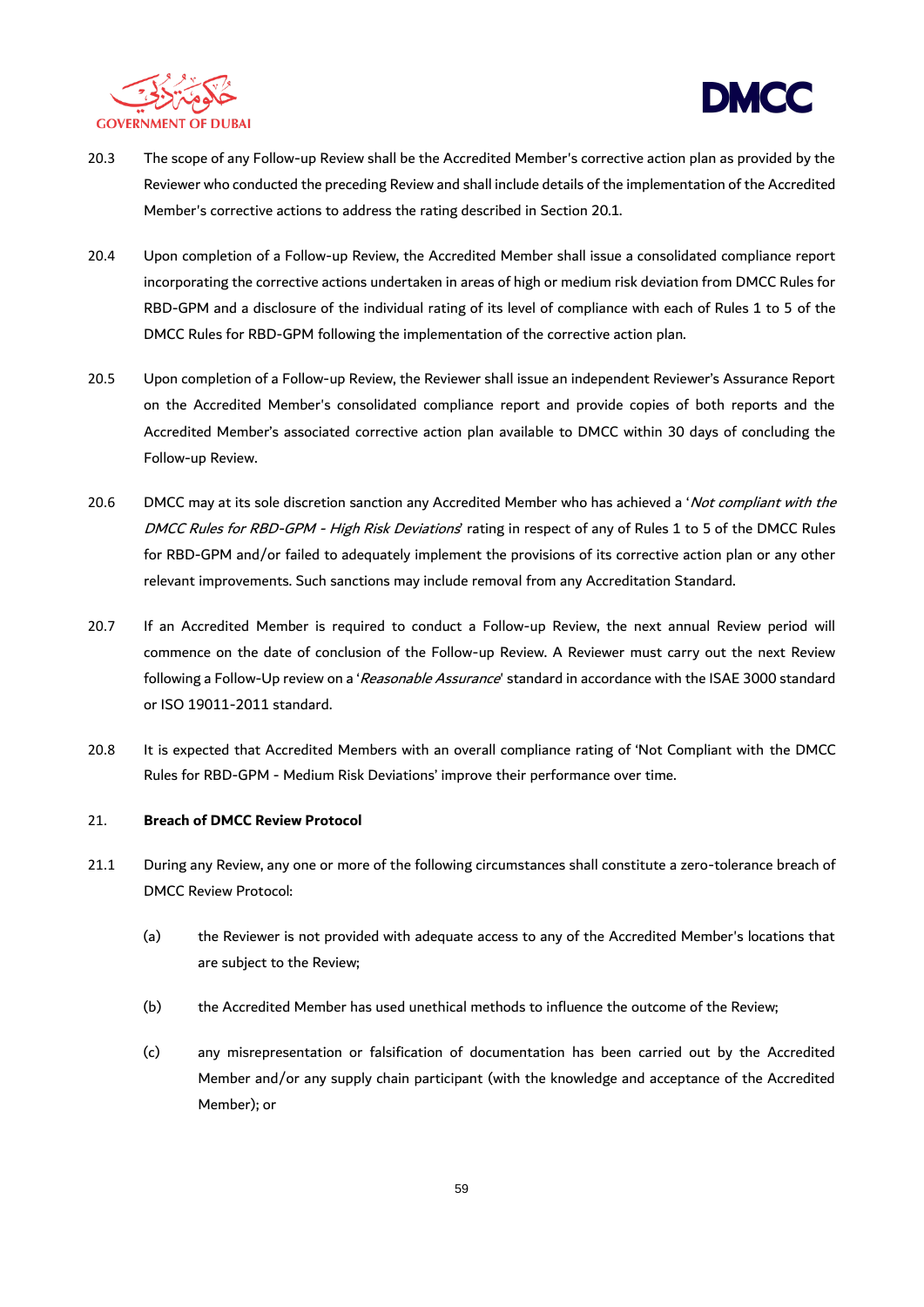20.3 The scope of any Follow-up Review shall be the Accredited Member's corrective action plan as provided by the Reviewer who conducted the preceding Review and shall include details of the implementation of the Accredited Member's corrective actions to address the rating described in Section 20.1.

20.4 Upon completion of a Follow-up Review, the Accredited Member shall issue a consolidated compliance report incorporating the corrective actions undertaken in areas of high or medium risk deviation from DMCC Rules for RBD-GPM and a disclosure of the individual rating of its level of compliance with each of Rules 1 to 5 of the DMCC Rules for RBD-GPM following the implementation of the corrective action plan.

20.5 Upon completion of a Follow-up Review, the Reviewer shall issue an independent Reviewer's Assurance Report on the Accredited Member's consolidated compliance report and provide copies of both reports and the Accredited Member's associated corrective action plan available to DMCC within 30 days of concluding the Follow-up Review.

20.6 DMCC may at its sole discretion sanction any Accredited Member who has achieved a '*Not compliant with the DMCC Rules for RBD-GPM - High Risk Deviations*' rating in respect of any of Rules 1 to 5 of the DMCC Rules for RBD-GPM and/or failed to adequately implement the provisions of its corrective action plan or any other relevant improvements. Such sanctions may include removal from any Accreditation Standard.

20.7 If an Accredited Member is required to conduct a Follow-up Review, the next annual Review period will commence on the date of conclusion of the Follow-up Review. A Reviewer must carry out the next Review following a Follow-Up review on a '*Reasonable Assurance*' standard in accordance with the ISAE 3000 standard or ISO 19011-2011 standard.

20.8 It is expected that Accredited Members with an overall compliance rating of 'Not Compliant with the DMCC Rules for RBD-GPM - Medium Risk Deviations' improve their performance over time.

21. **Breach of DMCC Review Protocol**

21.1 During any Review, any one or more of the following circumstances shall constitute a zero-tolerance breach of DMCC Review Protocol:

(a) the Reviewer is not provided with adequate access to any of the Accredited Member's locations that are subject to the Review;

(b) the Accredited Member has used unethical methods to influence the outcome of the Review;

(c) any misrepresentation or falsification of documentation has been carried out by the Accredited Member and/or any supply chain participant (with the knowledge and acceptance of the Accredited Member); or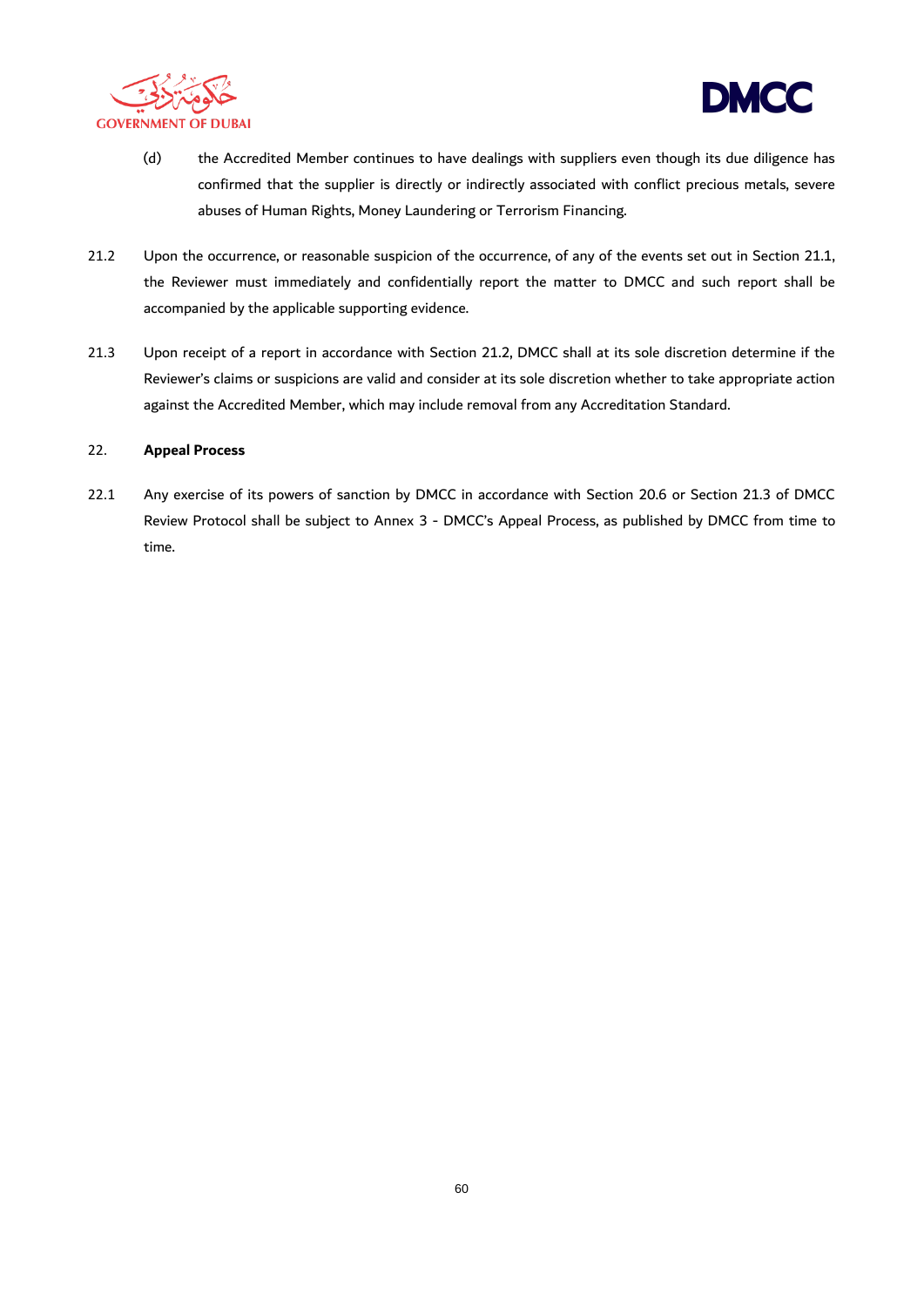(d) the Accredited Member continues to have dealings with suppliers even though its due diligence has confirmed that the supplier is directly or indirectly associated with conflict precious metals, severe abuses of Human Rights, Money Laundering or Terrorism Financing.

21.2 Upon the occurrence, or reasonable suspicion of the occurrence, of any of the events set out in Section 21.1, the Reviewer must immediately and confidentially report the matter to DMCC and such report shall be accompanied by the applicable supporting evidence.

21.3 Upon receipt of a report in accordance with Section 21.2, DMCC shall at its sole discretion determine if the Reviewer's claims or suspicions are valid and consider at its sole discretion whether to take appropriate action against the Accredited Member, which may include removal from any Accreditation Standard.

## 22. Appeal Process

22.1 Any exercise of its powers of sanction by DMCC in accordance with Section 20.6 or Section 21.3 of DMCC Review Protocol shall be subject to Annex 3 - DMCC's Appeal Process, as published by DMCC from time to time.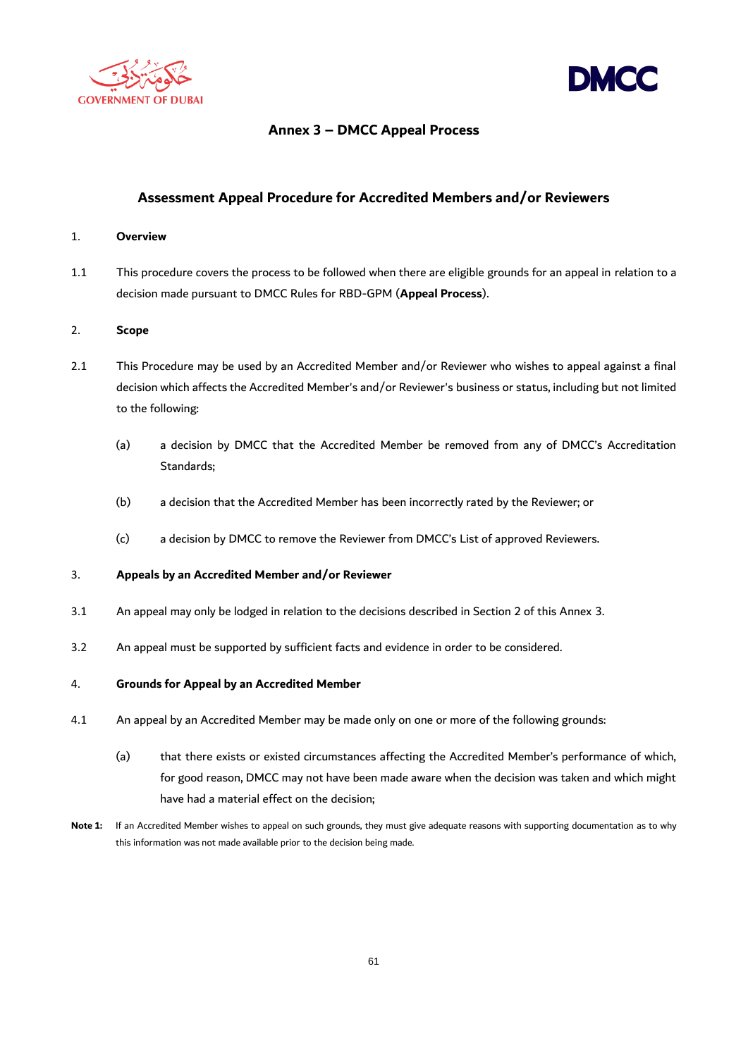## Annex 3 – DMCC Appeal Process

### Assessment Appeal Procedure for Accredited Members and/or Reviewers

1. **Overview**

1.1 This procedure covers the process to be followed when there are eligible grounds for an appeal in relation to a decision made pursuant to DMCC Rules for RBD-GPM (**Appeal Process**).

2. **Scope**

2.1 This Procedure may be used by an Accredited Member and/or Reviewer who wishes to appeal against a final decision which affects the Accredited Member's and/or Reviewer's business or status, including but not limited to the following:

(a) a decision by DMCC that the Accredited Member be removed from any of DMCC's Accreditation Standards;

(b) a decision that the Accredited Member has been incorrectly rated by the Reviewer; or

(c) a decision by DMCC to remove the Reviewer from DMCC's List of approved Reviewers.

3. **Appeals by an Accredited Member and/or Reviewer**

3.1 An appeal may only be lodged in relation to the decisions described in Section 2 of this Annex 3.

3.2 An appeal must be supported by sufficient facts and evidence in order to be considered.

4. **Grounds for Appeal by an Accredited Member**

4.1 An appeal by an Accredited Member may be made only on one or more of the following grounds:

(a) that there exists or existed circumstances affecting the Accredited Member's performance of which, for good reason, DMCC may not have been made aware when the decision was taken and which might have had a material effect on the decision;

**Note 1:** If an Accredited Member wishes to appeal on such grounds, they must give adequate reasons with supporting documentation as to why this information was not made available prior to the decision being made.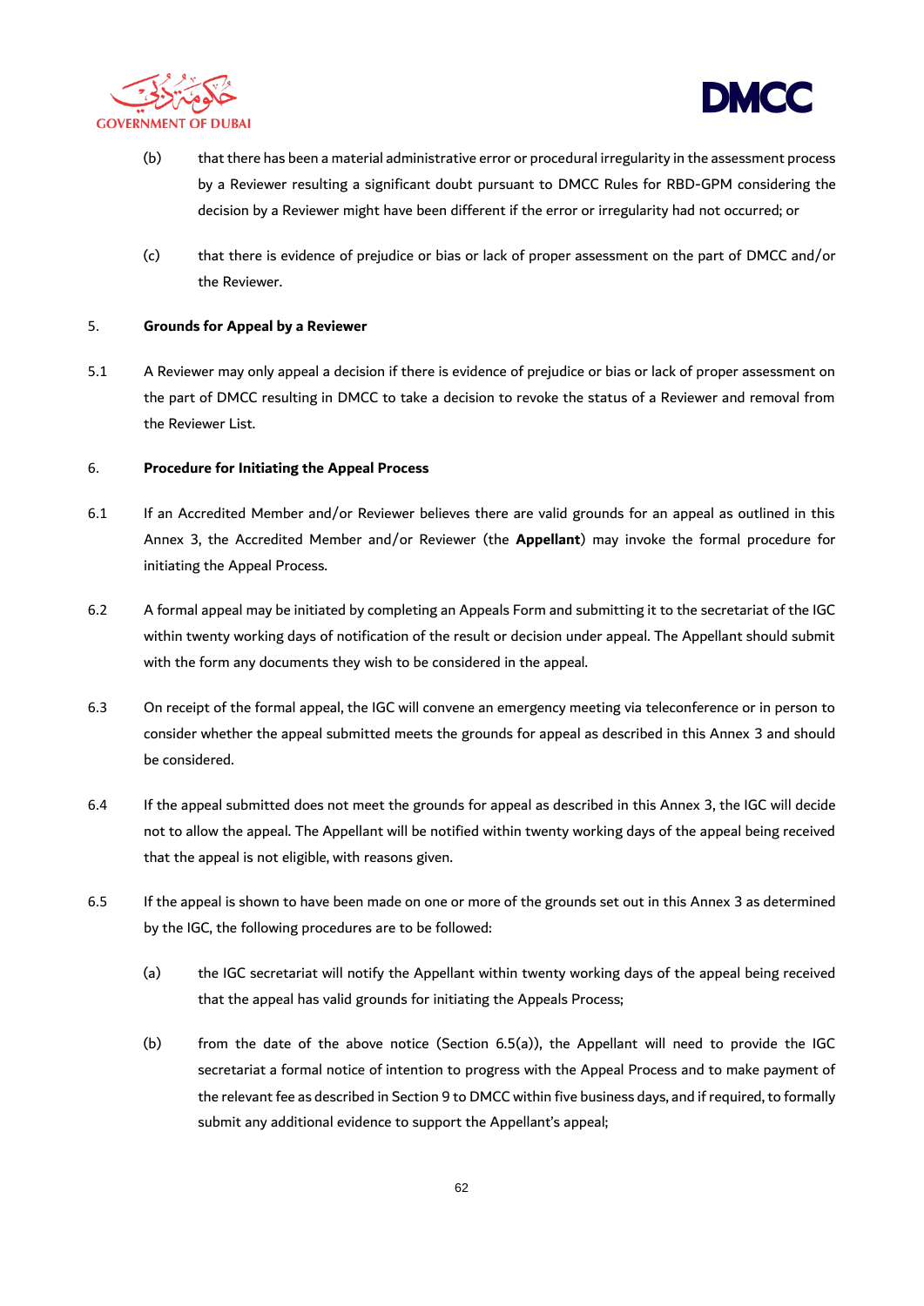(b) that there has been a material administrative error or procedural irregularity in the assessment process by a Reviewer resulting a significant doubt pursuant to DMCC Rules for RBD-GPM considering the decision by a Reviewer might have been different if the error or irregularity had not occurred; or

(c) that there is evidence of prejudice or bias or lack of proper assessment on the part of DMCC and/or the Reviewer.

## 5. Grounds for Appeal by a Reviewer

5.1 A Reviewer may only appeal a decision if there is evidence of prejudice or bias or lack of proper assessment on the part of DMCC resulting in DMCC to take a decision to revoke the status of a Reviewer and removal from the Reviewer List.

## 6. Procedure for Initiating the Appeal Process

6.1 If an Accredited Member and/or Reviewer believes there are valid grounds for an appeal as outlined in this Annex 3, the Accredited Member and/or Reviewer (the **Appellant**) may invoke the formal procedure for initiating the Appeal Process.

6.2 A formal appeal may be initiated by completing an Appeals Form and submitting it to the secretariat of the IGC within twenty working days of notification of the result or decision under appeal. The Appellant should submit with the form any documents they wish to be considered in the appeal.

6.3 On receipt of the formal appeal, the IGC will convene an emergency meeting via teleconference or in person to consider whether the appeal submitted meets the grounds for appeal as described in this Annex 3 and should be considered.

6.4 If the appeal submitted does not meet the grounds for appeal as described in this Annex 3, the IGC will decide not to allow the appeal. The Appellant will be notified within twenty working days of the appeal being received that the appeal is not eligible, with reasons given.

6.5 If the appeal is shown to have been made on one or more of the grounds set out in this Annex 3 as determined by the IGC, the following procedures are to be followed:

(a) the IGC secretariat will notify the Appellant within twenty working days of the appeal being received that the appeal has valid grounds for initiating the Appeals Process;

(b) from the date of the above notice (Section 6.5(a)), the Appellant will need to provide the IGC secretariat a formal notice of intention to progress with the Appeal Process and to make payment of the relevant fee as described in Section 9 to DMCC within five business days, and if required, to formally submit any additional evidence to support the Appellant's appeal;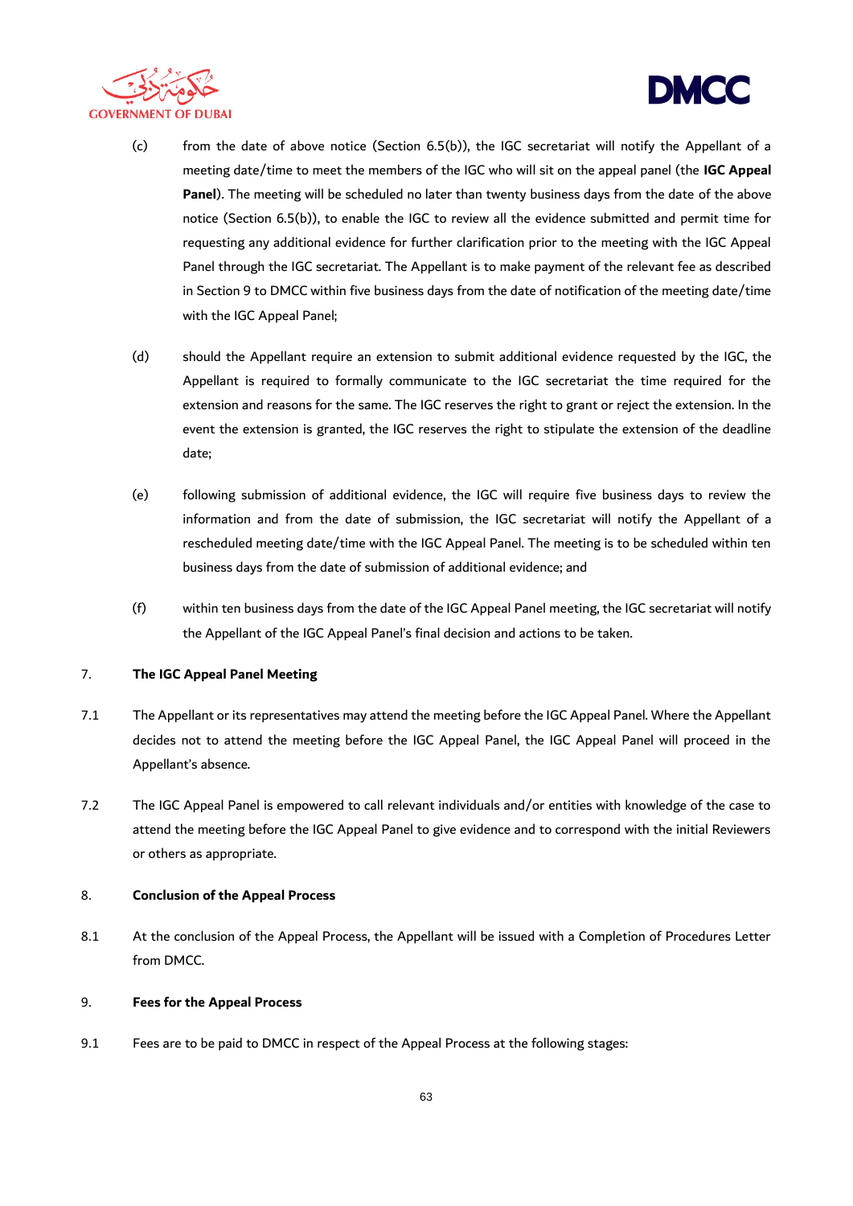(c) from the date of above notice (Section 6.5(b)), the IGC secretariat will notify the Appellant of a meeting date/time to meet the members of the IGC who will sit on the appeal panel (the **IGC Appeal Panel**). The meeting will be scheduled no later than twenty business days from the date of the above notice (Section 6.5(b)), to enable the IGC to review all the evidence submitted and permit time for requesting any additional evidence for further clarification prior to the meeting with the IGC Appeal Panel through the IGC secretariat. The Appellant is to make payment of the relevant fee as described in Section 9 to DMCC within five business days from the date of notification of the meeting date/time with the IGC Appeal Panel;

(d) should the Appellant require an extension to submit additional evidence requested by the IGC, the Appellant is required to formally communicate to the IGC secretariat the time required for the extension and reasons for the same. The IGC reserves the right to grant or reject the extension. In the event the extension is granted, the IGC reserves the right to stipulate the extension of the deadline date;

(e) following submission of additional evidence, the IGC will require five business days to review the information and from the date of submission, the IGC secretariat will notify the Appellant of a rescheduled meeting date/time with the IGC Appeal Panel. The meeting is to be scheduled within ten business days from the date of submission of additional evidence; and

(f) within ten business days from the date of the IGC Appeal Panel meeting, the IGC secretariat will notify the Appellant of the IGC Appeal Panel's final decision and actions to be taken.

## 7. The IGC Appeal Panel Meeting

7.1 The Appellant or its representatives may attend the meeting before the IGC Appeal Panel. Where the Appellant decides not to attend the meeting before the IGC Appeal Panel, the IGC Appeal Panel will proceed in the Appellant's absence.

7.2 The IGC Appeal Panel is empowered to call relevant individuals and/or entities with knowledge of the case to attend the meeting before the IGC Appeal Panel to give evidence and to correspond with the initial Reviewers or others as appropriate.

## 8. Conclusion of the Appeal Process

8.1 At the conclusion of the Appeal Process, the Appellant will be issued with a Completion of Procedures Letter from DMCC.

## 9. Fees for the Appeal Process

9.1 Fees are to be paid to DMCC in respect of the Appeal Process at the following stages: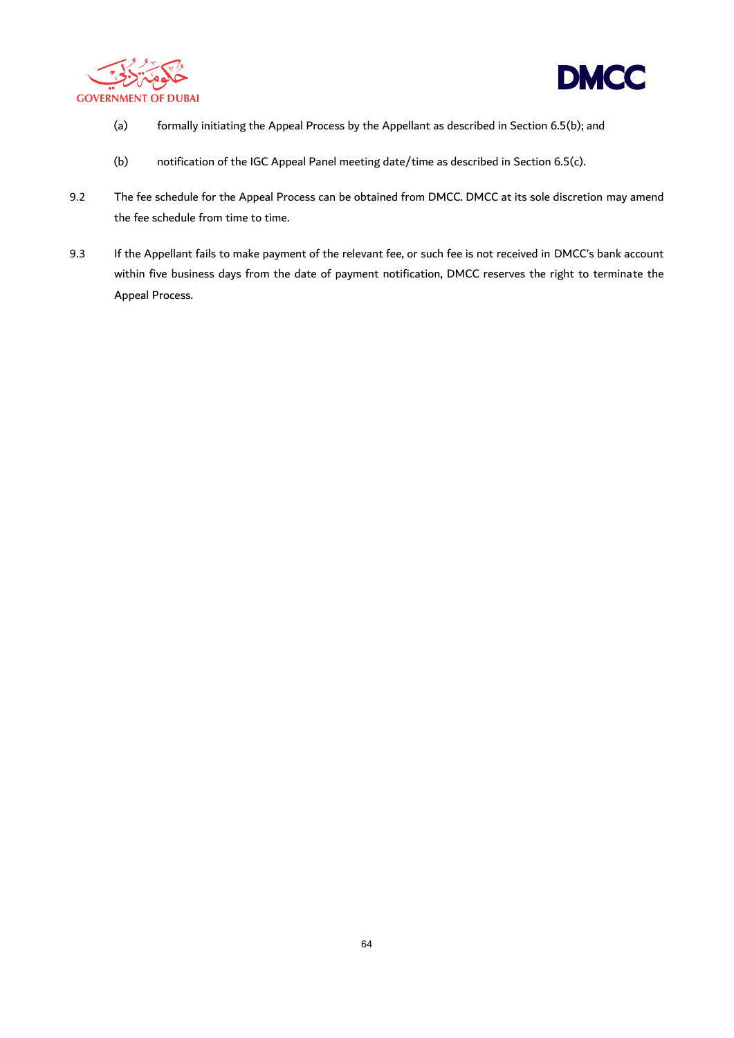(a) formally initiating the Appeal Process by the Appellant as described in Section 6.5(b); and

(b) notification of the IGC Appeal Panel meeting date/time as described in Section 6.5(c).

9.2 The fee schedule for the Appeal Process can be obtained from DMCC. DMCC at its sole discretion may amend the fee schedule from time to time.

9.3 If the Appellant fails to make payment of the relevant fee, or such fee is not received in DMCC's bank account within five business days from the date of payment notification, DMCC reserves the right to terminate the Appeal Process.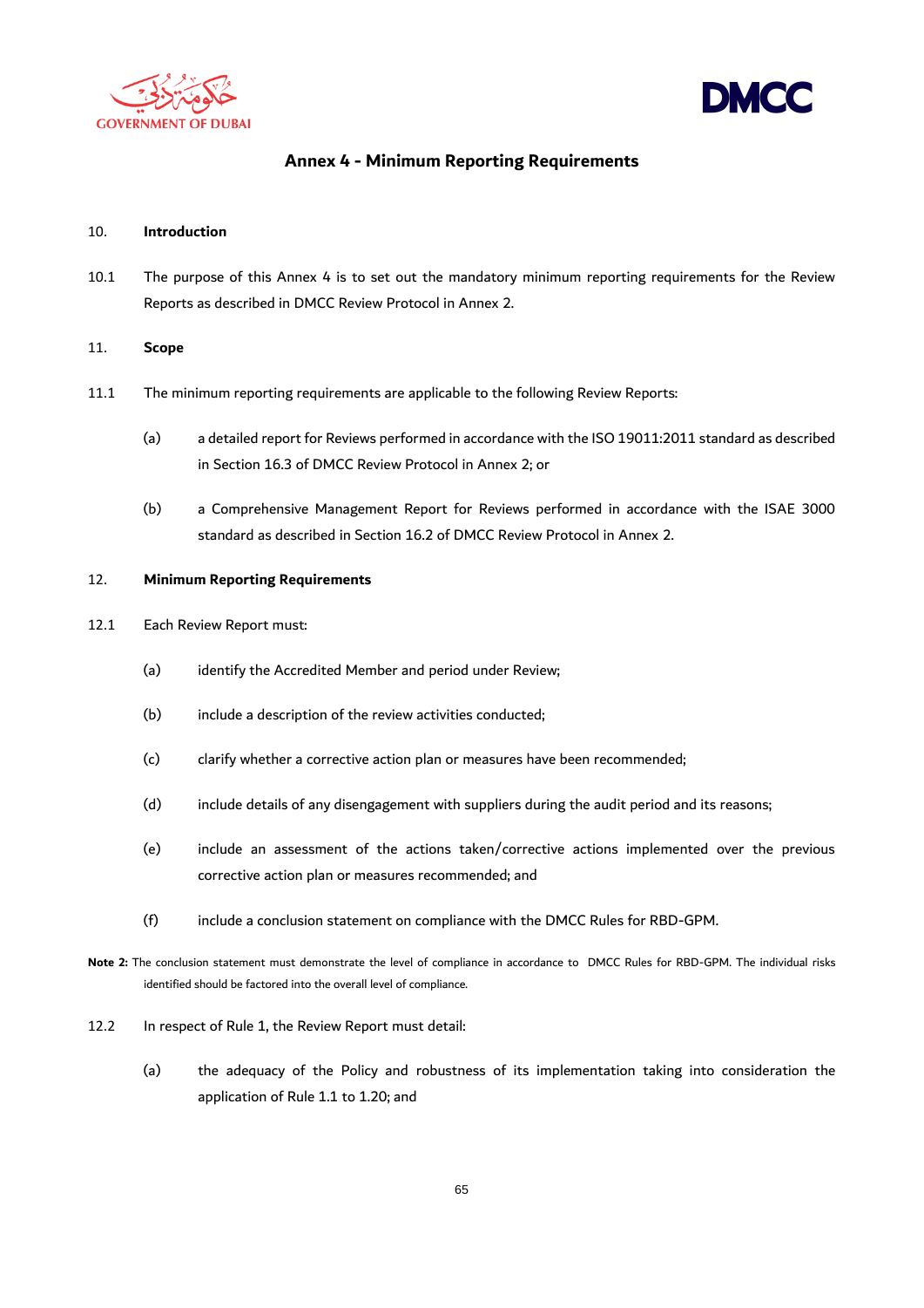## Annex 4 - Minimum Reporting Requirements

10. **Introduction**

10.1 The purpose of this Annex 4 is to set out the mandatory minimum reporting requirements for the Review Reports as described in DMCC Review Protocol in Annex 2.

11. **Scope**

11.1 The minimum reporting requirements are applicable to the following Review Reports:

(a) a detailed report for Reviews performed in accordance with the ISO 19011:2011 standard as described in Section 16.3 of DMCC Review Protocol in Annex 2; or

(b) a Comprehensive Management Report for Reviews performed in accordance with the ISAE 3000 standard as described in Section 16.2 of DMCC Review Protocol in Annex 2.

12. **Minimum Reporting Requirements**

12.1 Each Review Report must:

(a) identify the Accredited Member and period under Review;

(b) include a description of the review activities conducted;

(c) clarify whether a corrective action plan or measures have been recommended;

(d) include details of any disengagement with suppliers during the audit period and its reasons;

(e) include an assessment of the actions taken/corrective actions implemented over the previous corrective action plan or measures recommended; and

(f) include a conclusion statement on compliance with the DMCC Rules for RBD-GPM.

**Note 2:** The conclusion statement must demonstrate the level of compliance in accordance to DMCC Rules for RBD-GPM. The individual risks identified should be factored into the overall level of compliance.

12.2 In respect of Rule 1, the Review Report must detail:

(a) the adequacy of the Policy and robustness of its implementation taking into consideration the application of Rule 1.1 to 1.20; and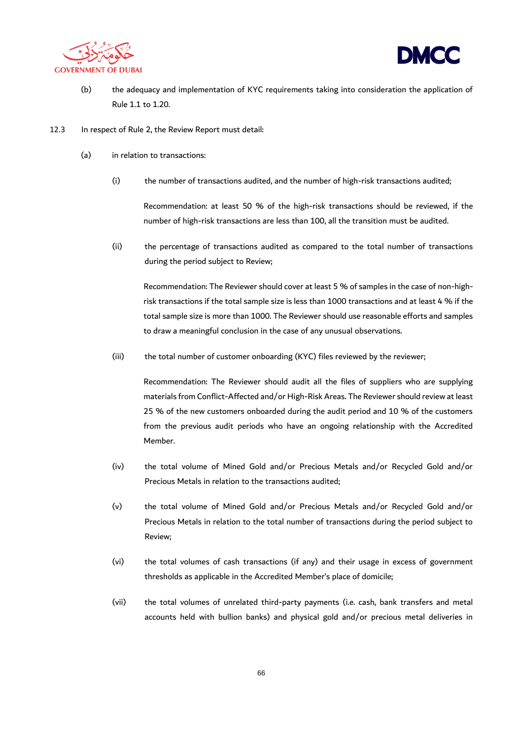(b) the adequacy and implementation of KYC requirements taking into consideration the application of Rule 1.1 to 1.20.

12.3 In respect of Rule 2, the Review Report must detail:

(a) in relation to transactions:

(i) the number of transactions audited, and the number of high-risk transactions audited;

Recommendation: at least 50 % of the high-risk transactions should be reviewed, if the number of high-risk transactions are less than 100, all the transition must be audited.

(ii) the percentage of transactions audited as compared to the total number of transactions during the period subject to Review;

Recommendation: The Reviewer should cover at least 5 % of samples in the case of non-high-risk transactions if the total sample size is less than 1000 transactions and at least 4 % if the total sample size is more than 1000. The Reviewer should use reasonable efforts and samples to draw a meaningful conclusion in the case of any unusual observations.

(iii) the total number of customer onboarding (KYC) files reviewed by the reviewer;

Recommendation: The Reviewer should audit all the files of suppliers who are supplying materials from Conflict-Affected and/or High-Risk Areas. The Reviewer should review at least 25 % of the new customers onboarded during the audit period and 10 % of the customers from the previous audit periods who have an ongoing relationship with the Accredited Member.

(iv) the total volume of Mined Gold and/or Precious Metals and/or Recycled Gold and/or Precious Metals in relation to the transactions audited;

(v) the total volume of Mined Gold and/or Precious Metals and/or Recycled Gold and/or Precious Metals in relation to the total number of transactions during the period subject to Review;

(vi) the total volumes of cash transactions (if any) and their usage in excess of government thresholds as applicable in the Accredited Member's place of domicile;

(vii) the total volumes of unrelated third-party payments (i.e. cash, bank transfers and metal accounts held with bullion banks) and physical gold and/or precious metal deliveries in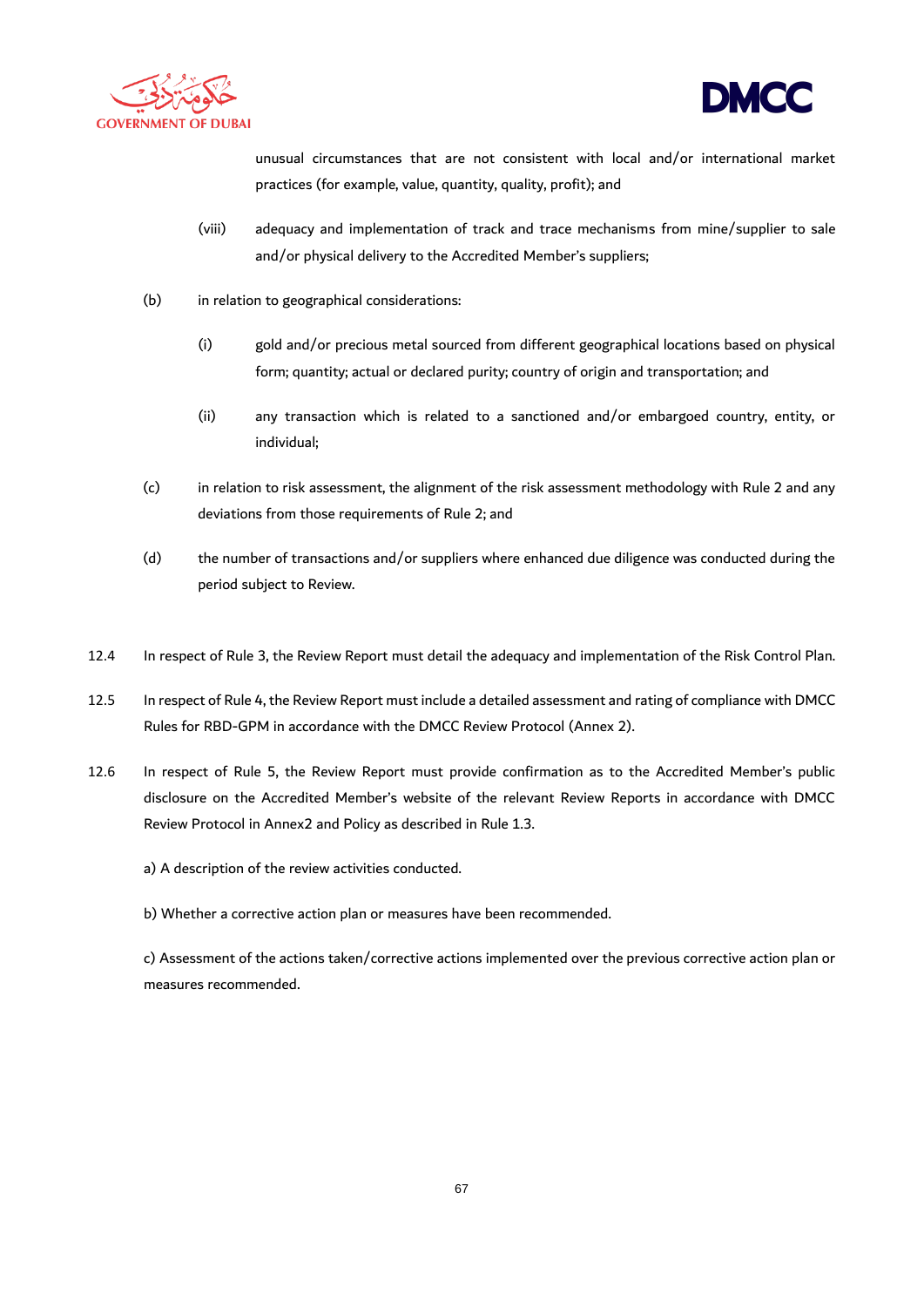unusual circumstances that are not consistent with local and/or international market practices (for example, value, quantity, quality, profit); and

(viii) adequacy and implementation of track and trace mechanisms from mine/supplier to sale and/or physical delivery to the Accredited Member's suppliers;

(b) in relation to geographical considerations:

(i) gold and/or precious metal sourced from different geographical locations based on physical form; quantity; actual or declared purity; country of origin and transportation; and

(ii) any transaction which is related to a sanctioned and/or embargoed country, entity, or individual;

(c) in relation to risk assessment, the alignment of the risk assessment methodology with Rule 2 and any deviations from those requirements of Rule 2; and

(d) the number of transactions and/or suppliers where enhanced due diligence was conducted during the period subject to Review.

12.4 In respect of Rule 3, the Review Report must detail the adequacy and implementation of the Risk Control Plan.

12.5 In respect of Rule 4, the Review Report must include a detailed assessment and rating of compliance with DMCC Rules for RBD-GPM in accordance with the DMCC Review Protocol (Annex 2).

12.6 In respect of Rule 5, the Review Report must provide confirmation as to the Accredited Member's public disclosure on the Accredited Member's website of the relevant Review Reports in accordance with DMCC Review Protocol in Annex2 and Policy as described in Rule 1.3.

a) A description of the review activities conducted.

b) Whether a corrective action plan or measures have been recommended.

c) Assessment of the actions taken/corrective actions implemented over the previous corrective action plan or measures recommended.